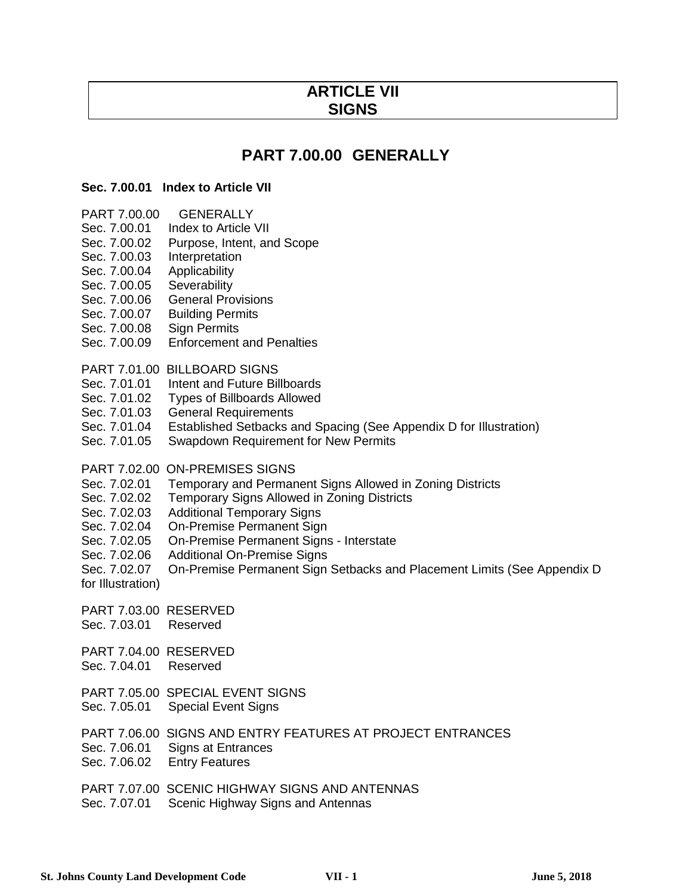# ARTICLE VII
# SIGNS

## PART 7.00.00 GENERALLY

**Sec. 7.00.01 Index to Article VII**

PART 7.00.00 GENERALLY
Sec. 7.00.01 Index to Article VII
Sec. 7.00.02 Purpose, Intent, and Scope
Sec. 7.00.03 Interpretation
Sec. 7.00.04 Applicability
Sec. 7.00.05 Severability
Sec. 7.00.06 General Provisions
Sec. 7.00.07 Building Permits
Sec. 7.00.08 Sign Permits
Sec. 7.00.09 Enforcement and Penalties

PART 7.01.00 BILLBOARD SIGNS
Sec. 7.01.01 Intent and Future Billboards
Sec. 7.01.02 Types of Billboards Allowed
Sec. 7.01.03 General Requirements
Sec. 7.01.04 Established Setbacks and Spacing (See Appendix D for Illustration)
Sec. 7.01.05 Swapdown Requirement for New Permits

PART 7.02.00 ON-PREMISES SIGNS
Sec. 7.02.01 Temporary and Permanent Signs Allowed in Zoning Districts
Sec. 7.02.02 Temporary Signs Allowed in Zoning Districts
Sec. 7.02.03 Additional Temporary Signs
Sec. 7.02.04 On-Premise Permanent Sign
Sec. 7.02.05 On-Premise Permanent Signs - Interstate
Sec. 7.02.06 Additional On-Premise Signs
Sec. 7.02.07 On-Premise Permanent Sign Setbacks and Placement Limits (See Appendix D for Illustration)

PART 7.03.00 RESERVED
Sec. 7.03.01 Reserved

PART 7.04.00 RESERVED
Sec. 7.04.01 Reserved

PART 7.05.00 SPECIAL EVENT SIGNS
Sec. 7.05.01 Special Event Signs

PART 7.06.00 SIGNS AND ENTRY FEATURES AT PROJECT ENTRANCES
Sec. 7.06.01 Signs at Entrances
Sec. 7.06.02 Entry Features

PART 7.07.00 SCENIC HIGHWAY SIGNS AND ANTENNAS
Sec. 7.07.01 Scenic Highway Signs and Antennas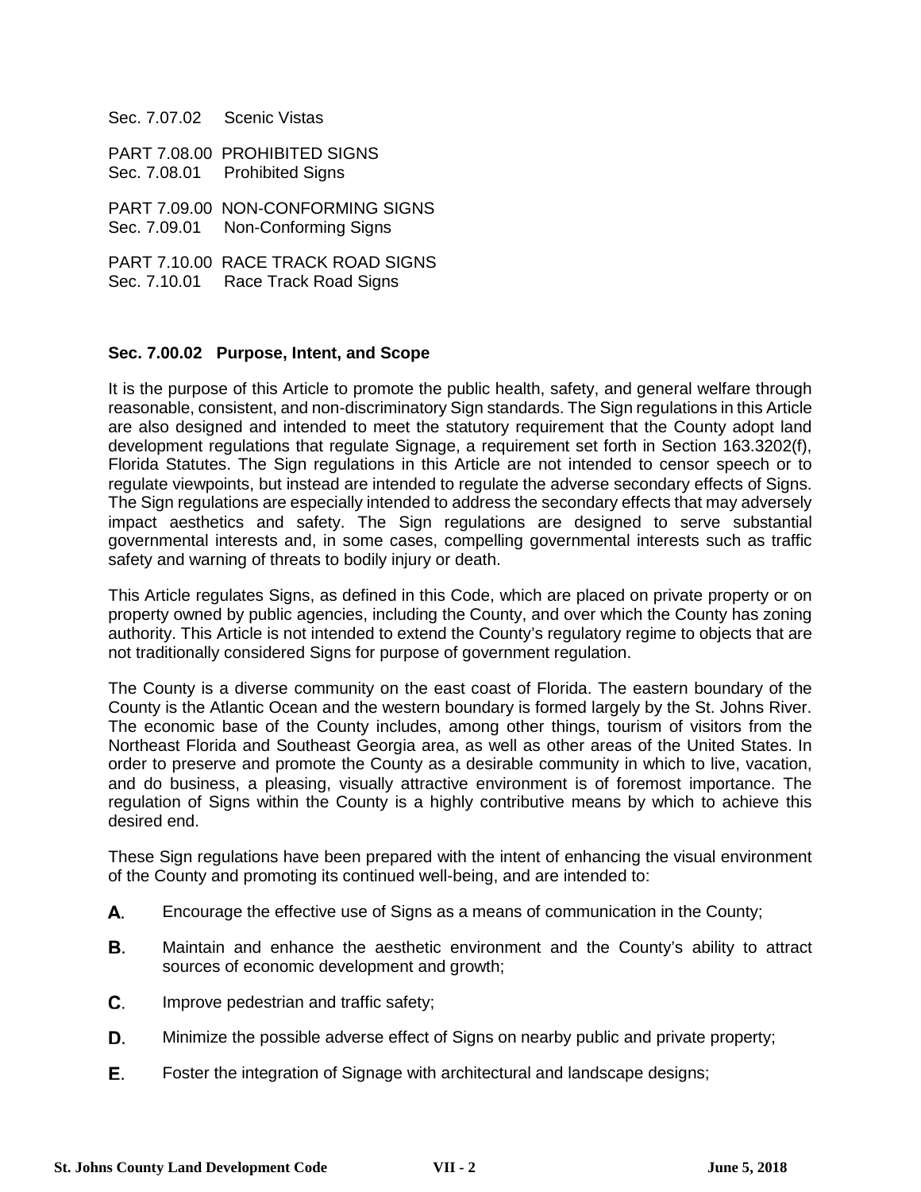Sec. 7.07.02 Scenic Vistas

PART 7.08.00 PROHIBITED SIGNS
Sec. 7.08.01 Prohibited Signs

PART 7.09.00 NON-CONFORMING SIGNS
Sec. 7.09.01 Non-Conforming Signs

PART 7.10.00 RACE TRACK ROAD SIGNS
Sec. 7.10.01 Race Track Road Signs

### Sec. 7.00.02 Purpose, Intent, and Scope

It is the purpose of this Article to promote the public health, safety, and general welfare through reasonable, consistent, and non-discriminatory Sign standards. The Sign regulations in this Article are also designed and intended to meet the statutory requirement that the County adopt land development regulations that regulate Signage, a requirement set forth in Section 163.3202(f), Florida Statutes. The Sign regulations in this Article are not intended to censor speech or to regulate viewpoints, but instead are intended to regulate the adverse secondary effects of Signs. The Sign regulations are especially intended to address the secondary effects that may adversely impact aesthetics and safety. The Sign regulations are designed to serve substantial governmental interests and, in some cases, compelling governmental interests such as traffic safety and warning of threats to bodily injury or death.

This Article regulates Signs, as defined in this Code, which are placed on private property or on property owned by public agencies, including the County, and over which the County has zoning authority. This Article is not intended to extend the County's regulatory regime to objects that are not traditionally considered Signs for purpose of government regulation.

The County is a diverse community on the east coast of Florida. The eastern boundary of the County is the Atlantic Ocean and the western boundary is formed largely by the St. Johns River. The economic base of the County includes, among other things, tourism of visitors from the Northeast Florida and Southeast Georgia area, as well as other areas of the United States. In order to preserve and promote the County as a desirable community in which to live, vacation, and do business, a pleasing, visually attractive environment is of foremost importance. The regulation of Signs within the County is a highly contributive means by which to achieve this desired end.

These Sign regulations have been prepared with the intent of enhancing the visual environment of the County and promoting its continued well-being, and are intended to:

**A.** Encourage the effective use of Signs as a means of communication in the County;

**B.** Maintain and enhance the aesthetic environment and the County's ability to attract sources of economic development and growth;

**C.** Improve pedestrian and traffic safety;

**D.** Minimize the possible adverse effect of Signs on nearby public and private property;

**E.** Foster the integration of Signage with architectural and landscape designs;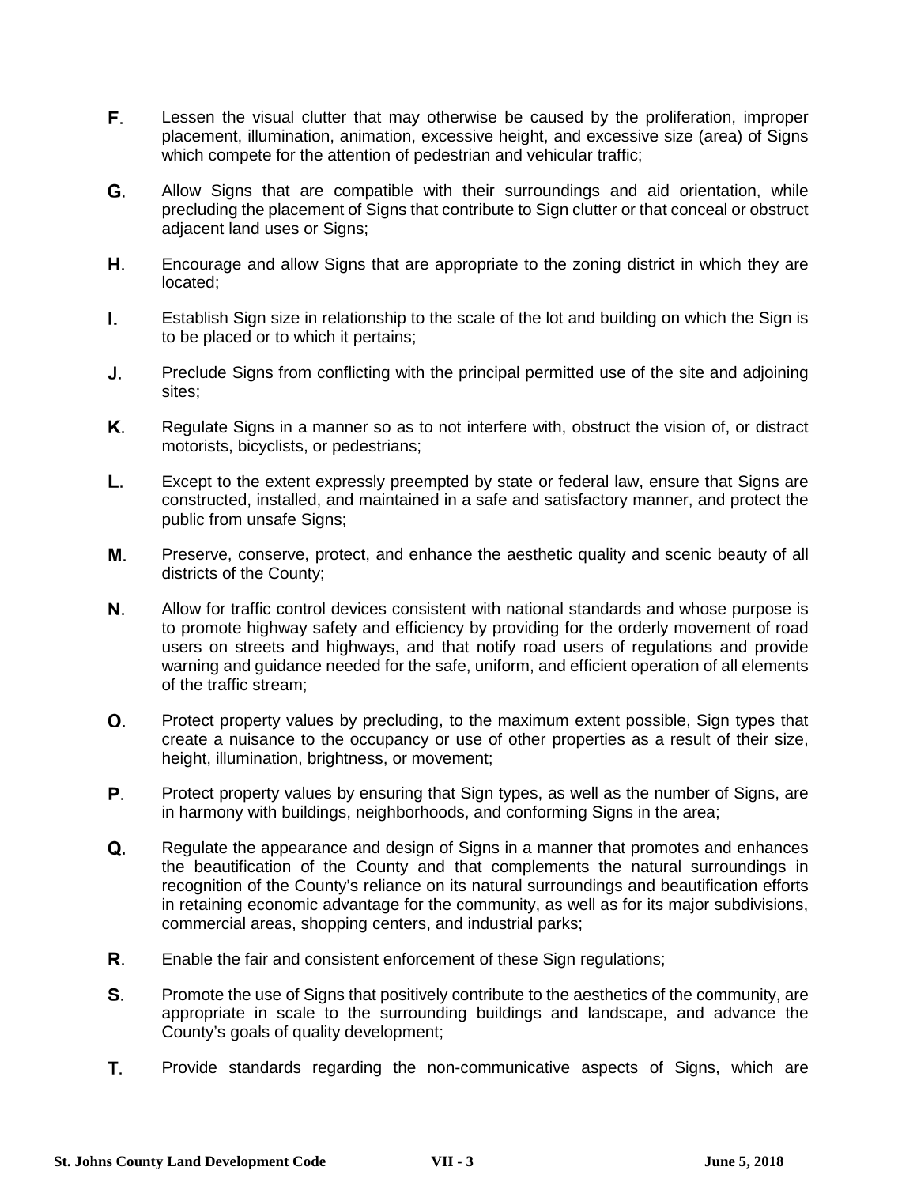**F.** Lessen the visual clutter that may otherwise be caused by the proliferation, improper placement, illumination, animation, excessive height, and excessive size (area) of Signs which compete for the attention of pedestrian and vehicular traffic;

**G.** Allow Signs that are compatible with their surroundings and aid orientation, while precluding the placement of Signs that contribute to Sign clutter or that conceal or obstruct adjacent land uses or Signs;

**H.** Encourage and allow Signs that are appropriate to the zoning district in which they are located;

**I.** Establish Sign size in relationship to the scale of the lot and building on which the Sign is to be placed or to which it pertains;

**J.** Preclude Signs from conflicting with the principal permitted use of the site and adjoining sites;

**K.** Regulate Signs in a manner so as to not interfere with, obstruct the vision of, or distract motorists, bicyclists, or pedestrians;

**L.** Except to the extent expressly preempted by state or federal law, ensure that Signs are constructed, installed, and maintained in a safe and satisfactory manner, and protect the public from unsafe Signs;

**M.** Preserve, conserve, protect, and enhance the aesthetic quality and scenic beauty of all districts of the County;

**N.** Allow for traffic control devices consistent with national standards and whose purpose is to promote highway safety and efficiency by providing for the orderly movement of road users on streets and highways, and that notify road users of regulations and provide warning and guidance needed for the safe, uniform, and efficient operation of all elements of the traffic stream;

**O.** Protect property values by precluding, to the maximum extent possible, Sign types that create a nuisance to the occupancy or use of other properties as a result of their size, height, illumination, brightness, or movement;

**P.** Protect property values by ensuring that Sign types, as well as the number of Signs, are in harmony with buildings, neighborhoods, and conforming Signs in the area;

**Q.** Regulate the appearance and design of Signs in a manner that promotes and enhances the beautification of the County and that complements the natural surroundings in recognition of the County's reliance on its natural surroundings and beautification efforts in retaining economic advantage for the community, as well as for its major subdivisions, commercial areas, shopping centers, and industrial parks;

**R.** Enable the fair and consistent enforcement of these Sign regulations;

**S.** Promote the use of Signs that positively contribute to the aesthetics of the community, are appropriate in scale to the surrounding buildings and landscape, and advance the County's goals of quality development;

**T.** Provide standards regarding the non-communicative aspects of Signs, which are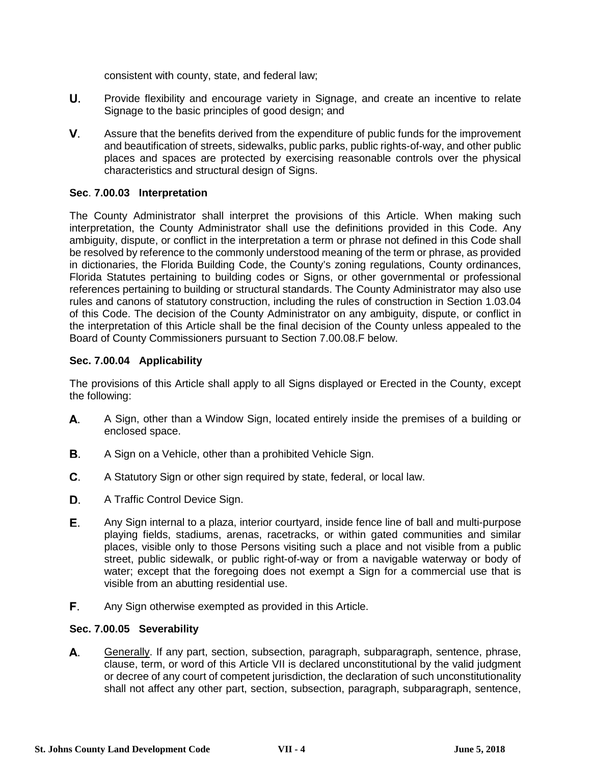consistent with county, state, and federal law;

**U.** Provide flexibility and encourage variety in Signage, and create an incentive to relate Signage to the basic principles of good design; and

**V.** Assure that the benefits derived from the expenditure of public funds for the improvement and beautification of streets, sidewalks, public parks, public rights-of-way, and other public places and spaces are protected by exercising reasonable controls over the physical characteristics and structural design of Signs.

### Sec. 7.00.03 Interpretation

The County Administrator shall interpret the provisions of this Article. When making such interpretation, the County Administrator shall use the definitions provided in this Code. Any ambiguity, dispute, or conflict in the interpretation a term or phrase not defined in this Code shall be resolved by reference to the commonly understood meaning of the term or phrase, as provided in dictionaries, the Florida Building Code, the County's zoning regulations, County ordinances, Florida Statutes pertaining to building codes or Signs, or other governmental or professional references pertaining to building or structural standards. The County Administrator may also use rules and canons of statutory construction, including the rules of construction in Section 1.03.04 of this Code. The decision of the County Administrator on any ambiguity, dispute, or conflict in the interpretation of this Article shall be the final decision of the County unless appealed to the Board of County Commissioners pursuant to Section 7.00.08.F below.

### Sec. 7.00.04 Applicability

The provisions of this Article shall apply to all Signs displayed or Erected in the County, except the following:

**A.** A Sign, other than a Window Sign, located entirely inside the premises of a building or enclosed space.

**B.** A Sign on a Vehicle, other than a prohibited Vehicle Sign.

**C.** A Statutory Sign or other sign required by state, federal, or local law.

**D.** A Traffic Control Device Sign.

**E.** Any Sign internal to a plaza, interior courtyard, inside fence line of ball and multi-purpose playing fields, stadiums, arenas, racetracks, or within gated communities and similar places, visible only to those Persons visiting such a place and not visible from a public street, public sidewalk, or public right-of-way or from a navigable waterway or body of water; except that the foregoing does not exempt a Sign for a commercial use that is visible from an abutting residential use.

**F.** Any Sign otherwise exempted as provided in this Article.

### Sec. 7.00.05 Severability

**A.** Generally. If any part, section, subsection, paragraph, subparagraph, sentence, phrase, clause, term, or word of this Article VII is declared unconstitutional by the valid judgment or decree of any court of competent jurisdiction, the declaration of such unconstitutionality shall not affect any other part, section, subsection, paragraph, subparagraph, sentence,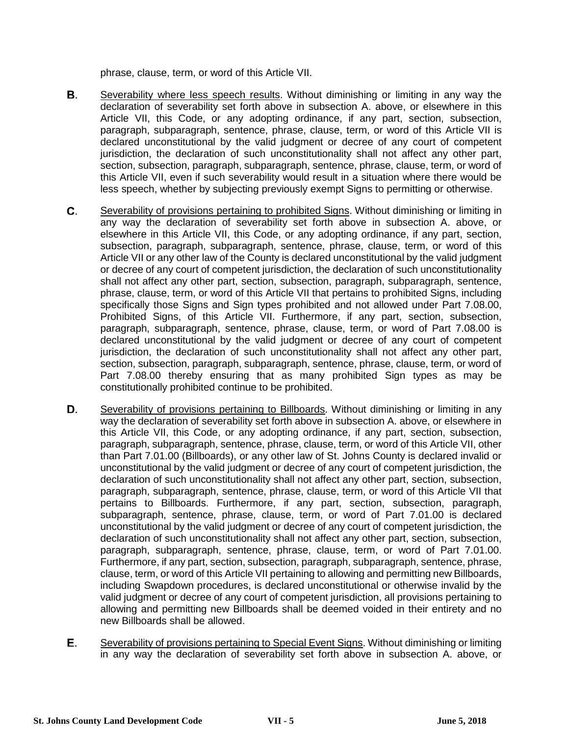phrase, clause, term, or word of this Article VII.

**B**. Severability where less speech results. Without diminishing or limiting in any way the declaration of severability set forth above in subsection A. above, or elsewhere in this Article VII, this Code, or any adopting ordinance, if any part, section, subsection, paragraph, subparagraph, sentence, phrase, clause, term, or word of this Article VII is declared unconstitutional by the valid judgment or decree of any court of competent jurisdiction, the declaration of such unconstitutionality shall not affect any other part, section, subsection, paragraph, subparagraph, sentence, phrase, clause, term, or word of this Article VII, even if such severability would result in a situation where there would be less speech, whether by subjecting previously exempt Signs to permitting or otherwise.

**C**. Severability of provisions pertaining to prohibited Signs. Without diminishing or limiting in any way the declaration of severability set forth above in subsection A. above, or elsewhere in this Article VII, this Code, or any adopting ordinance, if any part, section, subsection, paragraph, subparagraph, sentence, phrase, clause, term, or word of this Article VII or any other law of the County is declared unconstitutional by the valid judgment or decree of any court of competent jurisdiction, the declaration of such unconstitutionality shall not affect any other part, section, subsection, paragraph, subparagraph, sentence, phrase, clause, term, or word of this Article VII that pertains to prohibited Signs, including specifically those Signs and Sign types prohibited and not allowed under Part 7.08.00, Prohibited Signs, of this Article VII. Furthermore, if any part, section, subsection, paragraph, subparagraph, sentence, phrase, clause, term, or word of Part 7.08.00 is declared unconstitutional by the valid judgment or decree of any court of competent jurisdiction, the declaration of such unconstitutionality shall not affect any other part, section, subsection, paragraph, subparagraph, sentence, phrase, clause, term, or word of Part 7.08.00 thereby ensuring that as many prohibited Sign types as may be constitutionally prohibited continue to be prohibited.

**D**. Severability of provisions pertaining to Billboards. Without diminishing or limiting in any way the declaration of severability set forth above in subsection A. above, or elsewhere in this Article VII, this Code, or any adopting ordinance, if any part, section, subsection, paragraph, subparagraph, sentence, phrase, clause, term, or word of this Article VII, other than Part 7.01.00 (Billboards), or any other law of St. Johns County is declared invalid or unconstitutional by the valid judgment or decree of any court of competent jurisdiction, the declaration of such unconstitutionality shall not affect any other part, section, subsection, paragraph, subparagraph, sentence, phrase, clause, term, or word of this Article VII that pertains to Billboards. Furthermore, if any part, section, subsection, paragraph, subparagraph, sentence, phrase, clause, term, or word of Part 7.01.00 is declared unconstitutional by the valid judgment or decree of any court of competent jurisdiction, the declaration of such unconstitutionality shall not affect any other part, section, subsection, paragraph, subparagraph, sentence, phrase, clause, term, or word of Part 7.01.00. Furthermore, if any part, section, subsection, paragraph, subparagraph, sentence, phrase, clause, term, or word of this Article VII pertaining to allowing and permitting new Billboards, including Swapdown procedures, is declared unconstitutional or otherwise invalid by the valid judgment or decree of any court of competent jurisdiction, all provisions pertaining to allowing and permitting new Billboards shall be deemed voided in their entirety and no new Billboards shall be allowed.

**E**. Severability of provisions pertaining to Special Event Signs. Without diminishing or limiting in any way the declaration of severability set forth above in subsection A. above, or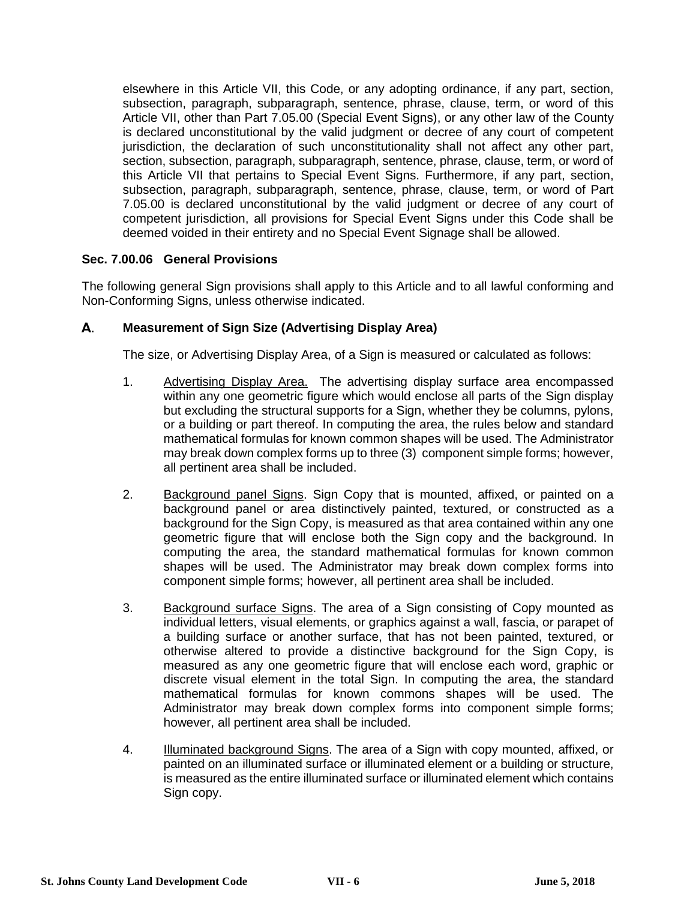elsewhere in this Article VII, this Code, or any adopting ordinance, if any part, section, subsection, paragraph, subparagraph, sentence, phrase, clause, term, or word of this Article VII, other than Part 7.05.00 (Special Event Signs), or any other law of the County is declared unconstitutional by the valid judgment or decree of any court of competent jurisdiction, the declaration of such unconstitutionality shall not affect any other part, section, subsection, paragraph, subparagraph, sentence, phrase, clause, term, or word of this Article VII that pertains to Special Event Signs. Furthermore, if any part, section, subsection, paragraph, subparagraph, sentence, phrase, clause, term, or word of Part 7.05.00 is declared unconstitutional by the valid judgment or decree of any court of competent jurisdiction, all provisions for Special Event Signs under this Code shall be deemed voided in their entirety and no Special Event Signage shall be allowed.

### Sec. 7.00.06 General Provisions

The following general Sign provisions shall apply to this Article and to all lawful conforming and Non-Conforming Signs, unless otherwise indicated.

**A. Measurement of Sign Size (Advertising Display Area)**

The size, or Advertising Display Area, of a Sign is measured or calculated as follows:

1. Advertising Display Area. The advertising display surface area encompassed within any one geometric figure which would enclose all parts of the Sign display but excluding the structural supports for a Sign, whether they be columns, pylons, or a building or part thereof. In computing the area, the rules below and standard mathematical formulas for known common shapes will be used. The Administrator may break down complex forms up to three (3) component simple forms; however, all pertinent area shall be included.

2. Background panel Signs. Sign Copy that is mounted, affixed, or painted on a background panel or area distinctively painted, textured, or constructed as a background for the Sign Copy, is measured as that area contained within any one geometric figure that will enclose both the Sign copy and the background. In computing the area, the standard mathematical formulas for known common shapes will be used. The Administrator may break down complex forms into component simple forms; however, all pertinent area shall be included.

3. Background surface Signs. The area of a Sign consisting of Copy mounted as individual letters, visual elements, or graphics against a wall, fascia, or parapet of a building surface or another surface, that has not been painted, textured, or otherwise altered to provide a distinctive background for the Sign Copy, is measured as any one geometric figure that will enclose each word, graphic or discrete visual element in the total Sign. In computing the area, the standard mathematical formulas for known commons shapes will be used. The Administrator may break down complex forms into component simple forms; however, all pertinent area shall be included.

4. Illuminated background Signs. The area of a Sign with copy mounted, affixed, or painted on an illuminated surface or illuminated element or a building or structure, is measured as the entire illuminated surface or illuminated element which contains Sign copy.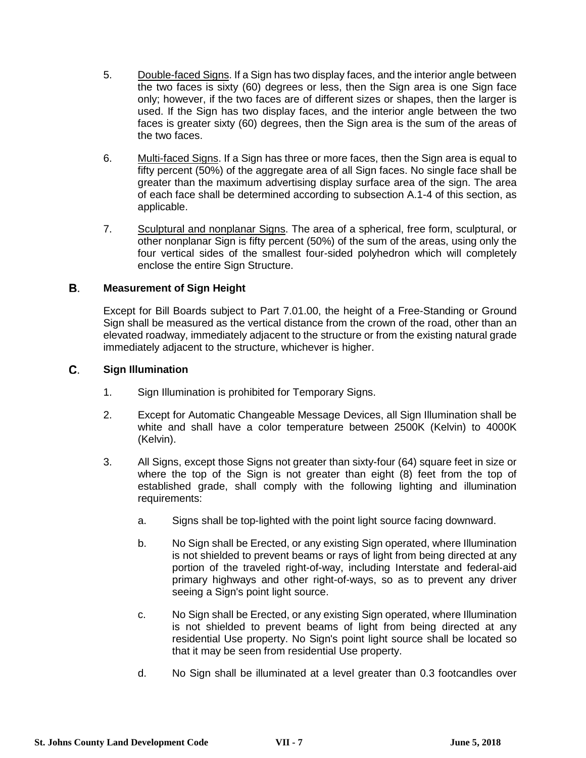5. Double-faced Signs. If a Sign has two display faces, and the interior angle between the two faces is sixty (60) degrees or less, then the Sign area is one Sign face only; however, if the two faces are of different sizes or shapes, then the larger is used. If the Sign has two display faces, and the interior angle between the two faces is greater sixty (60) degrees, then the Sign area is the sum of the areas of the two faces.

6. Multi-faced Signs. If a Sign has three or more faces, then the Sign area is equal to fifty percent (50%) of the aggregate area of all Sign faces. No single face shall be greater than the maximum advertising display surface area of the sign. The area of each face shall be determined according to subsection A.1-4 of this section, as applicable.

7. Sculptural and nonplanar Signs. The area of a spherical, free form, sculptural, or other nonplanar Sign is fifty percent (50%) of the sum of the areas, using only the four vertical sides of the smallest four-sided polyhedron which will completely enclose the entire Sign Structure.

## B. Measurement of Sign Height

Except for Bill Boards subject to Part 7.01.00, the height of a Free-Standing or Ground Sign shall be measured as the vertical distance from the crown of the road, other than an elevated roadway, immediately adjacent to the structure or from the existing natural grade immediately adjacent to the structure, whichever is higher.

## C. Sign Illumination

1. Sign Illumination is prohibited for Temporary Signs.

2. Except for Automatic Changeable Message Devices, all Sign Illumination shall be white and shall have a color temperature between 2500K (Kelvin) to 4000K (Kelvin).

3. All Signs, except those Signs not greater than sixty-four (64) square feet in size or where the top of the Sign is not greater than eight (8) feet from the top of established grade, shall comply with the following lighting and illumination requirements:

   a. Signs shall be top-lighted with the point light source facing downward.

   b. No Sign shall be Erected, or any existing Sign operated, where Illumination is not shielded to prevent beams or rays of light from being directed at any portion of the traveled right-of-way, including Interstate and federal-aid primary highways and other right-of-ways, so as to prevent any driver seeing a Sign's point light source.

   c. No Sign shall be Erected, or any existing Sign operated, where Illumination is not shielded to prevent beams of light from being directed at any residential Use property. No Sign's point light source shall be located so that it may be seen from residential Use property.

   d. No Sign shall be illuminated at a level greater than 0.3 footcandles over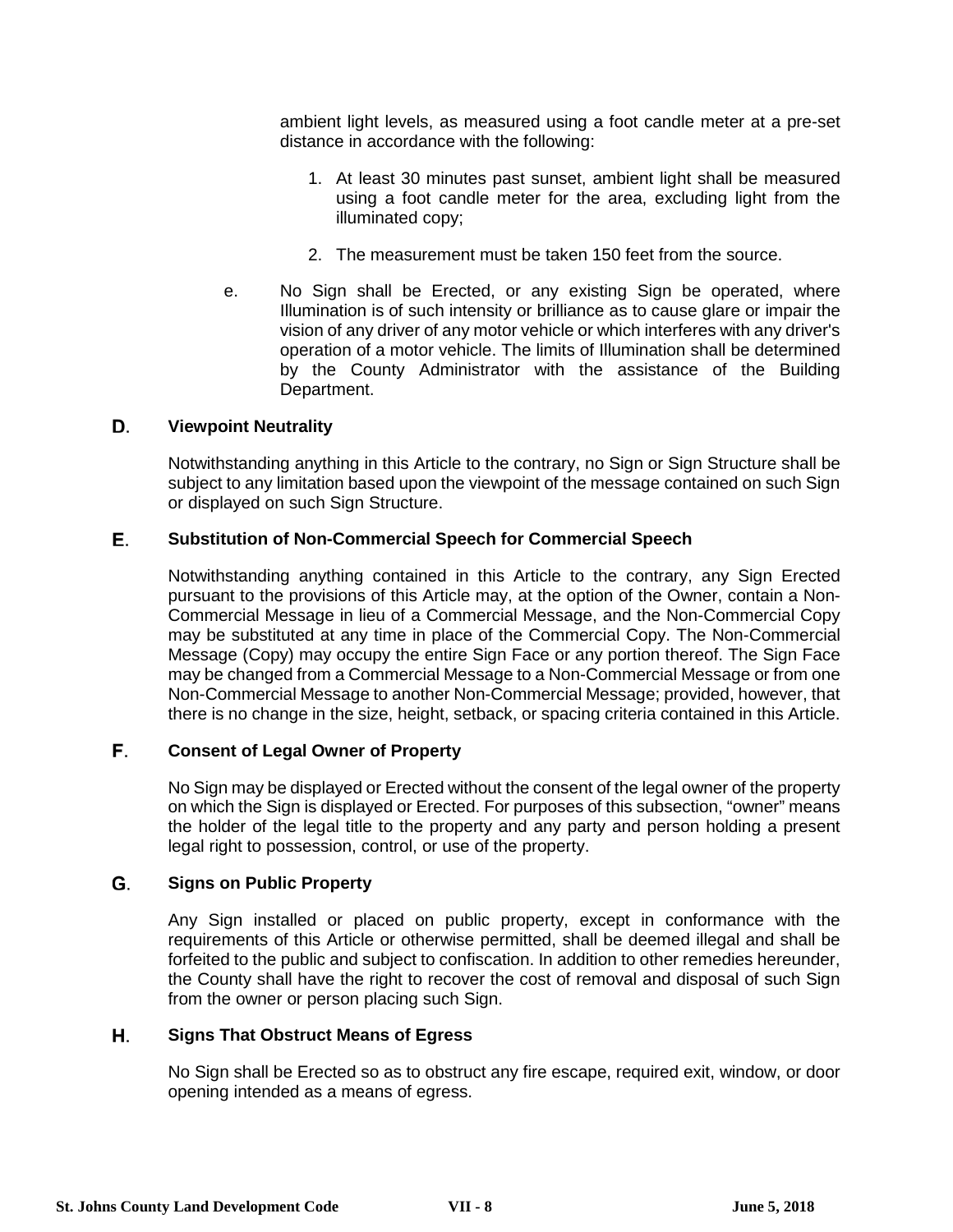ambient light levels, as measured using a foot candle meter at a pre-set distance in accordance with the following:

1. At least 30 minutes past sunset, ambient light shall be measured using a foot candle meter for the area, excluding light from the illuminated copy;
2. The measurement must be taken 150 feet from the source.

e. No Sign shall be Erected, or any existing Sign be operated, where Illumination is of such intensity or brilliance as to cause glare or impair the vision of any driver of any motor vehicle or which interferes with any driver's operation of a motor vehicle. The limits of Illumination shall be determined by the County Administrator with the assistance of the Building Department.

### D. Viewpoint Neutrality

Notwithstanding anything in this Article to the contrary, no Sign or Sign Structure shall be subject to any limitation based upon the viewpoint of the message contained on such Sign or displayed on such Sign Structure.

### E. Substitution of Non-Commercial Speech for Commercial Speech

Notwithstanding anything contained in this Article to the contrary, any Sign Erected pursuant to the provisions of this Article may, at the option of the Owner, contain a Non-Commercial Message in lieu of a Commercial Message, and the Non-Commercial Copy may be substituted at any time in place of the Commercial Copy. The Non-Commercial Message (Copy) may occupy the entire Sign Face or any portion thereof. The Sign Face may be changed from a Commercial Message to a Non-Commercial Message or from one Non-Commercial Message to another Non-Commercial Message; provided, however, that there is no change in the size, height, setback, or spacing criteria contained in this Article.

### F. Consent of Legal Owner of Property

No Sign may be displayed or Erected without the consent of the legal owner of the property on which the Sign is displayed or Erected. For purposes of this subsection, "owner" means the holder of the legal title to the property and any party and person holding a present legal right to possession, control, or use of the property.

### G. Signs on Public Property

Any Sign installed or placed on public property, except in conformance with the requirements of this Article or otherwise permitted, shall be deemed illegal and shall be forfeited to the public and subject to confiscation. In addition to other remedies hereunder, the County shall have the right to recover the cost of removal and disposal of such Sign from the owner or person placing such Sign.

### H. Signs That Obstruct Means of Egress

No Sign shall be Erected so as to obstruct any fire escape, required exit, window, or door opening intended as a means of egress.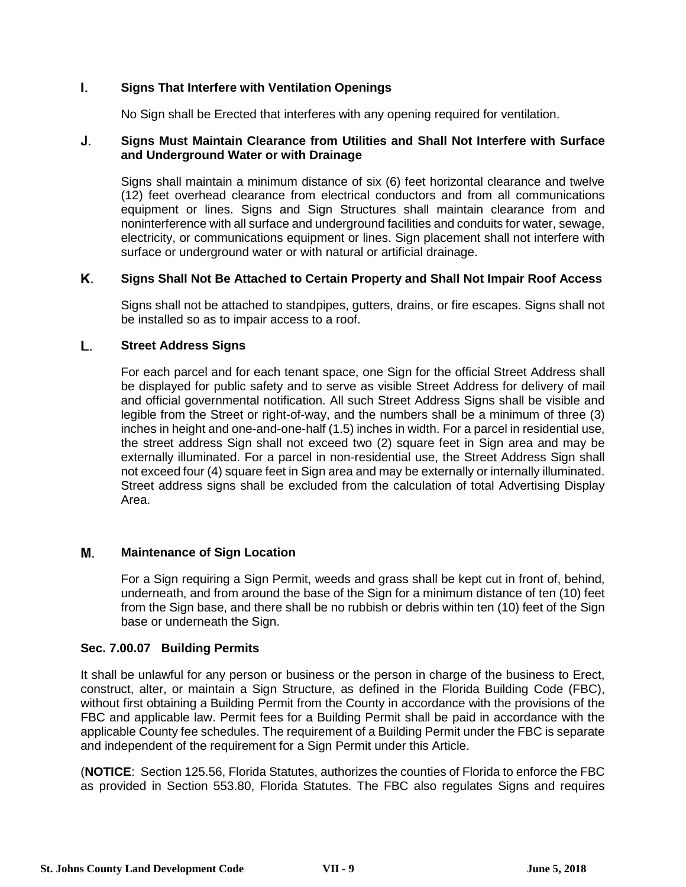### I. Signs That Interfere with Ventilation Openings

No Sign shall be Erected that interferes with any opening required for ventilation.

### J. Signs Must Maintain Clearance from Utilities and Shall Not Interfere with Surface and Underground Water or with Drainage

Signs shall maintain a minimum distance of six (6) feet horizontal clearance and twelve (12) feet overhead clearance from electrical conductors and from all communications equipment or lines. Signs and Sign Structures shall maintain clearance from and noninterference with all surface and underground facilities and conduits for water, sewage, electricity, or communications equipment or lines. Sign placement shall not interfere with surface or underground water or with natural or artificial drainage.

### K. Signs Shall Not Be Attached to Certain Property and Shall Not Impair Roof Access

Signs shall not be attached to standpipes, gutters, drains, or fire escapes. Signs shall not be installed so as to impair access to a roof.

### L. Street Address Signs

For each parcel and for each tenant space, one Sign for the official Street Address shall be displayed for public safety and to serve as visible Street Address for delivery of mail and official governmental notification. All such Street Address Signs shall be visible and legible from the Street or right-of-way, and the numbers shall be a minimum of three (3) inches in height and one-and-one-half (1.5) inches in width. For a parcel in residential use, the street address Sign shall not exceed two (2) square feet in Sign area and may be externally illuminated. For a parcel in non-residential use, the Street Address Sign shall not exceed four (4) square feet in Sign area and may be externally or internally illuminated. Street address signs shall be excluded from the calculation of total Advertising Display Area.

### M. Maintenance of Sign Location

For a Sign requiring a Sign Permit, weeds and grass shall be kept cut in front of, behind, underneath, and from around the base of the Sign for a minimum distance of ten (10) feet from the Sign base, and there shall be no rubbish or debris within ten (10) feet of the Sign base or underneath the Sign.

## Sec. 7.00.07 Building Permits

It shall be unlawful for any person or business or the person in charge of the business to Erect, construct, alter, or maintain a Sign Structure, as defined in the Florida Building Code (FBC), without first obtaining a Building Permit from the County in accordance with the provisions of the FBC and applicable law. Permit fees for a Building Permit shall be paid in accordance with the applicable County fee schedules. The requirement of a Building Permit under the FBC is separate and independent of the requirement for a Sign Permit under this Article.

(**NOTICE**: Section 125.56, Florida Statutes, authorizes the counties of Florida to enforce the FBC as provided in Section 553.80, Florida Statutes. The FBC also regulates Signs and requires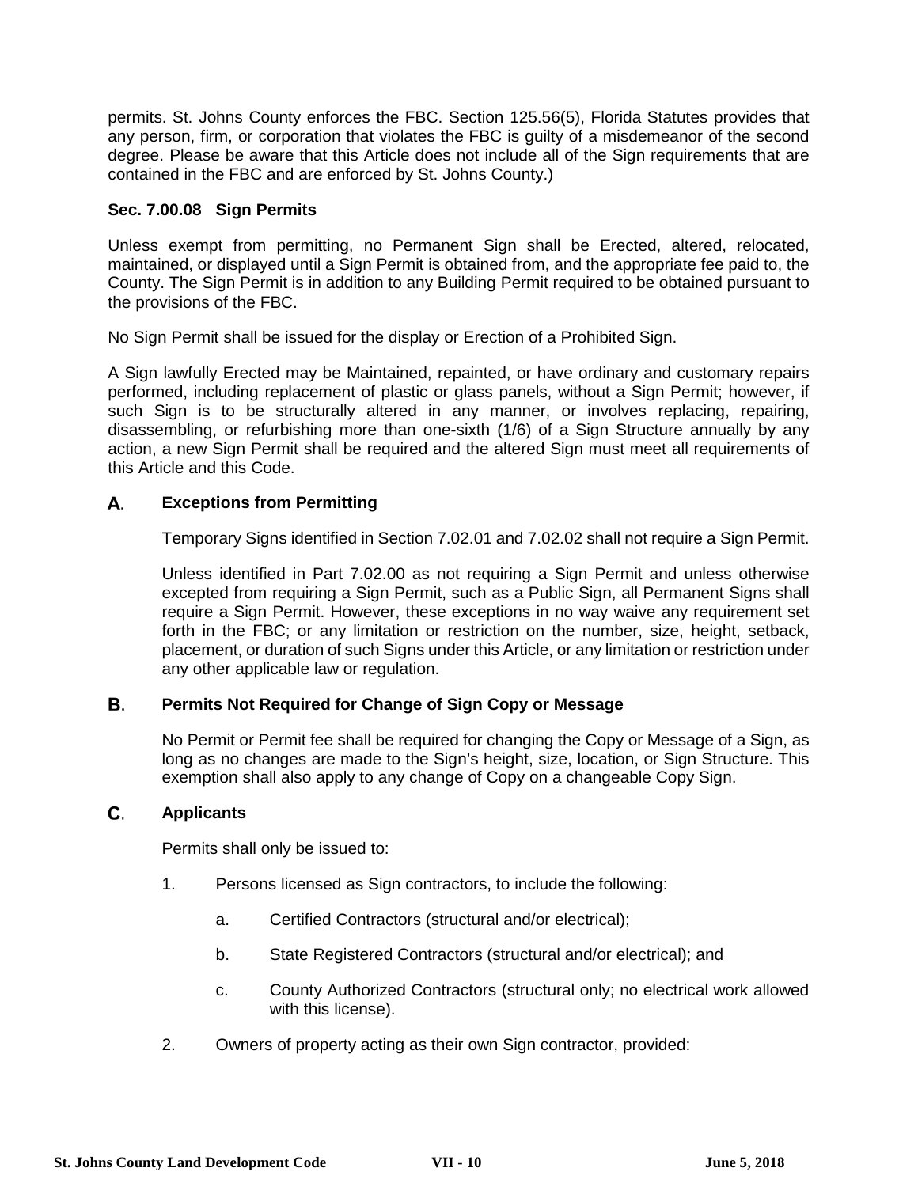permits. St. Johns County enforces the FBC. Section 125.56(5), Florida Statutes provides that any person, firm, or corporation that violates the FBC is guilty of a misdemeanor of the second degree. Please be aware that this Article does not include all of the Sign requirements that are contained in the FBC and are enforced by St. Johns County.)

### Sec. 7.00.08 Sign Permits

Unless exempt from permitting, no Permanent Sign shall be Erected, altered, relocated, maintained, or displayed until a Sign Permit is obtained from, and the appropriate fee paid to, the County. The Sign Permit is in addition to any Building Permit required to be obtained pursuant to the provisions of the FBC.

No Sign Permit shall be issued for the display or Erection of a Prohibited Sign.

A Sign lawfully Erected may be Maintained, repainted, or have ordinary and customary repairs performed, including replacement of plastic or glass panels, without a Sign Permit; however, if such Sign is to be structurally altered in any manner, or involves replacing, repairing, disassembling, or refurbishing more than one-sixth (1/6) of a Sign Structure annually by any action, a new Sign Permit shall be required and the altered Sign must meet all requirements of this Article and this Code.

#### A. Exceptions from Permitting

Temporary Signs identified in Section 7.02.01 and 7.02.02 shall not require a Sign Permit.

Unless identified in Part 7.02.00 as not requiring a Sign Permit and unless otherwise excepted from requiring a Sign Permit, such as a Public Sign, all Permanent Signs shall require a Sign Permit. However, these exceptions in no way waive any requirement set forth in the FBC; or any limitation or restriction on the number, size, height, setback, placement, or duration of such Signs under this Article, or any limitation or restriction under any other applicable law or regulation.

#### B. Permits Not Required for Change of Sign Copy or Message

No Permit or Permit fee shall be required for changing the Copy or Message of a Sign, as long as no changes are made to the Sign's height, size, location, or Sign Structure. This exemption shall also apply to any change of Copy on a changeable Copy Sign.

#### C. Applicants

Permits shall only be issued to:

1. Persons licensed as Sign contractors, to include the following:
   - a. Certified Contractors (structural and/or electrical);
   - b. State Registered Contractors (structural and/or electrical); and
   - c. County Authorized Contractors (structural only; no electrical work allowed with this license).
2. Owners of property acting as their own Sign contractor, provided: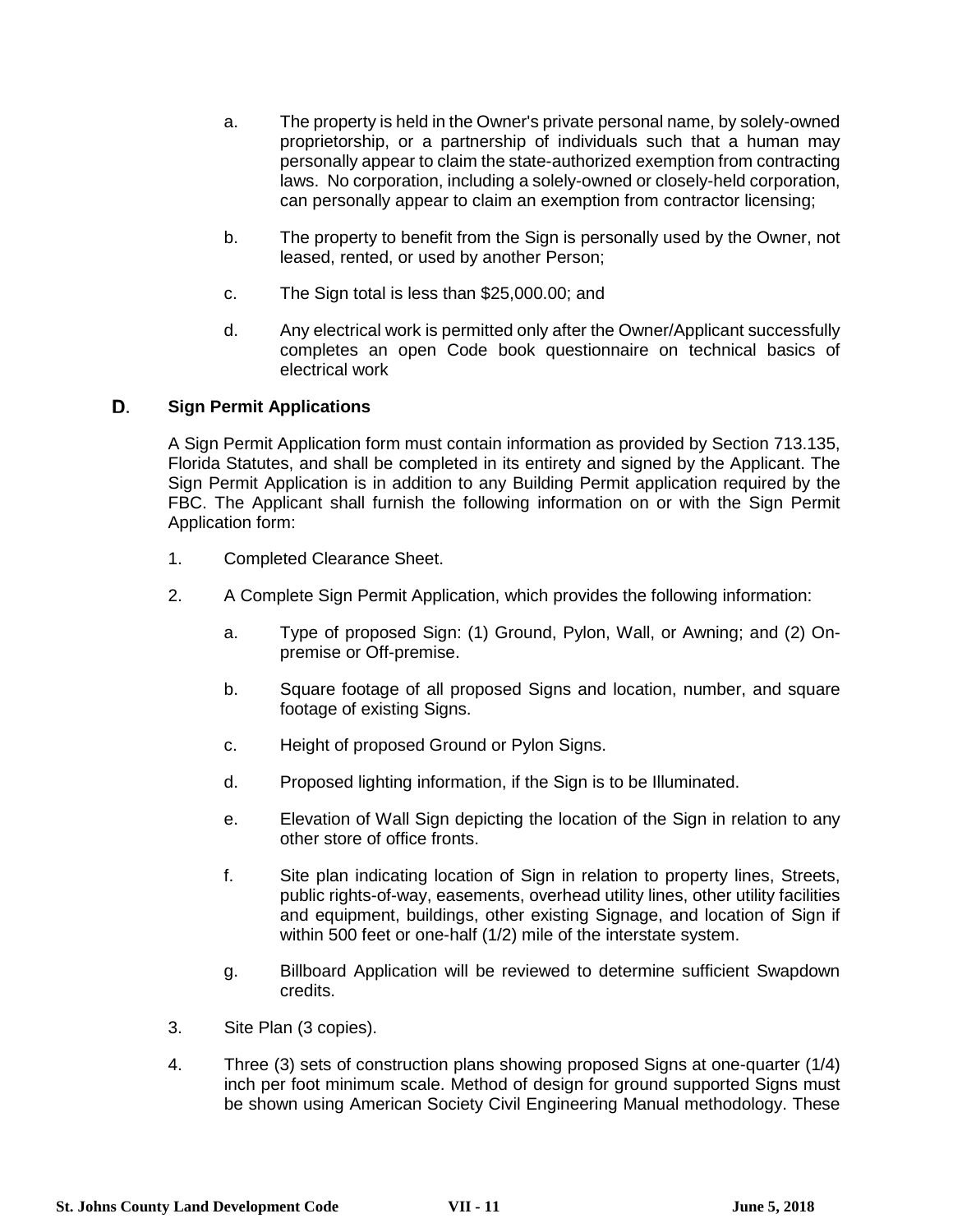a. The property is held in the Owner's private personal name, by solely-owned proprietorship, or a partnership of individuals such that a human may personally appear to claim the state-authorized exemption from contracting laws. No corporation, including a solely-owned or closely-held corporation, can personally appear to claim an exemption from contractor licensing;

b. The property to benefit from the Sign is personally used by the Owner, not leased, rented, or used by another Person;

c. The Sign total is less than $25,000.00; and

d. Any electrical work is permitted only after the Owner/Applicant successfully completes an open Code book questionnaire on technical basics of electrical work

### D. Sign Permit Applications

A Sign Permit Application form must contain information as provided by Section 713.135, Florida Statutes, and shall be completed in its entirety and signed by the Applicant. The Sign Permit Application is in addition to any Building Permit application required by the FBC. The Applicant shall furnish the following information on or with the Sign Permit Application form:

1. Completed Clearance Sheet.

2. A Complete Sign Permit Application, which provides the following information:

   a. Type of proposed Sign: (1) Ground, Pylon, Wall, or Awning; and (2) On-premise or Off-premise.

   b. Square footage of all proposed Signs and location, number, and square footage of existing Signs.

   c. Height of proposed Ground or Pylon Signs.

   d. Proposed lighting information, if the Sign is to be Illuminated.

   e. Elevation of Wall Sign depicting the location of the Sign in relation to any other store of office fronts.

   f. Site plan indicating location of Sign in relation to property lines, Streets, public rights-of-way, easements, overhead utility lines, other utility facilities and equipment, buildings, other existing Signage, and location of Sign if within 500 feet or one-half (1/2) mile of the interstate system.

   g. Billboard Application will be reviewed to determine sufficient Swapdown credits.

3. Site Plan (3 copies).

4. Three (3) sets of construction plans showing proposed Signs at one-quarter (1/4) inch per foot minimum scale. Method of design for ground supported Signs must be shown using American Society Civil Engineering Manual methodology. These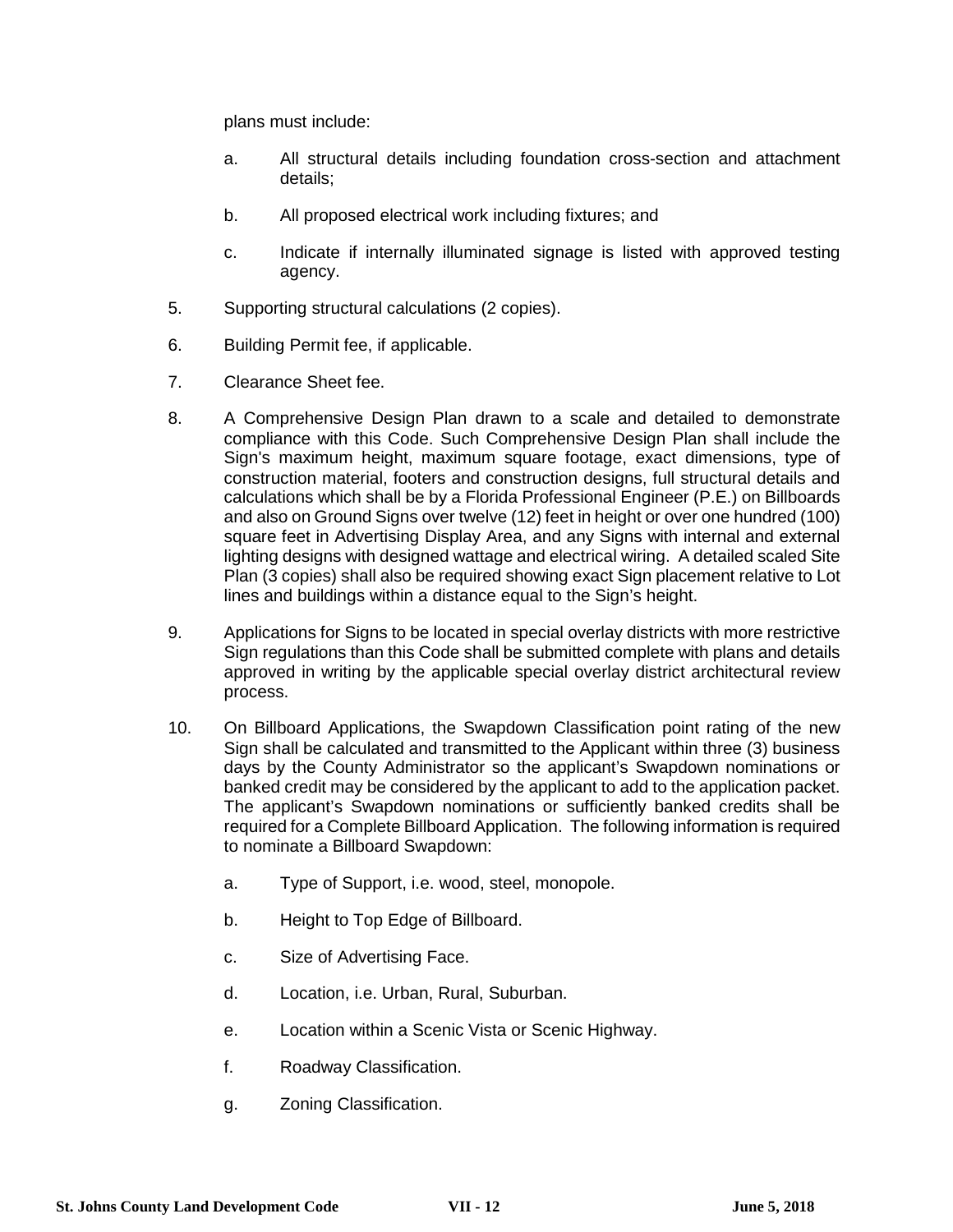plans must include:

   a. All structural details including foundation cross-section and attachment details;

   b. All proposed electrical work including fixtures; and

   c. Indicate if internally illuminated signage is listed with approved testing agency.

5. Supporting structural calculations (2 copies).

6. Building Permit fee, if applicable.

7. Clearance Sheet fee.

8. A Comprehensive Design Plan drawn to a scale and detailed to demonstrate compliance with this Code. Such Comprehensive Design Plan shall include the Sign's maximum height, maximum square footage, exact dimensions, type of construction material, footers and construction designs, full structural details and calculations which shall be by a Florida Professional Engineer (P.E.) on Billboards and also on Ground Signs over twelve (12) feet in height or over one hundred (100) square feet in Advertising Display Area, and any Signs with internal and external lighting designs with designed wattage and electrical wiring. A detailed scaled Site Plan (3 copies) shall also be required showing exact Sign placement relative to Lot lines and buildings within a distance equal to the Sign's height.

9. Applications for Signs to be located in special overlay districts with more restrictive Sign regulations than this Code shall be submitted complete with plans and details approved in writing by the applicable special overlay district architectural review process.

10. On Billboard Applications, the Swapdown Classification point rating of the new Sign shall be calculated and transmitted to the Applicant within three (3) business days by the County Administrator so the applicant's Swapdown nominations or banked credit may be considered by the applicant to add to the application packet. The applicant's Swapdown nominations or sufficiently banked credits shall be required for a Complete Billboard Application. The following information is required to nominate a Billboard Swapdown:

    a. Type of Support, i.e. wood, steel, monopole.

    b. Height to Top Edge of Billboard.

    c. Size of Advertising Face.

    d. Location, i.e. Urban, Rural, Suburban.

    e. Location within a Scenic Vista or Scenic Highway.

    f. Roadway Classification.

    g. Zoning Classification.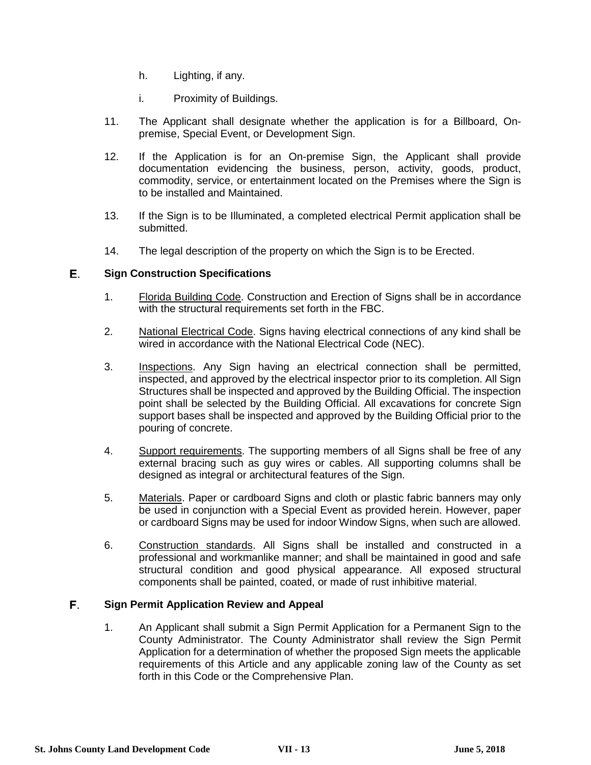h. Lighting, if any.

i. Proximity of Buildings.

11. The Applicant shall designate whether the application is for a Billboard, On-premise, Special Event, or Development Sign.

12. If the Application is for an On-premise Sign, the Applicant shall provide documentation evidencing the business, person, activity, goods, product, commodity, service, or entertainment located on the Premises where the Sign is to be installed and Maintained.

13. If the Sign is to be Illuminated, a completed electrical Permit application shall be submitted.

14. The legal description of the property on which the Sign is to be Erected.

### E. Sign Construction Specifications

1. Florida Building Code. Construction and Erection of Signs shall be in accordance with the structural requirements set forth in the FBC.

2. National Electrical Code. Signs having electrical connections of any kind shall be wired in accordance with the National Electrical Code (NEC).

3. Inspections. Any Sign having an electrical connection shall be permitted, inspected, and approved by the electrical inspector prior to its completion. All Sign Structures shall be inspected and approved by the Building Official. The inspection point shall be selected by the Building Official. All excavations for concrete Sign support bases shall be inspected and approved by the Building Official prior to the pouring of concrete.

4. Support requirements. The supporting members of all Signs shall be free of any external bracing such as guy wires or cables. All supporting columns shall be designed as integral or architectural features of the Sign.

5. Materials. Paper or cardboard Signs and cloth or plastic fabric banners may only be used in conjunction with a Special Event as provided herein. However, paper or cardboard Signs may be used for indoor Window Signs, when such are allowed.

6. Construction standards. All Signs shall be installed and constructed in a professional and workmanlike manner; and shall be maintained in good and safe structural condition and good physical appearance. All exposed structural components shall be painted, coated, or made of rust inhibitive material.

### F. Sign Permit Application Review and Appeal

1. An Applicant shall submit a Sign Permit Application for a Permanent Sign to the County Administrator. The County Administrator shall review the Sign Permit Application for a determination of whether the proposed Sign meets the applicable requirements of this Article and any applicable zoning law of the County as set forth in this Code or the Comprehensive Plan.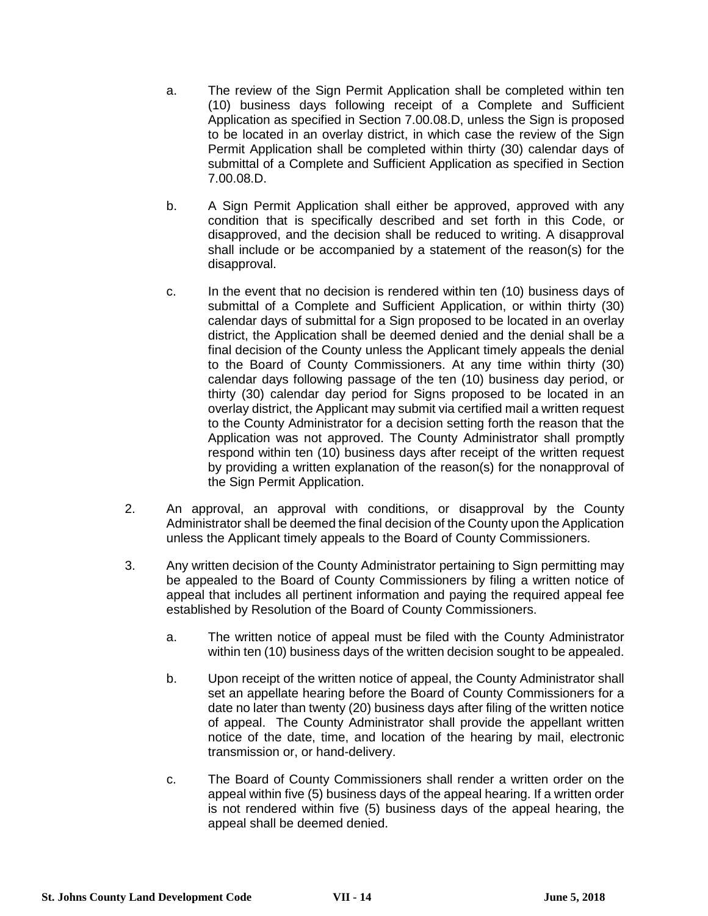a. The review of the Sign Permit Application shall be completed within ten (10) business days following receipt of a Complete and Sufficient Application as specified in Section 7.00.08.D, unless the Sign is proposed to be located in an overlay district, in which case the review of the Sign Permit Application shall be completed within thirty (30) calendar days of submittal of a Complete and Sufficient Application as specified in Section 7.00.08.D.

b. A Sign Permit Application shall either be approved, approved with any condition that is specifically described and set forth in this Code, or disapproved, and the decision shall be reduced to writing. A disapproval shall include or be accompanied by a statement of the reason(s) for the disapproval.

c. In the event that no decision is rendered within ten (10) business days of submittal of a Complete and Sufficient Application, or within thirty (30) calendar days of submittal for a Sign proposed to be located in an overlay district, the Application shall be deemed denied and the denial shall be a final decision of the County unless the Applicant timely appeals the denial to the Board of County Commissioners. At any time within thirty (30) calendar days following passage of the ten (10) business day period, or thirty (30) calendar day period for Signs proposed to be located in an overlay district, the Applicant may submit via certified mail a written request to the County Administrator for a decision setting forth the reason that the Application was not approved. The County Administrator shall promptly respond within ten (10) business days after receipt of the written request by providing a written explanation of the reason(s) for the nonapproval of the Sign Permit Application.

2. An approval, an approval with conditions, or disapproval by the County Administrator shall be deemed the final decision of the County upon the Application unless the Applicant timely appeals to the Board of County Commissioners.

3. Any written decision of the County Administrator pertaining to Sign permitting may be appealed to the Board of County Commissioners by filing a written notice of appeal that includes all pertinent information and paying the required appeal fee established by Resolution of the Board of County Commissioners.

   a. The written notice of appeal must be filed with the County Administrator within ten (10) business days of the written decision sought to be appealed.

   b. Upon receipt of the written notice of appeal, the County Administrator shall set an appellate hearing before the Board of County Commissioners for a date no later than twenty (20) business days after filing of the written notice of appeal. The County Administrator shall provide the appellant written notice of the date, time, and location of the hearing by mail, electronic transmission or, or hand-delivery.

   c. The Board of County Commissioners shall render a written order on the appeal within five (5) business days of the appeal hearing. If a written order is not rendered within five (5) business days of the appeal hearing, the appeal shall be deemed denied.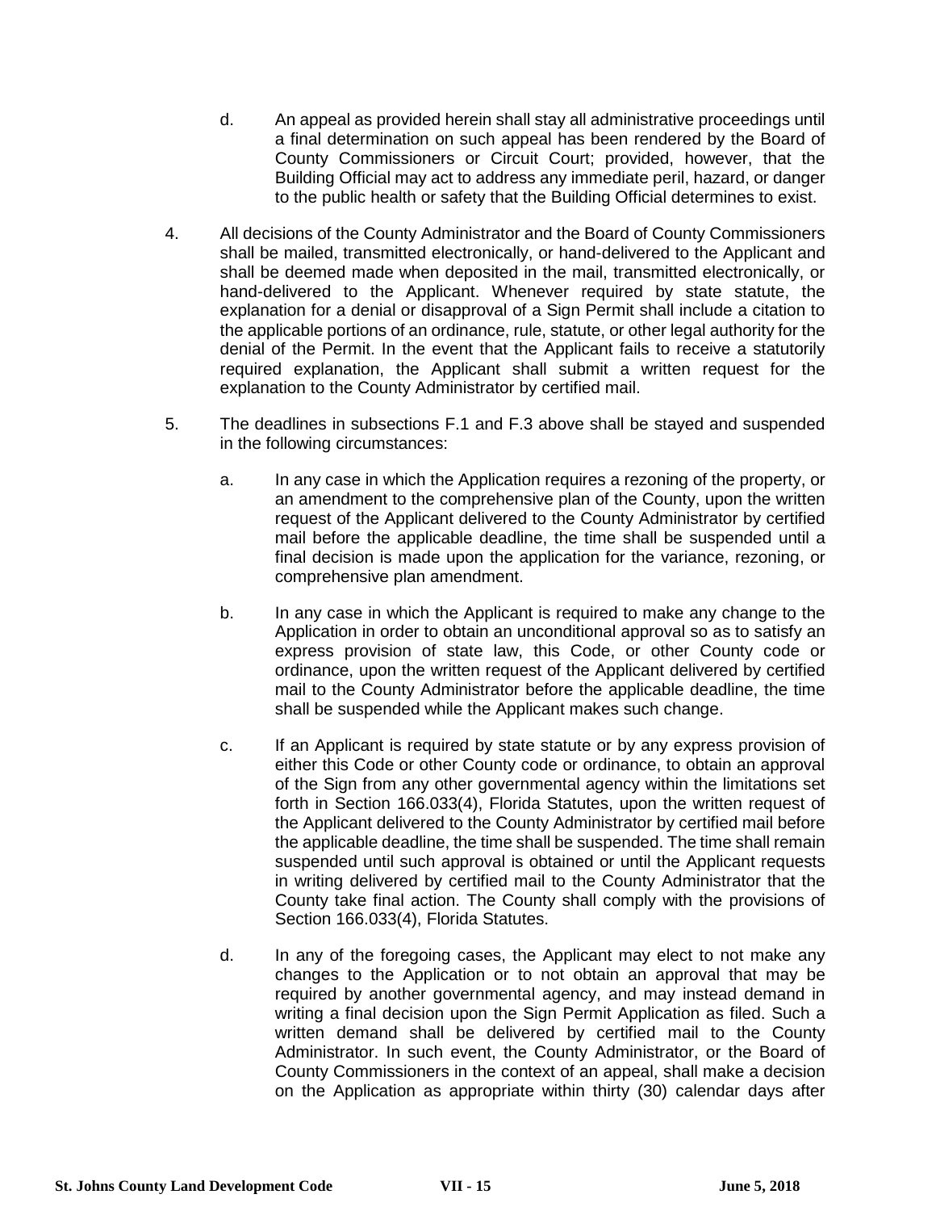d. An appeal as provided herein shall stay all administrative proceedings until a final determination on such appeal has been rendered by the Board of County Commissioners or Circuit Court; provided, however, that the Building Official may act to address any immediate peril, hazard, or danger to the public health or safety that the Building Official determines to exist.

4. All decisions of the County Administrator and the Board of County Commissioners shall be mailed, transmitted electronically, or hand-delivered to the Applicant and shall be deemed made when deposited in the mail, transmitted electronically, or hand-delivered to the Applicant. Whenever required by state statute, the explanation for a denial or disapproval of a Sign Permit shall include a citation to the applicable portions of an ordinance, rule, statute, or other legal authority for the denial of the Permit. In the event that the Applicant fails to receive a statutorily required explanation, the Applicant shall submit a written request for the explanation to the County Administrator by certified mail.

5. The deadlines in subsections F.1 and F.3 above shall be stayed and suspended in the following circumstances:

   a. In any case in which the Application requires a rezoning of the property, or an amendment to the comprehensive plan of the County, upon the written request of the Applicant delivered to the County Administrator by certified mail before the applicable deadline, the time shall be suspended until a final decision is made upon the application for the variance, rezoning, or comprehensive plan amendment.

   b. In any case in which the Applicant is required to make any change to the Application in order to obtain an unconditional approval so as to satisfy an express provision of state law, this Code, or other County code or ordinance, upon the written request of the Applicant delivered by certified mail to the County Administrator before the applicable deadline, the time shall be suspended while the Applicant makes such change.

   c. If an Applicant is required by state statute or by any express provision of either this Code or other County code or ordinance, to obtain an approval of the Sign from any other governmental agency within the limitations set forth in Section 166.033(4), Florida Statutes, upon the written request of the Applicant delivered to the County Administrator by certified mail before the applicable deadline, the time shall be suspended. The time shall remain suspended until such approval is obtained or until the Applicant requests in writing delivered by certified mail to the County Administrator that the County take final action. The County shall comply with the provisions of Section 166.033(4), Florida Statutes.

   d. In any of the foregoing cases, the Applicant may elect to not make any changes to the Application or to not obtain an approval that may be required by another governmental agency, and may instead demand in writing a final decision upon the Sign Permit Application as filed. Such a written demand shall be delivered by certified mail to the County Administrator. In such event, the County Administrator, or the Board of County Commissioners in the context of an appeal, shall make a decision on the Application as appropriate within thirty (30) calendar days after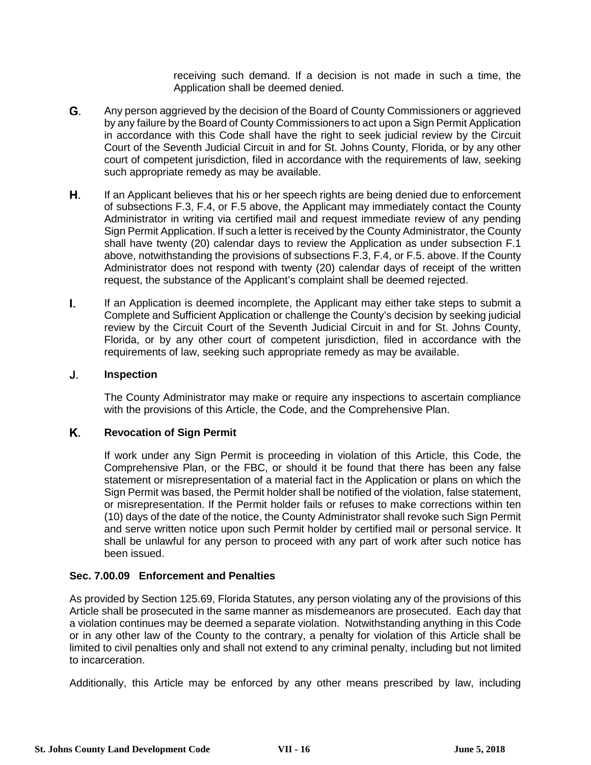receiving such demand. If a decision is not made in such a time, the Application shall be deemed denied.

**G.** Any person aggrieved by the decision of the Board of County Commissioners or aggrieved by any failure by the Board of County Commissioners to act upon a Sign Permit Application in accordance with this Code shall have the right to seek judicial review by the Circuit Court of the Seventh Judicial Circuit in and for St. Johns County, Florida, or by any other court of competent jurisdiction, filed in accordance with the requirements of law, seeking such appropriate remedy as may be available.

**H.** If an Applicant believes that his or her speech rights are being denied due to enforcement of subsections F.3, F.4, or F.5 above, the Applicant may immediately contact the County Administrator in writing via certified mail and request immediate review of any pending Sign Permit Application. If such a letter is received by the County Administrator, the County shall have twenty (20) calendar days to review the Application as under subsection F.1 above, notwithstanding the provisions of subsections F.3, F.4, or F.5. above. If the County Administrator does not respond with twenty (20) calendar days of receipt of the written request, the substance of the Applicant's complaint shall be deemed rejected.

**I.** If an Application is deemed incomplete, the Applicant may either take steps to submit a Complete and Sufficient Application or challenge the County's decision by seeking judicial review by the Circuit Court of the Seventh Judicial Circuit in and for St. Johns County, Florida, or by any other court of competent jurisdiction, filed in accordance with the requirements of law, seeking such appropriate remedy as may be available.

**J. Inspection**

The County Administrator may make or require any inspections to ascertain compliance with the provisions of this Article, the Code, and the Comprehensive Plan.

**K. Revocation of Sign Permit**

If work under any Sign Permit is proceeding in violation of this Article, this Code, the Comprehensive Plan, or the FBC, or should it be found that there has been any false statement or misrepresentation of a material fact in the Application or plans on which the Sign Permit was based, the Permit holder shall be notified of the violation, false statement, or misrepresentation. If the Permit holder fails or refuses to make corrections within ten (10) days of the date of the notice, the County Administrator shall revoke such Sign Permit and serve written notice upon such Permit holder by certified mail or personal service. It shall be unlawful for any person to proceed with any part of work after such notice has been issued.

### Sec. 7.00.09 Enforcement and Penalties

As provided by Section 125.69, Florida Statutes, any person violating any of the provisions of this Article shall be prosecuted in the same manner as misdemeanors are prosecuted. Each day that a violation continues may be deemed a separate violation. Notwithstanding anything in this Code or in any other law of the County to the contrary, a penalty for violation of this Article shall be limited to civil penalties only and shall not extend to any criminal penalty, including but not limited to incarceration.

Additionally, this Article may be enforced by any other means prescribed by law, including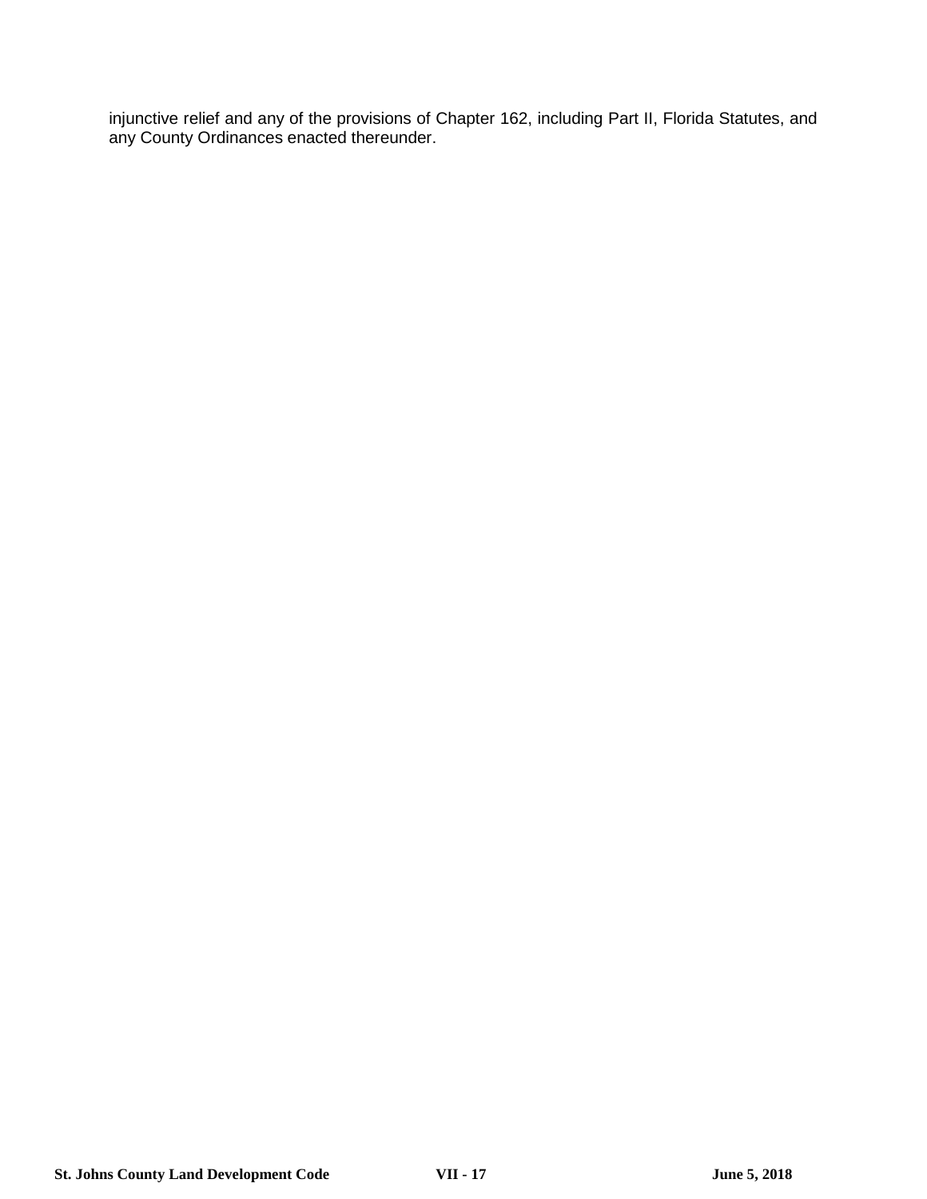injunctive relief and any of the provisions of Chapter 162, including Part II, Florida Statutes, and any County Ordinances enacted thereunder.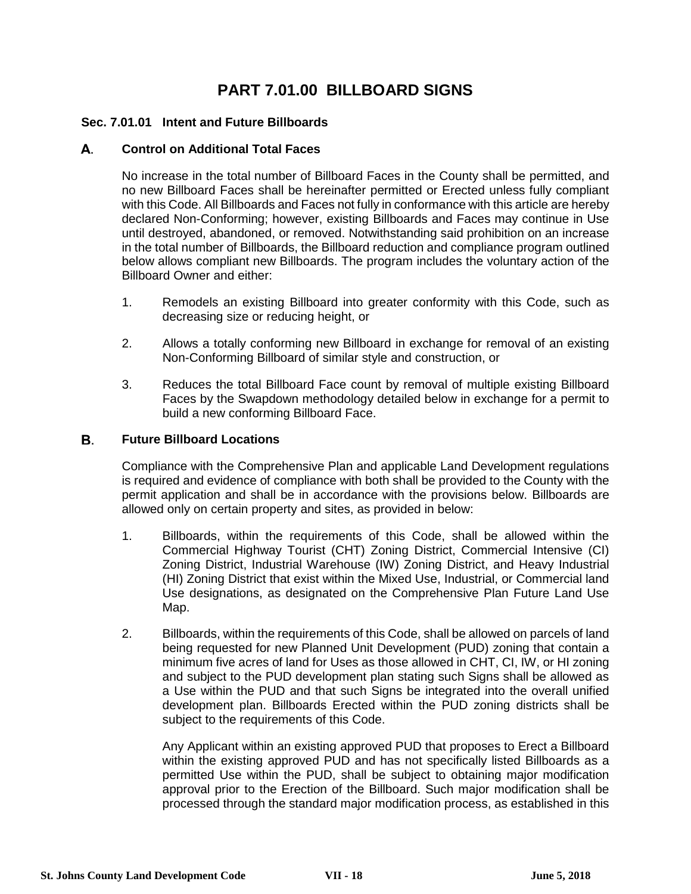# PART 7.01.00 BILLBOARD SIGNS

### Sec. 7.01.01 Intent and Future Billboards

#### A. Control on Additional Total Faces

No increase in the total number of Billboard Faces in the County shall be permitted, and no new Billboard Faces shall be hereinafter permitted or Erected unless fully compliant with this Code. All Billboards and Faces not fully in conformance with this article are hereby declared Non-Conforming; however, existing Billboards and Faces may continue in Use until destroyed, abandoned, or removed. Notwithstanding said prohibition on an increase in the total number of Billboards, the Billboard reduction and compliance program outlined below allows compliant new Billboards. The program includes the voluntary action of the Billboard Owner and either:

1. Remodels an existing Billboard into greater conformity with this Code, such as decreasing size or reducing height, or
2. Allows a totally conforming new Billboard in exchange for removal of an existing Non-Conforming Billboard of similar style and construction, or
3. Reduces the total Billboard Face count by removal of multiple existing Billboard Faces by the Swapdown methodology detailed below in exchange for a permit to build a new conforming Billboard Face.

#### B. Future Billboard Locations

Compliance with the Comprehensive Plan and applicable Land Development regulations is required and evidence of compliance with both shall be provided to the County with the permit application and shall be in accordance with the provisions below. Billboards are allowed only on certain property and sites, as provided in below:

1. Billboards, within the requirements of this Code, shall be allowed within the Commercial Highway Tourist (CHT) Zoning District, Commercial Intensive (CI) Zoning District, Industrial Warehouse (IW) Zoning District, and Heavy Industrial (HI) Zoning District that exist within the Mixed Use, Industrial, or Commercial land Use designations, as designated on the Comprehensive Plan Future Land Use Map.
2. Billboards, within the requirements of this Code, shall be allowed on parcels of land being requested for new Planned Unit Development (PUD) zoning that contain a minimum five acres of land for Uses as those allowed in CHT, CI, IW, or HI zoning and subject to the PUD development plan stating such Signs shall be allowed as a Use within the PUD and that such Signs be integrated into the overall unified development plan. Billboards Erected within the PUD zoning districts shall be subject to the requirements of this Code.

   Any Applicant within an existing approved PUD that proposes to Erect a Billboard within the existing approved PUD and has not specifically listed Billboards as a permitted Use within the PUD, shall be subject to obtaining major modification approval prior to the Erection of the Billboard. Such major modification shall be processed through the standard major modification process, as established in this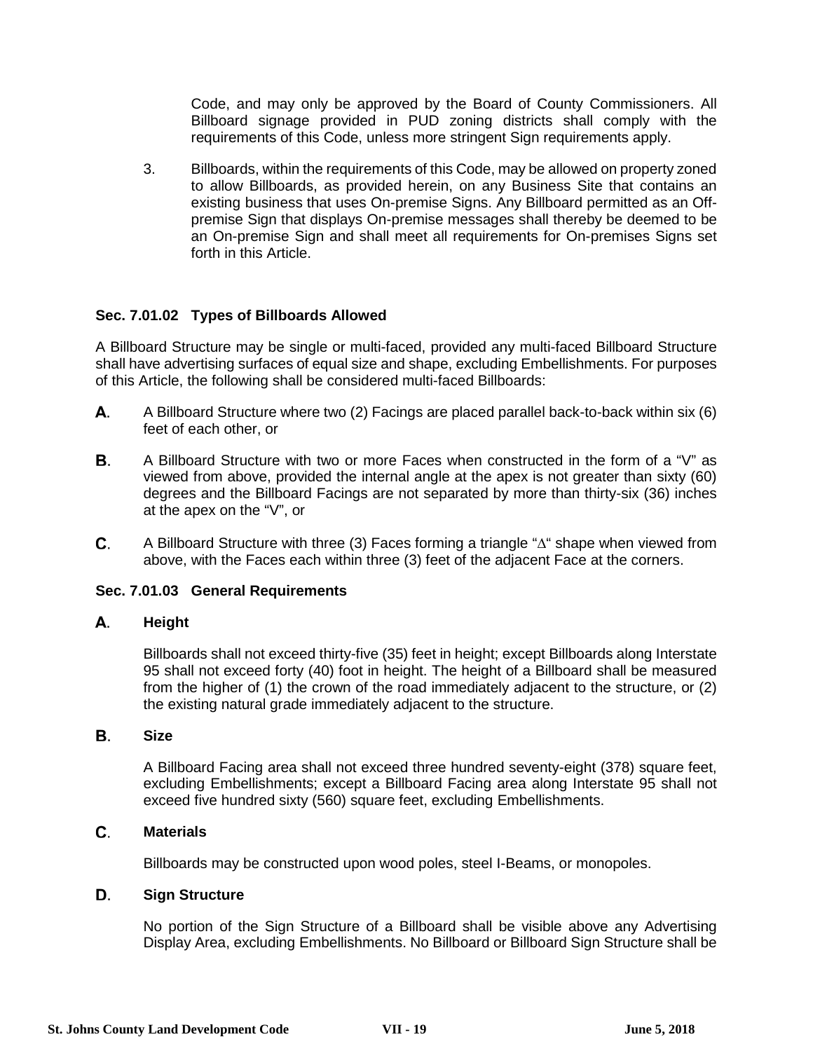Code, and may only be approved by the Board of County Commissioners. All Billboard signage provided in PUD zoning districts shall comply with the requirements of this Code, unless more stringent Sign requirements apply.

3. Billboards, within the requirements of this Code, may be allowed on property zoned to allow Billboards, as provided herein, on any Business Site that contains an existing business that uses On-premise Signs. Any Billboard permitted as an Off-premise Sign that displays On-premise messages shall thereby be deemed to be an On-premise Sign and shall meet all requirements for On-premises Signs set forth in this Article.

### Sec. 7.01.02 Types of Billboards Allowed

A Billboard Structure may be single or multi-faced, provided any multi-faced Billboard Structure shall have advertising surfaces of equal size and shape, excluding Embellishments. For purposes of this Article, the following shall be considered multi-faced Billboards:

**A.** A Billboard Structure where two (2) Facings are placed parallel back-to-back within six (6) feet of each other, or

**B.** A Billboard Structure with two or more Faces when constructed in the form of a "V" as viewed from above, provided the internal angle at the apex is not greater than sixty (60) degrees and the Billboard Facings are not separated by more than thirty-six (36) inches at the apex on the "V", or

**C.** A Billboard Structure with three (3) Faces forming a triangle "∆" shape when viewed from above, with the Faces each within three (3) feet of the adjacent Face at the corners.

### Sec. 7.01.03 General Requirements

**A. Height**

Billboards shall not exceed thirty-five (35) feet in height; except Billboards along Interstate 95 shall not exceed forty (40) foot in height. The height of a Billboard shall be measured from the higher of (1) the crown of the road immediately adjacent to the structure, or (2) the existing natural grade immediately adjacent to the structure.

**B. Size**

A Billboard Facing area shall not exceed three hundred seventy-eight (378) square feet, excluding Embellishments; except a Billboard Facing area along Interstate 95 shall not exceed five hundred sixty (560) square feet, excluding Embellishments.

**C. Materials**

Billboards may be constructed upon wood poles, steel I-Beams, or monopoles.

**D. Sign Structure**

No portion of the Sign Structure of a Billboard shall be visible above any Advertising Display Area, excluding Embellishments. No Billboard or Billboard Sign Structure shall be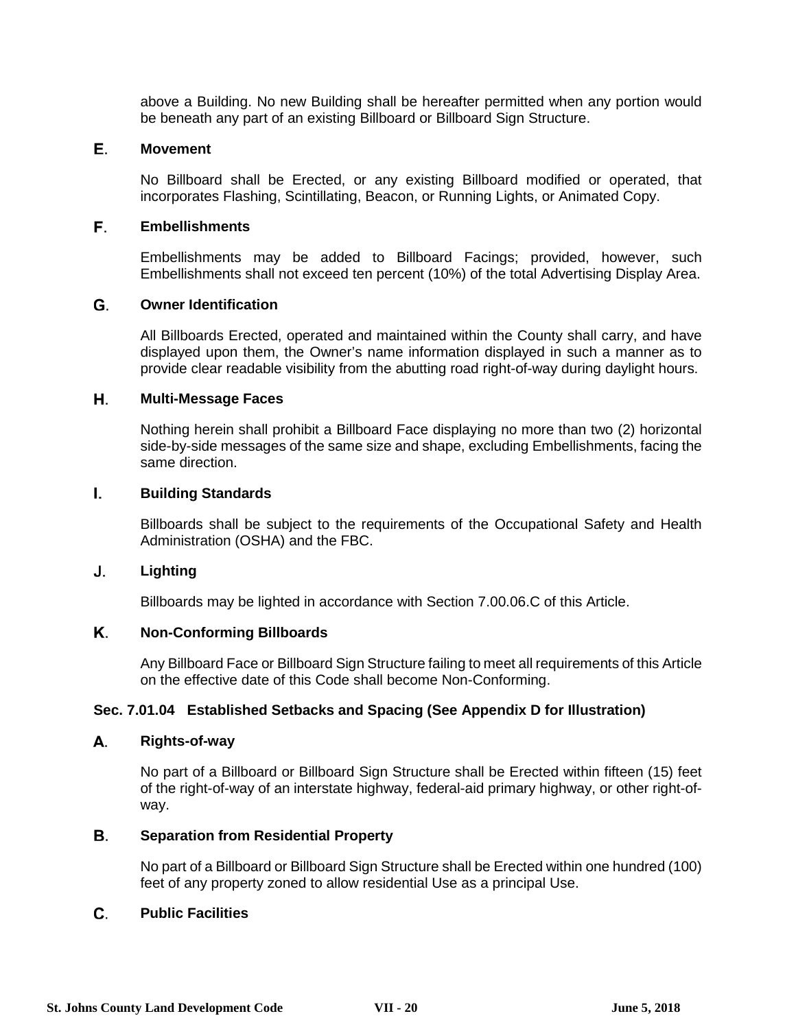above a Building. No new Building shall be hereafter permitted when any portion would be beneath any part of an existing Billboard or Billboard Sign Structure.

**E. Movement**

No Billboard shall be Erected, or any existing Billboard modified or operated, that incorporates Flashing, Scintillating, Beacon, or Running Lights, or Animated Copy.

**F. Embellishments**

Embellishments may be added to Billboard Facings; provided, however, such Embellishments shall not exceed ten percent (10%) of the total Advertising Display Area.

**G. Owner Identification**

All Billboards Erected, operated and maintained within the County shall carry, and have displayed upon them, the Owner's name information displayed in such a manner as to provide clear readable visibility from the abutting road right-of-way during daylight hours.

**H. Multi-Message Faces**

Nothing herein shall prohibit a Billboard Face displaying no more than two (2) horizontal side-by-side messages of the same size and shape, excluding Embellishments, facing the same direction.

**I. Building Standards**

Billboards shall be subject to the requirements of the Occupational Safety and Health Administration (OSHA) and the FBC.

**J. Lighting**

Billboards may be lighted in accordance with Section 7.00.06.C of this Article.

**K. Non-Conforming Billboards**

Any Billboard Face or Billboard Sign Structure failing to meet all requirements of this Article on the effective date of this Code shall become Non-Conforming.

### Sec. 7.01.04 Established Setbacks and Spacing (See Appendix D for Illustration)

**A. Rights-of-way**

No part of a Billboard or Billboard Sign Structure shall be Erected within fifteen (15) feet of the right-of-way of an interstate highway, federal-aid primary highway, or other right-of-way.

**B. Separation from Residential Property**

No part of a Billboard or Billboard Sign Structure shall be Erected within one hundred (100) feet of any property zoned to allow residential Use as a principal Use.

**C. Public Facilities**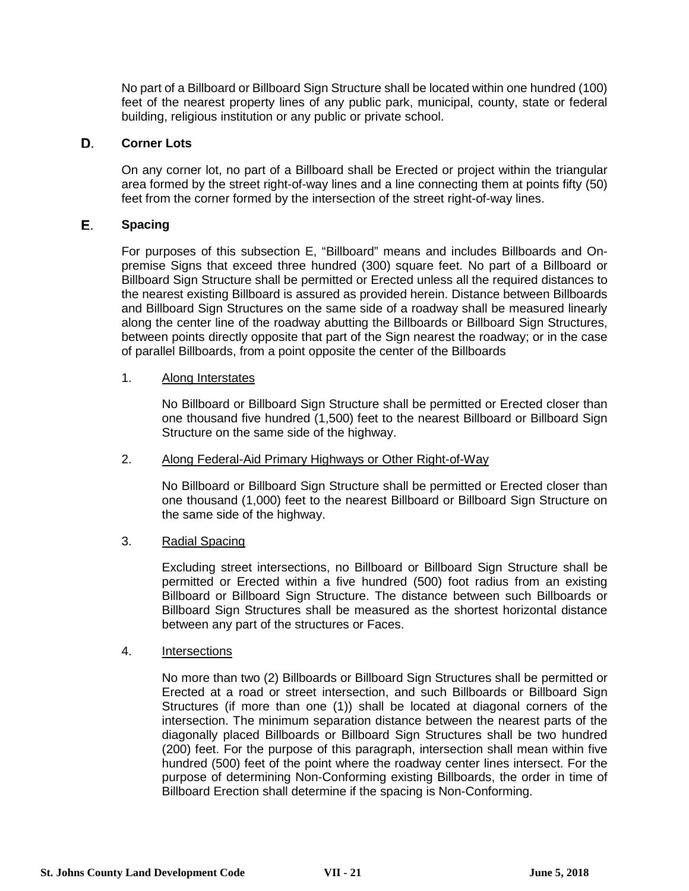No part of a Billboard or Billboard Sign Structure shall be located within one hundred (100) feet of the nearest property lines of any public park, municipal, county, state or federal building, religious institution or any public or private school.

### D. Corner Lots

On any corner lot, no part of a Billboard shall be Erected or project within the triangular area formed by the street right-of-way lines and a line connecting them at points fifty (50) feet from the corner formed by the intersection of the street right-of-way lines.

### E. Spacing

For purposes of this subsection E, "Billboard" means and includes Billboards and On-premise Signs that exceed three hundred (300) square feet. No part of a Billboard or Billboard Sign Structure shall be permitted or Erected unless all the required distances to the nearest existing Billboard is assured as provided herein. Distance between Billboards and Billboard Sign Structures on the same side of a roadway shall be measured linearly along the center line of the roadway abutting the Billboards or Billboard Sign Structures, between points directly opposite that part of the Sign nearest the roadway; or in the case of parallel Billboards, from a point opposite the center of the Billboards

1. Along Interstates

   No Billboard or Billboard Sign Structure shall be permitted or Erected closer than one thousand five hundred (1,500) feet to the nearest Billboard or Billboard Sign Structure on the same side of the highway.

2. Along Federal-Aid Primary Highways or Other Right-of-Way

   No Billboard or Billboard Sign Structure shall be permitted or Erected closer than one thousand (1,000) feet to the nearest Billboard or Billboard Sign Structure on the same side of the highway.

3. Radial Spacing

   Excluding street intersections, no Billboard or Billboard Sign Structure shall be permitted or Erected within a five hundred (500) foot radius from an existing Billboard or Billboard Sign Structure. The distance between such Billboards or Billboard Sign Structures shall be measured as the shortest horizontal distance between any part of the structures or Faces.

4. Intersections

   No more than two (2) Billboards or Billboard Sign Structures shall be permitted or Erected at a road or street intersection, and such Billboards or Billboard Sign Structures (if more than one (1)) shall be located at diagonal corners of the intersection. The minimum separation distance between the nearest parts of the diagonally placed Billboards or Billboard Sign Structures shall be two hundred (200) feet. For the purpose of this paragraph, intersection shall mean within five hundred (500) feet of the point where the roadway center lines intersect. For the purpose of determining Non-Conforming existing Billboards, the order in time of Billboard Erection shall determine if the spacing is Non-Conforming.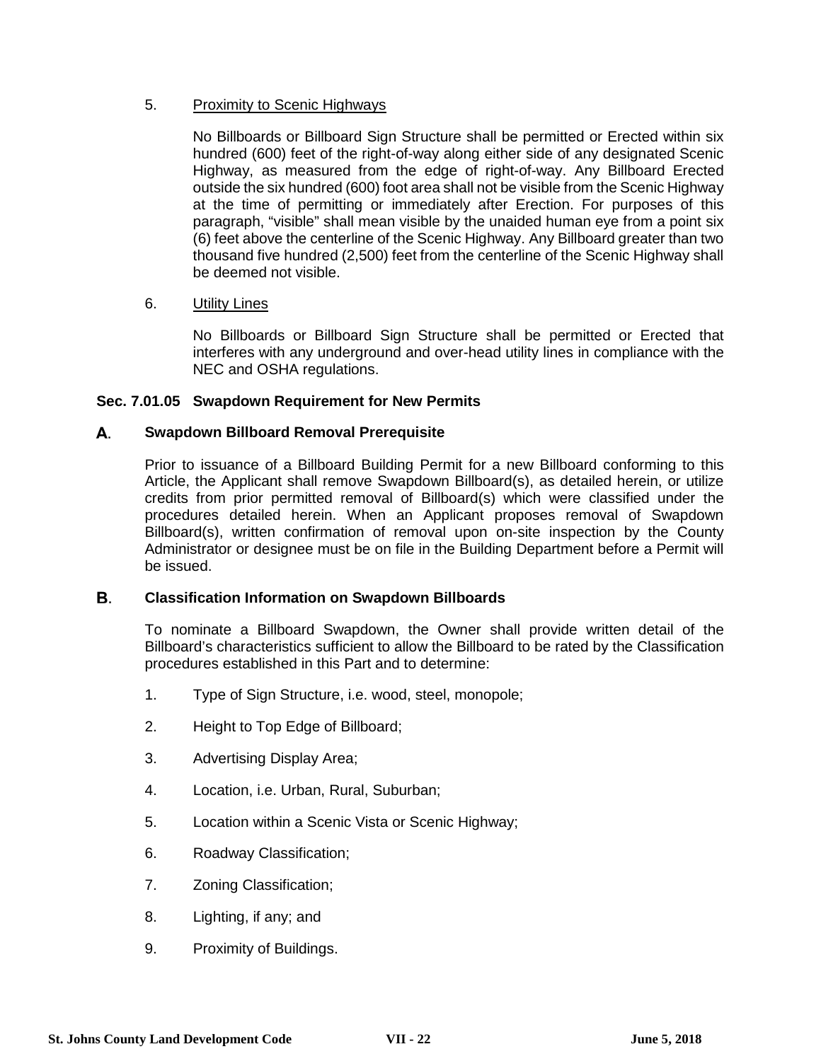5. <u>Proximity to Scenic Highways</u>

   No Billboards or Billboard Sign Structure shall be permitted or Erected within six hundred (600) feet of the right-of-way along either side of any designated Scenic Highway, as measured from the edge of right-of-way. Any Billboard Erected outside the six hundred (600) foot area shall not be visible from the Scenic Highway at the time of permitting or immediately after Erection. For purposes of this paragraph, "visible" shall mean visible by the unaided human eye from a point six (6) feet above the centerline of the Scenic Highway. Any Billboard greater than two thousand five hundred (2,500) feet from the centerline of the Scenic Highway shall be deemed not visible.

6. <u>Utility Lines</u>

   No Billboards or Billboard Sign Structure shall be permitted or Erected that interferes with any underground and over-head utility lines in compliance with the NEC and OSHA regulations.

### Sec. 7.01.05 Swapdown Requirement for New Permits

**A. Swapdown Billboard Removal Prerequisite**

Prior to issuance of a Billboard Building Permit for a new Billboard conforming to this Article, the Applicant shall remove Swapdown Billboard(s), as detailed herein, or utilize credits from prior permitted removal of Billboard(s) which were classified under the procedures detailed herein. When an Applicant proposes removal of Swapdown Billboard(s), written confirmation of removal upon on-site inspection by the County Administrator or designee must be on file in the Building Department before a Permit will be issued.

**B. Classification Information on Swapdown Billboards**

To nominate a Billboard Swapdown, the Owner shall provide written detail of the Billboard's characteristics sufficient to allow the Billboard to be rated by the Classification procedures established in this Part and to determine:

1. Type of Sign Structure, i.e. wood, steel, monopole;
2. Height to Top Edge of Billboard;
3. Advertising Display Area;
4. Location, i.e. Urban, Rural, Suburban;
5. Location within a Scenic Vista or Scenic Highway;
6. Roadway Classification;
7. Zoning Classification;
8. Lighting, if any; and
9. Proximity of Buildings.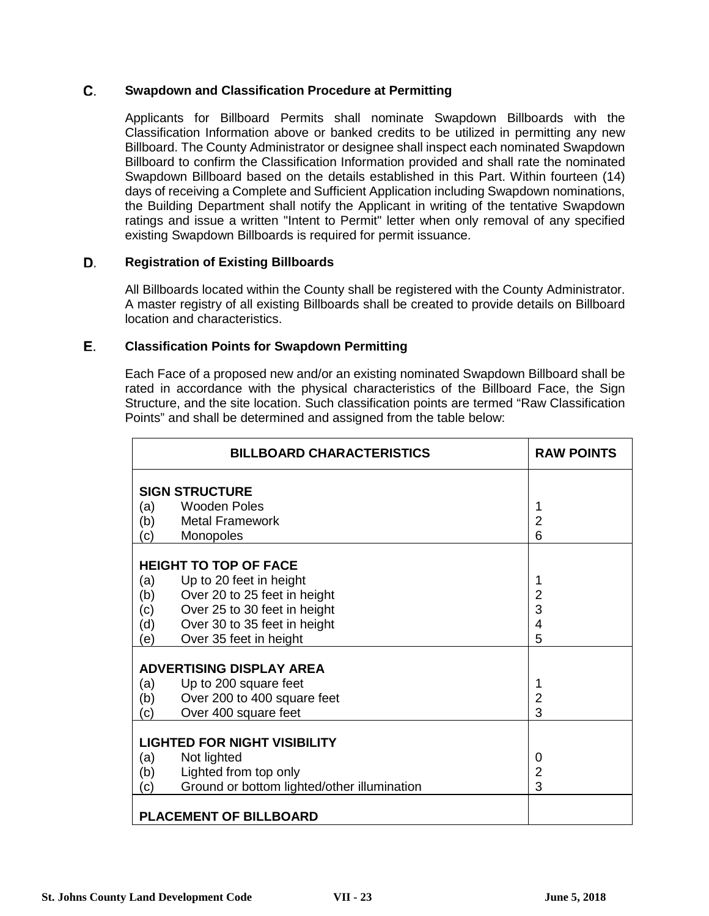### C. Swapdown and Classification Procedure at Permitting

Applicants for Billboard Permits shall nominate Swapdown Billboards with the Classification Information above or banked credits to be utilized in permitting any new Billboard. The County Administrator or designee shall inspect each nominated Swapdown Billboard to confirm the Classification Information provided and shall rate the nominated Swapdown Billboard based on the details established in this Part. Within fourteen (14) days of receiving a Complete and Sufficient Application including Swapdown nominations, the Building Department shall notify the Applicant in writing of the tentative Swapdown ratings and issue a written "Intent to Permit" letter when only removal of any specified existing Swapdown Billboards is required for permit issuance.

### D. Registration of Existing Billboards

All Billboards located within the County shall be registered with the County Administrator. A master registry of all existing Billboards shall be created to provide details on Billboard location and characteristics.

### E. Classification Points for Swapdown Permitting

Each Face of a proposed new and/or an existing nominated Swapdown Billboard shall be rated in accordance with the physical characteristics of the Billboard Face, the Sign Structure, and the site location. Such classification points are termed "Raw Classification Points" and shall be determined and assigned from the table below:

| BILLBOARD CHARACTERISTICS | RAW POINTS |
|---|---|
| **SIGN STRUCTURE** | |
| (a) Wooden Poles | 1 |
| (b) Metal Framework | 2 |
| (c) Monopoles | 6 |
| **HEIGHT TO TOP OF FACE** | |
| (a) Up to 20 feet in height | 1 |
| (b) Over 20 to 25 feet in height | 2 |
| (c) Over 25 to 30 feet in height | 3 |
| (d) Over 30 to 35 feet in height | 4 |
| (e) Over 35 feet in height | 5 |
| **ADVERTISING DISPLAY AREA** | |
| (a) Up to 200 square feet | 1 |
| (b) Over 200 to 400 square feet | 2 |
| (c) Over 400 square feet | 3 |
| **LIGHTED FOR NIGHT VISIBILITY** | |
| (a) Not lighted | 0 |
| (b) Lighted from top only | 2 |
| (c) Ground or bottom lighted/other illumination | 3 |
| **PLACEMENT OF BILLBOARD** | |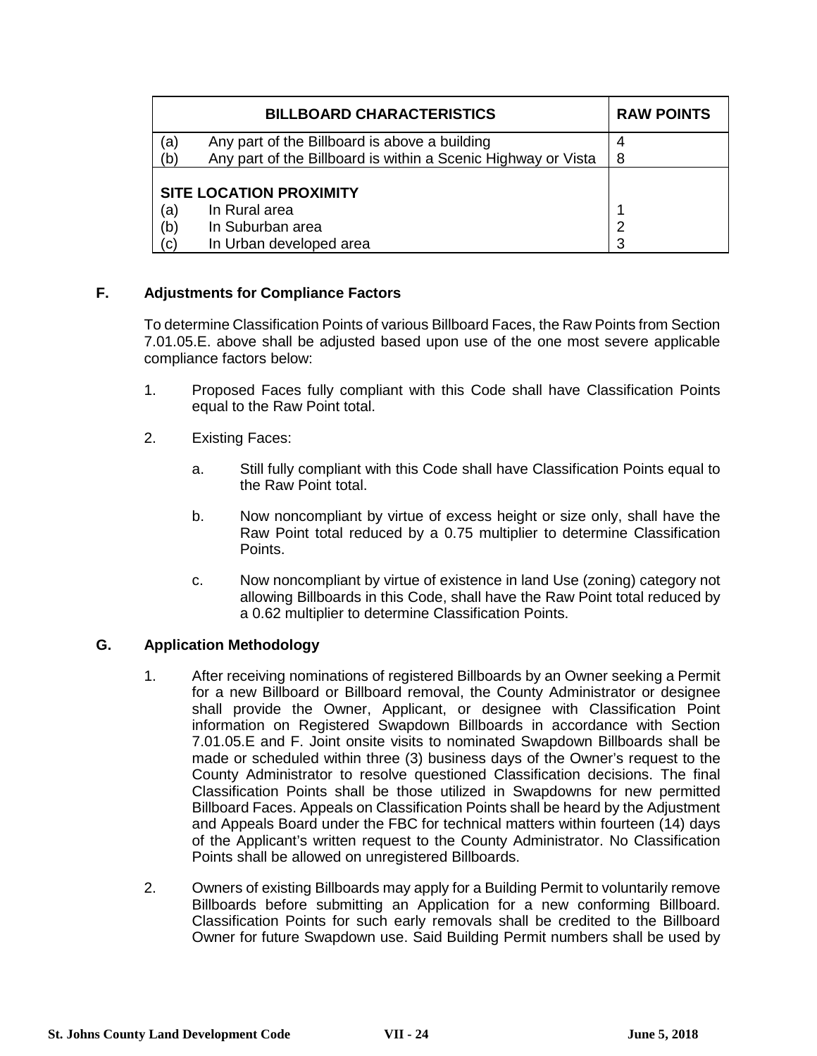| BILLBOARD CHARACTERISTICS | RAW POINTS |
|---|---|
| (a) Any part of the Billboard is above a building | 4 |
| (b) Any part of the Billboard is within a Scenic Highway or Vista | 8 |
| **SITE LOCATION PROXIMITY** | |
| (a) In Rural area | 1 |
| (b) In Suburban area | 2 |
| (c) In Urban developed area | 3 |

### F. Adjustments for Compliance Factors

To determine Classification Points of various Billboard Faces, the Raw Points from Section 7.01.05.E. above shall be adjusted based upon use of the one most severe applicable compliance factors below:

1. Proposed Faces fully compliant with this Code shall have Classification Points equal to the Raw Point total.

2. Existing Faces:

   a. Still fully compliant with this Code shall have Classification Points equal to the Raw Point total.

   b. Now noncompliant by virtue of excess height or size only, shall have the Raw Point total reduced by a 0.75 multiplier to determine Classification Points.

   c. Now noncompliant by virtue of existence in land Use (zoning) category not allowing Billboards in this Code, shall have the Raw Point total reduced by a 0.62 multiplier to determine Classification Points.

### G. Application Methodology

1. After receiving nominations of registered Billboards by an Owner seeking a Permit for a new Billboard or Billboard removal, the County Administrator or designee shall provide the Owner, Applicant, or designee with Classification Point information on Registered Swapdown Billboards in accordance with Section 7.01.05.E and F. Joint onsite visits to nominated Swapdown Billboards shall be made or scheduled within three (3) business days of the Owner's request to the County Administrator to resolve questioned Classification decisions. The final Classification Points shall be those utilized in Swapdowns for new permitted Billboard Faces. Appeals on Classification Points shall be heard by the Adjustment and Appeals Board under the FBC for technical matters within fourteen (14) days of the Applicant's written request to the County Administrator. No Classification Points shall be allowed on unregistered Billboards.

2. Owners of existing Billboards may apply for a Building Permit to voluntarily remove Billboards before submitting an Application for a new conforming Billboard. Classification Points for such early removals shall be credited to the Billboard Owner for future Swapdown use. Said Building Permit numbers shall be used by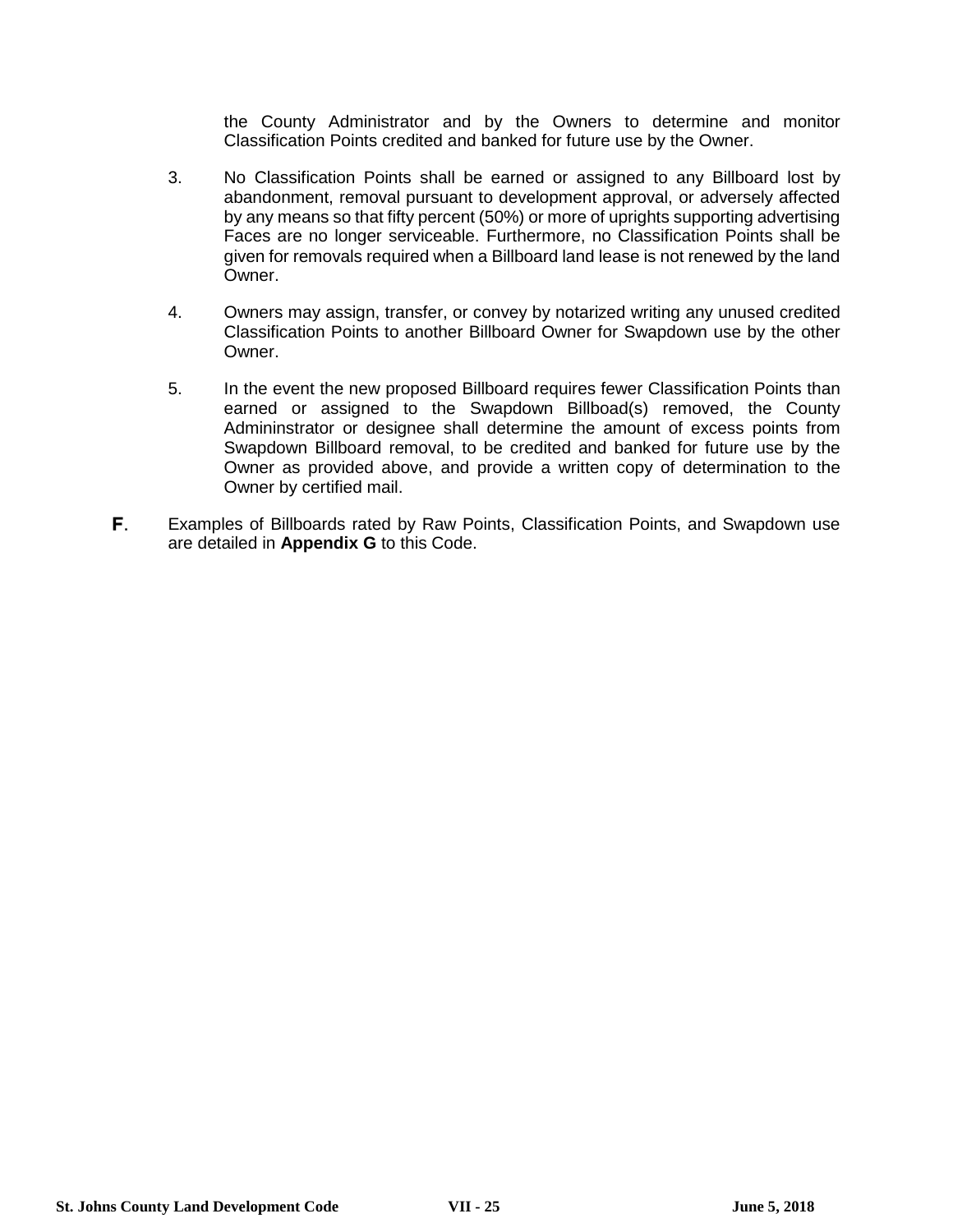the County Administrator and by the Owners to determine and monitor Classification Points credited and banked for future use by the Owner.

3. No Classification Points shall be earned or assigned to any Billboard lost by abandonment, removal pursuant to development approval, or adversely affected by any means so that fifty percent (50%) or more of uprights supporting advertising Faces are no longer serviceable. Furthermore, no Classification Points shall be given for removals required when a Billboard land lease is not renewed by the land Owner.

4. Owners may assign, transfer, or convey by notarized writing any unused credited Classification Points to another Billboard Owner for Swapdown use by the other Owner.

5. In the event the new proposed Billboard requires fewer Classification Points than earned or assigned to the Swapdown Billboad(s) removed, the County Admininstrator or designee shall determine the amount of excess points from Swapdown Billboard removal, to be credited and banked for future use by the Owner as provided above, and provide a written copy of determination to the Owner by certified mail.

**F**. Examples of Billboards rated by Raw Points, Classification Points, and Swapdown use are detailed in **Appendix G** to this Code.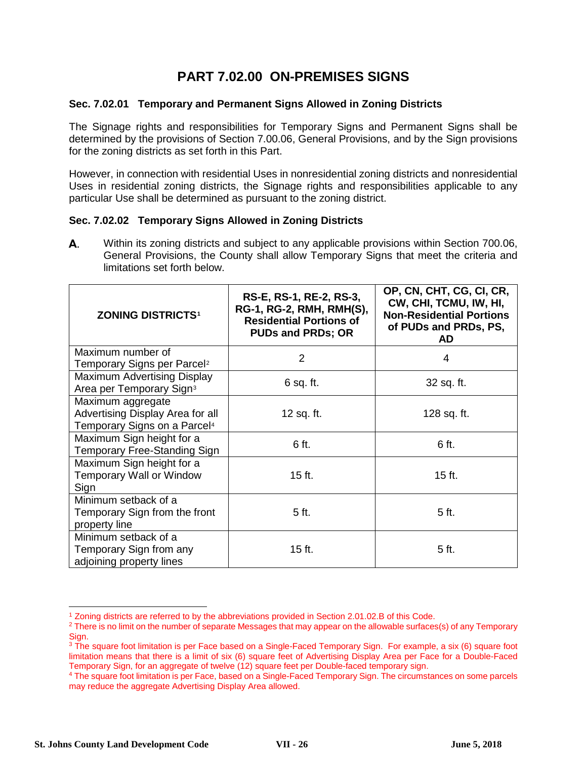# PART 7.02.00 ON-PREMISES SIGNS

### Sec. 7.02.01 Temporary and Permanent Signs Allowed in Zoning Districts

The Signage rights and responsibilities for Temporary Signs and Permanent Signs shall be determined by the provisions of Section 7.00.06, General Provisions, and by the Sign provisions for the zoning districts as set forth in this Part.

However, in connection with residential Uses in nonresidential zoning districts and nonresidential Uses in residential zoning districts, the Signage rights and responsibilities applicable to any particular Use shall be determined as pursuant to the zoning district.

### Sec. 7.02.02 Temporary Signs Allowed in Zoning Districts

**A.** Within its zoning districts and subject to any applicable provisions within Section 700.06, General Provisions, the County shall allow Temporary Signs that meet the criteria and limitations set forth below.

| ZONING DISTRICTS[1] | RS-E, RS-1, RE-2, RS-3, RG-1, RG-2, RMH, RMH(S), Residential Portions of PUDs and PRDs; OR | OP, CN, CHT, CG, CI, CR, CW, CHI, TCMU, IW, HI, Non-Residential Portions of PUDs and PRDs, PS, AD |
|---|---|---|
| Maximum number of Temporary Signs per Parcel[2] | 2 | 4 |
| Maximum Advertising Display Area per Temporary Sign[3] | 6 sq. ft. | 32 sq. ft. |
| Maximum aggregate Advertising Display Area for all Temporary Signs on a Parcel[4] | 12 sq. ft. | 128 sq. ft. |
| Maximum Sign height for a Temporary Free-Standing Sign | 6 ft. | 6 ft. |
| Maximum Sign height for a Temporary Wall or Window Sign | 15 ft. | 15 ft. |
| Minimum setback of a Temporary Sign from the front property line | 5 ft. | 5 ft. |
| Minimum setback of a Temporary Sign from any adjoining property lines | 15 ft. | 5 ft. |

[1] Zoning districts are referred to by the abbreviations provided in Section 2.01.02.B of this Code.

[2] There is no limit on the number of separate Messages that may appear on the allowable surfaces(s) of any Temporary Sign.

[3] The square foot limitation is per Face based on a Single-Faced Temporary Sign. For example, a six (6) square foot limitation means that there is a limit of six (6) square feet of Advertising Display Area per Face for a Double-Faced Temporary Sign, for an aggregate of twelve (12) square feet per Double-faced temporary sign.

[4] The square foot limitation is per Face, based on a Single-Faced Temporary Sign. The circumstances on some parcels may reduce the aggregate Advertising Display Area allowed.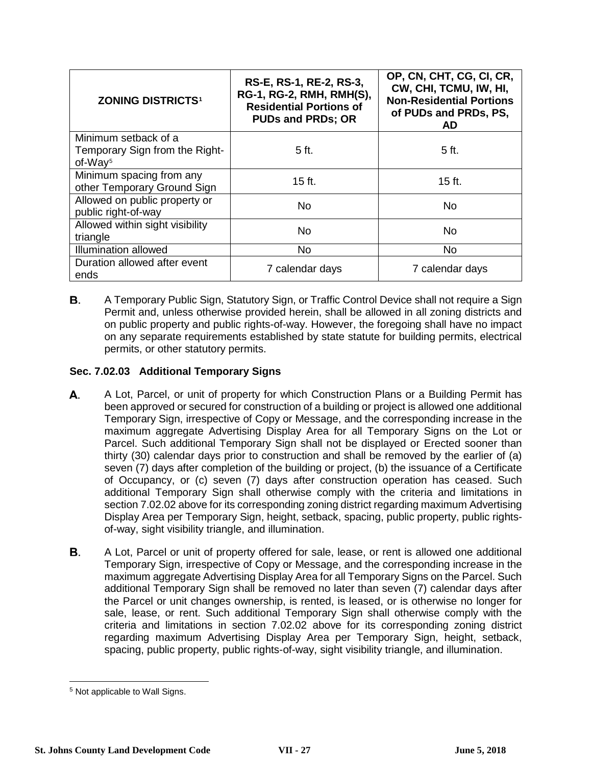| ZONING DISTRICTS[1] | RS-E, RS-1, RE-2, RS-3, RG-1, RG-2, RMH, RMH(S), Residential Portions of PUDs and PRDs; OR | OP, CN, CHT, CG, CI, CR, CW, CHI, TCMU, IW, HI, Non-Residential Portions of PUDs and PRDs, PS, AD |
|---|---|---|
| Minimum setback of a Temporary Sign from the Right-of-Way[5] | 5 ft. | 5 ft. |
| Minimum spacing from any other Temporary Ground Sign | 15 ft. | 15 ft. |
| Allowed on public property or public right-of-way | No | No |
| Allowed within sight visibility triangle | No | No |
| Illumination allowed | No | No |
| Duration allowed after event ends | 7 calendar days | 7 calendar days |

**B.** A Temporary Public Sign, Statutory Sign, or Traffic Control Device shall not require a Sign Permit and, unless otherwise provided herein, shall be allowed in all zoning districts and on public property and public rights-of-way. However, the foregoing shall have no impact on any separate requirements established by state statute for building permits, electrical permits, or other statutory permits.

### Sec. 7.02.03 Additional Temporary Signs

**A.** A Lot, Parcel, or unit of property for which Construction Plans or a Building Permit has been approved or secured for construction of a building or project is allowed one additional Temporary Sign, irrespective of Copy or Message, and the corresponding increase in the maximum aggregate Advertising Display Area for all Temporary Signs on the Lot or Parcel. Such additional Temporary Sign shall not be displayed or Erected sooner than thirty (30) calendar days prior to construction and shall be removed by the earlier of (a) seven (7) days after completion of the building or project, (b) the issuance of a Certificate of Occupancy, or (c) seven (7) days after construction operation has ceased. Such additional Temporary Sign shall otherwise comply with the criteria and limitations in section 7.02.02 above for its corresponding zoning district regarding maximum Advertising Display Area per Temporary Sign, height, setback, spacing, public property, public rights-of-way, sight visibility triangle, and illumination.

**B.** A Lot, Parcel or unit of property offered for sale, lease, or rent is allowed one additional Temporary Sign, irrespective of Copy or Message, and the corresponding increase in the maximum aggregate Advertising Display Area for all Temporary Signs on the Parcel. Such additional Temporary Sign shall be removed no later than seven (7) calendar days after the Parcel or unit changes ownership, is rented, is leased, or is otherwise no longer for sale, lease, or rent. Such additional Temporary Sign shall otherwise comply with the criteria and limitations in section 7.02.02 above for its corresponding zoning district regarding maximum Advertising Display Area per Temporary Sign, height, setback, spacing, public property, public rights-of-way, sight visibility triangle, and illumination.

---

[5] Not applicable to Wall Signs.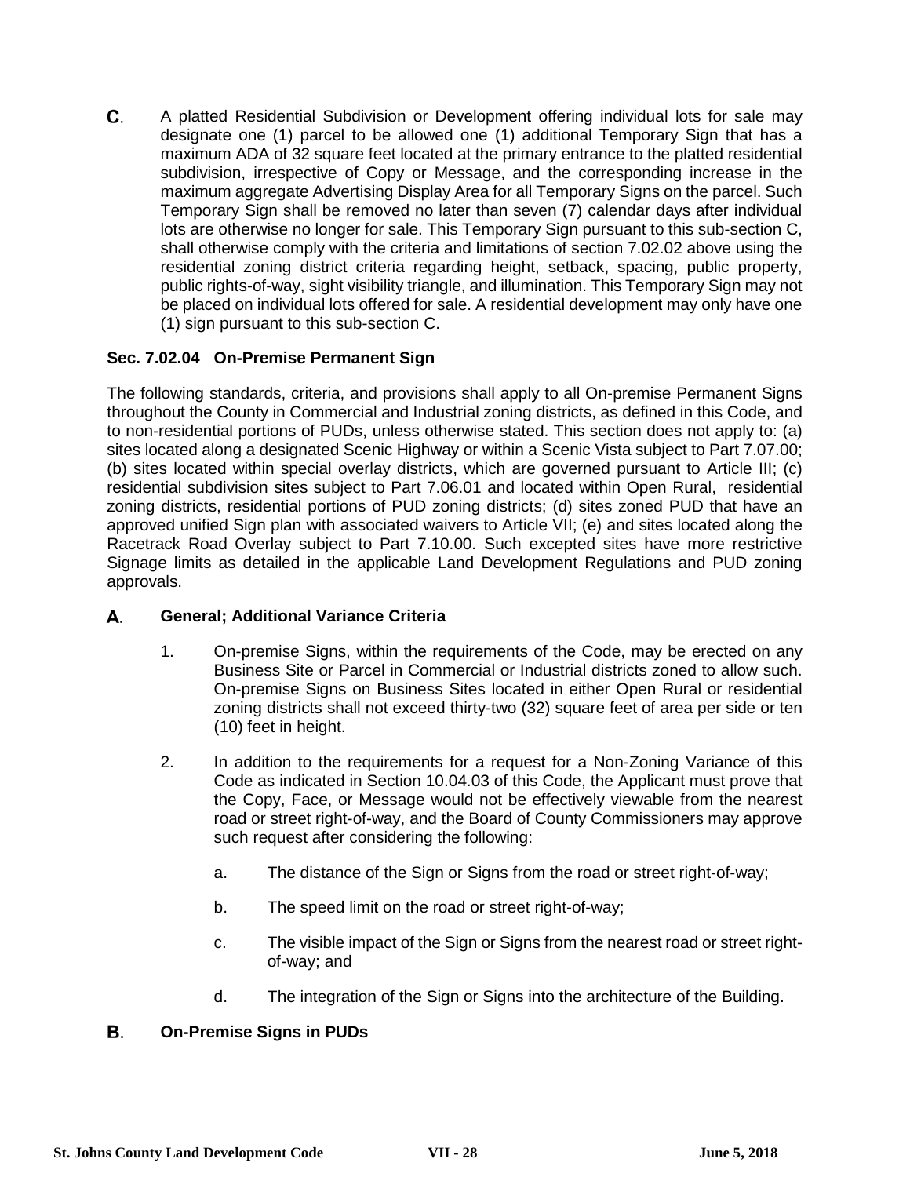**C.** A platted Residential Subdivision or Development offering individual lots for sale may designate one (1) parcel to be allowed one (1) additional Temporary Sign that has a maximum ADA of 32 square feet located at the primary entrance to the platted residential subdivision, irrespective of Copy or Message, and the corresponding increase in the maximum aggregate Advertising Display Area for all Temporary Signs on the parcel. Such Temporary Sign shall be removed no later than seven (7) calendar days after individual lots are otherwise no longer for sale. This Temporary Sign pursuant to this sub-section C, shall otherwise comply with the criteria and limitations of section 7.02.02 above using the residential zoning district criteria regarding height, setback, spacing, public property, public rights-of-way, sight visibility triangle, and illumination. This Temporary Sign may not be placed on individual lots offered for sale. A residential development may only have one (1) sign pursuant to this sub-section C.

### Sec. 7.02.04 On-Premise Permanent Sign

The following standards, criteria, and provisions shall apply to all On-premise Permanent Signs throughout the County in Commercial and Industrial zoning districts, as defined in this Code, and to non-residential portions of PUDs, unless otherwise stated. This section does not apply to: (a) sites located along a designated Scenic Highway or within a Scenic Vista subject to Part 7.07.00; (b) sites located within special overlay districts, which are governed pursuant to Article III; (c) residential subdivision sites subject to Part 7.06.01 and located within Open Rural, residential zoning districts, residential portions of PUD zoning districts; (d) sites zoned PUD that have an approved unified Sign plan with associated waivers to Article VII; (e) and sites located along the Racetrack Road Overlay subject to Part 7.10.00. Such excepted sites have more restrictive Signage limits as detailed in the applicable Land Development Regulations and PUD zoning approvals.

**A. General; Additional Variance Criteria**

1. On-premise Signs, within the requirements of the Code, may be erected on any Business Site or Parcel in Commercial or Industrial districts zoned to allow such. On-premise Signs on Business Sites located in either Open Rural or residential zoning districts shall not exceed thirty-two (32) square feet of area per side or ten (10) feet in height.

2. In addition to the requirements for a request for a Non-Zoning Variance of this Code as indicated in Section 10.04.03 of this Code, the Applicant must prove that the Copy, Face, or Message would not be effectively viewable from the nearest road or street right-of-way, and the Board of County Commissioners may approve such request after considering the following:

   a. The distance of the Sign or Signs from the road or street right-of-way;

   b. The speed limit on the road or street right-of-way;

   c. The visible impact of the Sign or Signs from the nearest road or street right-of-way; and

   d. The integration of the Sign or Signs into the architecture of the Building.

**B. On-Premise Signs in PUDs**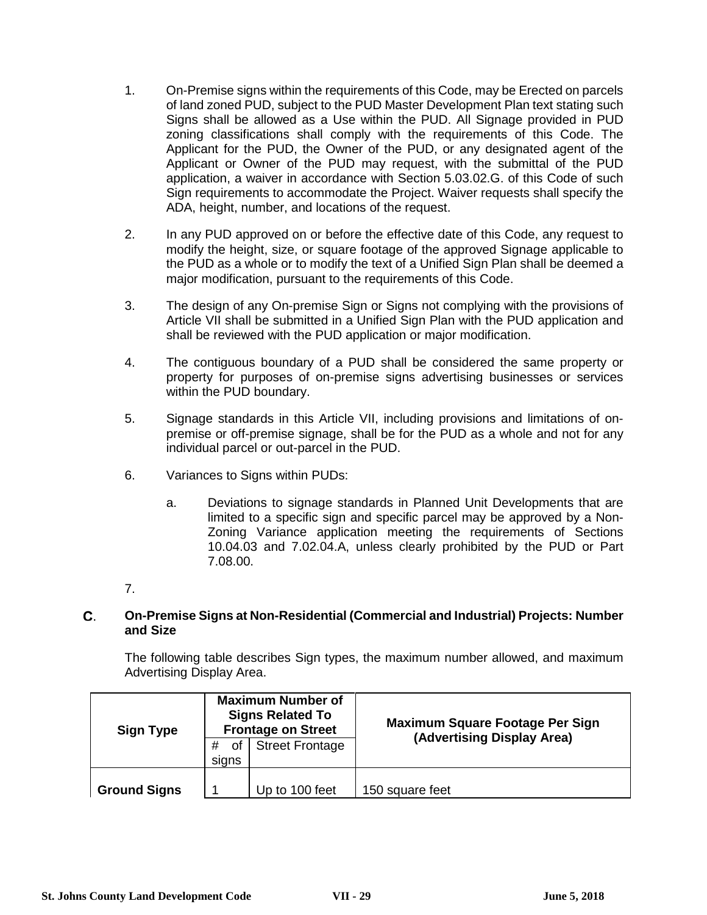1. On-Premise signs within the requirements of this Code, may be Erected on parcels of land zoned PUD, subject to the PUD Master Development Plan text stating such Signs shall be allowed as a Use within the PUD. All Signage provided in PUD zoning classifications shall comply with the requirements of this Code. The Applicant for the PUD, the Owner of the PUD, or any designated agent of the Applicant or Owner of the PUD may request, with the submittal of the PUD application, a waiver in accordance with Section 5.03.02.G. of this Code of such Sign requirements to accommodate the Project. Waiver requests shall specify the ADA, height, number, and locations of the request.

2. In any PUD approved on or before the effective date of this Code, any request to modify the height, size, or square footage of the approved Signage applicable to the PUD as a whole or to modify the text of a Unified Sign Plan shall be deemed a major modification, pursuant to the requirements of this Code.

3. The design of any On-premise Sign or Signs not complying with the provisions of Article VII shall be submitted in a Unified Sign Plan with the PUD application and shall be reviewed with the PUD application or major modification.

4. The contiguous boundary of a PUD shall be considered the same property or property for purposes of on-premise signs advertising businesses or services within the PUD boundary.

5. Signage standards in this Article VII, including provisions and limitations of on-premise or off-premise signage, shall be for the PUD as a whole and not for any individual parcel or out-parcel in the PUD.

6. Variances to Signs within PUDs:

   a. Deviations to signage standards in Planned Unit Developments that are limited to a specific sign and specific parcel may be approved by a Non-Zoning Variance application meeting the requirements of Sections 10.04.03 and 7.02.04.A, unless clearly prohibited by the PUD or Part 7.08.00.

7.

**C. On-Premise Signs at Non-Residential (Commercial and Industrial) Projects: Number and Size**

The following table describes Sign types, the maximum number allowed, and maximum Advertising Display Area.

| Sign Type | Maximum Number of Signs Related To Frontage on Street | | Maximum Square Footage Per Sign (Advertising Display Area) |
|---|---|---|---|
| | # of signs | Street Frontage | |
| **Ground Signs** | 1 | Up to 100 feet | 150 square feet |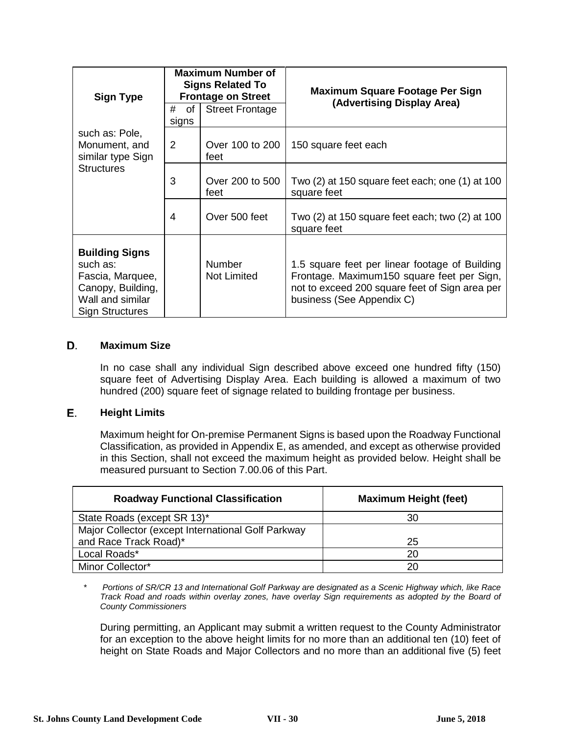| Sign Type | Maximum Number of Signs Related To Frontage on Street | | Maximum Square Footage Per Sign (Advertising Display Area) |
|---|---|---|---|
| | # of signs | Street Frontage | |
| such as: Pole, Monument, and similar type Sign Structures | 2 | Over 100 to 200 feet | 150 square feet each |
| | 3 | Over 200 to 500 feet | Two (2) at 150 square feet each; one (1) at 100 square feet |
| | 4 | Over 500 feet | Two (2) at 150 square feet each; two (2) at 100 square feet |
| **Building Signs** such as: Fascia, Marquee, Canopy, Building, Wall and similar Sign Structures | | Number Not Limited | 1.5 square feet per linear footage of Building Frontage. Maximum150 square feet per Sign, not to exceed 200 square feet of Sign area per business (See Appendix C) |

**D. Maximum Size**

In no case shall any individual Sign described above exceed one hundred fifty (150) square feet of Advertising Display Area. Each building is allowed a maximum of two hundred (200) square feet of signage related to building frontage per business.

**E. Height Limits**

Maximum height for On-premise Permanent Signs is based upon the Roadway Functional Classification, as provided in Appendix E, as amended, and except as otherwise provided in this Section, shall not exceed the maximum height as provided below. Height shall be measured pursuant to Section 7.00.06 of this Part.

| Roadway Functional Classification | Maximum Height (feet) |
|---|---|
| State Roads (except SR 13)* | 30 |
| Major Collector (except International Golf Parkway and Race Track Road)* | 25 |
| Local Roads* | 20 |
| Minor Collector* | 20 |

*\* Portions of SR/CR 13 and International Golf Parkway are designated as a Scenic Highway which, like Race Track Road and roads within overlay zones, have overlay Sign requirements as adopted by the Board of County Commissioners*

During permitting, an Applicant may submit a written request to the County Administrator for an exception to the above height limits for no more than an additional ten (10) feet of height on State Roads and Major Collectors and no more than an additional five (5) feet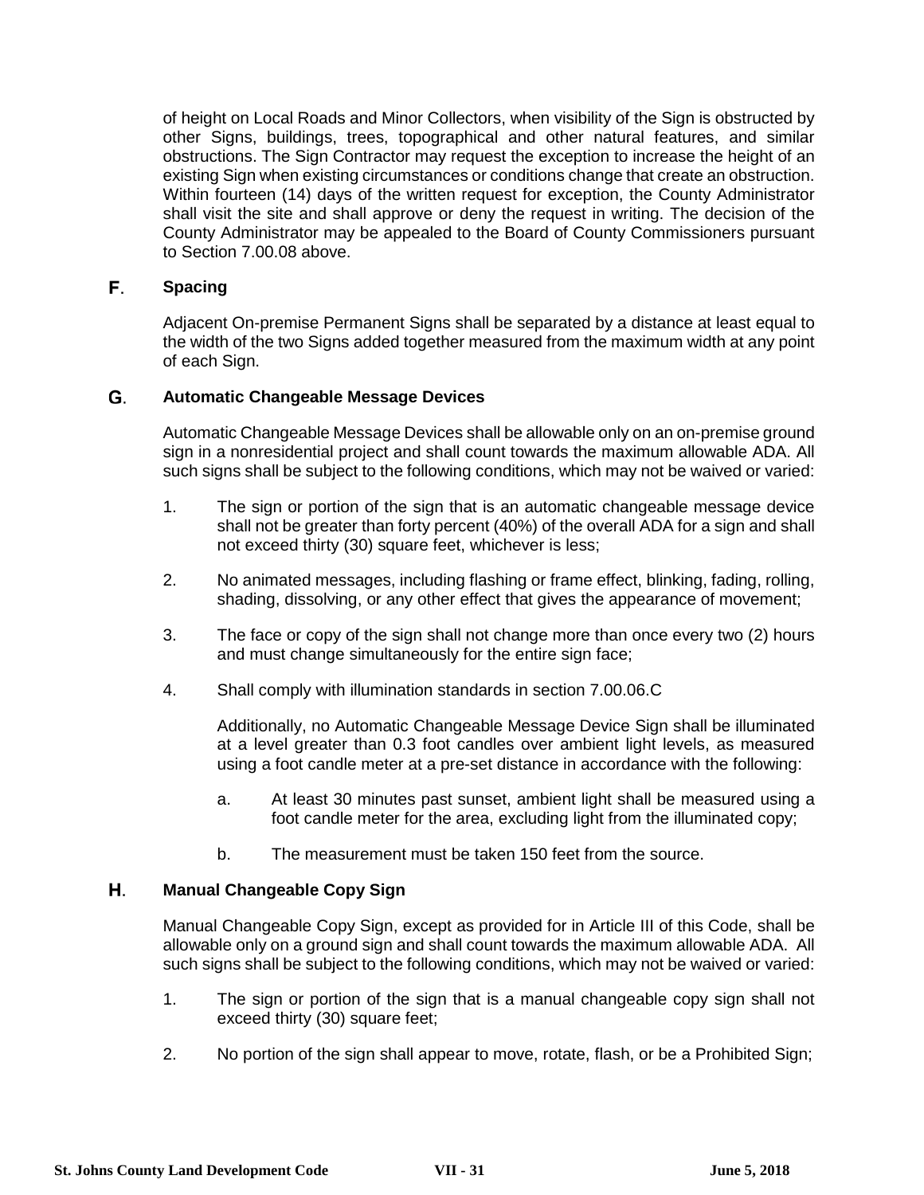of height on Local Roads and Minor Collectors, when visibility of the Sign is obstructed by other Signs, buildings, trees, topographical and other natural features, and similar obstructions. The Sign Contractor may request the exception to increase the height of an existing Sign when existing circumstances or conditions change that create an obstruction. Within fourteen (14) days of the written request for exception, the County Administrator shall visit the site and shall approve or deny the request in writing. The decision of the County Administrator may be appealed to the Board of County Commissioners pursuant to Section 7.00.08 above.

**F. Spacing**

Adjacent On-premise Permanent Signs shall be separated by a distance at least equal to the width of the two Signs added together measured from the maximum width at any point of each Sign.

**G. Automatic Changeable Message Devices**

Automatic Changeable Message Devices shall be allowable only on an on-premise ground sign in a nonresidential project and shall count towards the maximum allowable ADA. All such signs shall be subject to the following conditions, which may not be waived or varied:

1. The sign or portion of the sign that is an automatic changeable message device shall not be greater than forty percent (40%) of the overall ADA for a sign and shall not exceed thirty (30) square feet, whichever is less;
2. No animated messages, including flashing or frame effect, blinking, fading, rolling, shading, dissolving, or any other effect that gives the appearance of movement;
3. The face or copy of the sign shall not change more than once every two (2) hours and must change simultaneously for the entire sign face;
4. Shall comply with illumination standards in section 7.00.06.C

   Additionally, no Automatic Changeable Message Device Sign shall be illuminated at a level greater than 0.3 foot candles over ambient light levels, as measured using a foot candle meter at a pre-set distance in accordance with the following:

   a. At least 30 minutes past sunset, ambient light shall be measured using a foot candle meter for the area, excluding light from the illuminated copy;

   b. The measurement must be taken 150 feet from the source.

**H. Manual Changeable Copy Sign**

Manual Changeable Copy Sign, except as provided for in Article III of this Code, shall be allowable only on a ground sign and shall count towards the maximum allowable ADA. All such signs shall be subject to the following conditions, which may not be waived or varied:

1. The sign or portion of the sign that is a manual changeable copy sign shall not exceed thirty (30) square feet;
2. No portion of the sign shall appear to move, rotate, flash, or be a Prohibited Sign;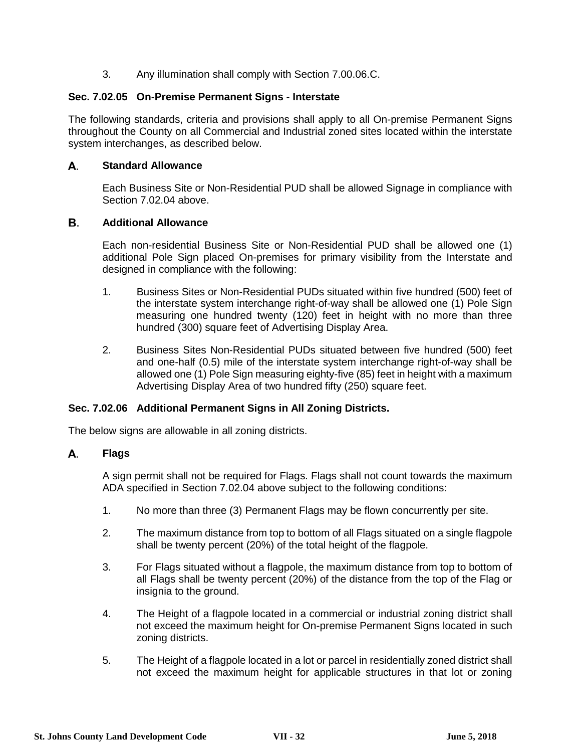3. Any illumination shall comply with Section 7.00.06.C.

### Sec. 7.02.05 On-Premise Permanent Signs - Interstate

The following standards, criteria and provisions shall apply to all On-premise Permanent Signs throughout the County on all Commercial and Industrial zoned sites located within the interstate system interchanges, as described below.

**A. Standard Allowance**

Each Business Site or Non-Residential PUD shall be allowed Signage in compliance with Section 7.02.04 above.

**B. Additional Allowance**

Each non-residential Business Site or Non-Residential PUD shall be allowed one (1) additional Pole Sign placed On-premises for primary visibility from the Interstate and designed in compliance with the following:

1. Business Sites or Non-Residential PUDs situated within five hundred (500) feet of the interstate system interchange right-of-way shall be allowed one (1) Pole Sign measuring one hundred twenty (120) feet in height with no more than three hundred (300) square feet of Advertising Display Area.

2. Business Sites Non-Residential PUDs situated between five hundred (500) feet and one-half (0.5) mile of the interstate system interchange right-of-way shall be allowed one (1) Pole Sign measuring eighty-five (85) feet in height with a maximum Advertising Display Area of two hundred fifty (250) square feet.

### Sec. 7.02.06 Additional Permanent Signs in All Zoning Districts.

The below signs are allowable in all zoning districts.

**A. Flags**

A sign permit shall not be required for Flags. Flags shall not count towards the maximum ADA specified in Section 7.02.04 above subject to the following conditions:

1. No more than three (3) Permanent Flags may be flown concurrently per site.

2. The maximum distance from top to bottom of all Flags situated on a single flagpole shall be twenty percent (20%) of the total height of the flagpole.

3. For Flags situated without a flagpole, the maximum distance from top to bottom of all Flags shall be twenty percent (20%) of the distance from the top of the Flag or insignia to the ground.

4. The Height of a flagpole located in a commercial or industrial zoning district shall not exceed the maximum height for On-premise Permanent Signs located in such zoning districts.

5. The Height of a flagpole located in a lot or parcel in residentially zoned district shall not exceed the maximum height for applicable structures in that lot or zoning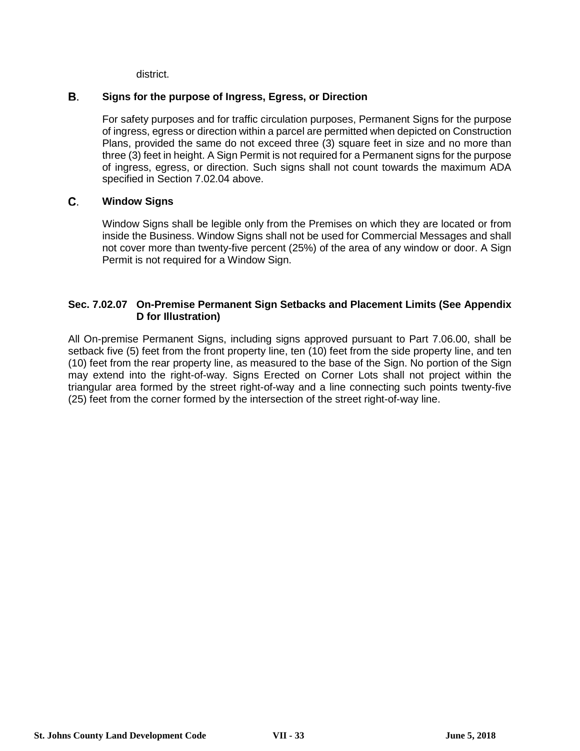district.

**B. Signs for the purpose of Ingress, Egress, or Direction**

For safety purposes and for traffic circulation purposes, Permanent Signs for the purpose of ingress, egress or direction within a parcel are permitted when depicted on Construction Plans, provided the same do not exceed three (3) square feet in size and no more than three (3) feet in height. A Sign Permit is not required for a Permanent signs for the purpose of ingress, egress, or direction. Such signs shall not count towards the maximum ADA specified in Section 7.02.04 above.

**C. Window Signs**

Window Signs shall be legible only from the Premises on which they are located or from inside the Business. Window Signs shall not be used for Commercial Messages and shall not cover more than twenty-five percent (25%) of the area of any window or door. A Sign Permit is not required for a Window Sign.

### Sec. 7.02.07 On-Premise Permanent Sign Setbacks and Placement Limits (See Appendix D for Illustration)

All On-premise Permanent Signs, including signs approved pursuant to Part 7.06.00, shall be setback five (5) feet from the front property line, ten (10) feet from the side property line, and ten (10) feet from the rear property line, as measured to the base of the Sign. No portion of the Sign may extend into the right-of-way. Signs Erected on Corner Lots shall not project within the triangular area formed by the street right-of-way and a line connecting such points twenty-five (25) feet from the corner formed by the intersection of the street right-of-way line.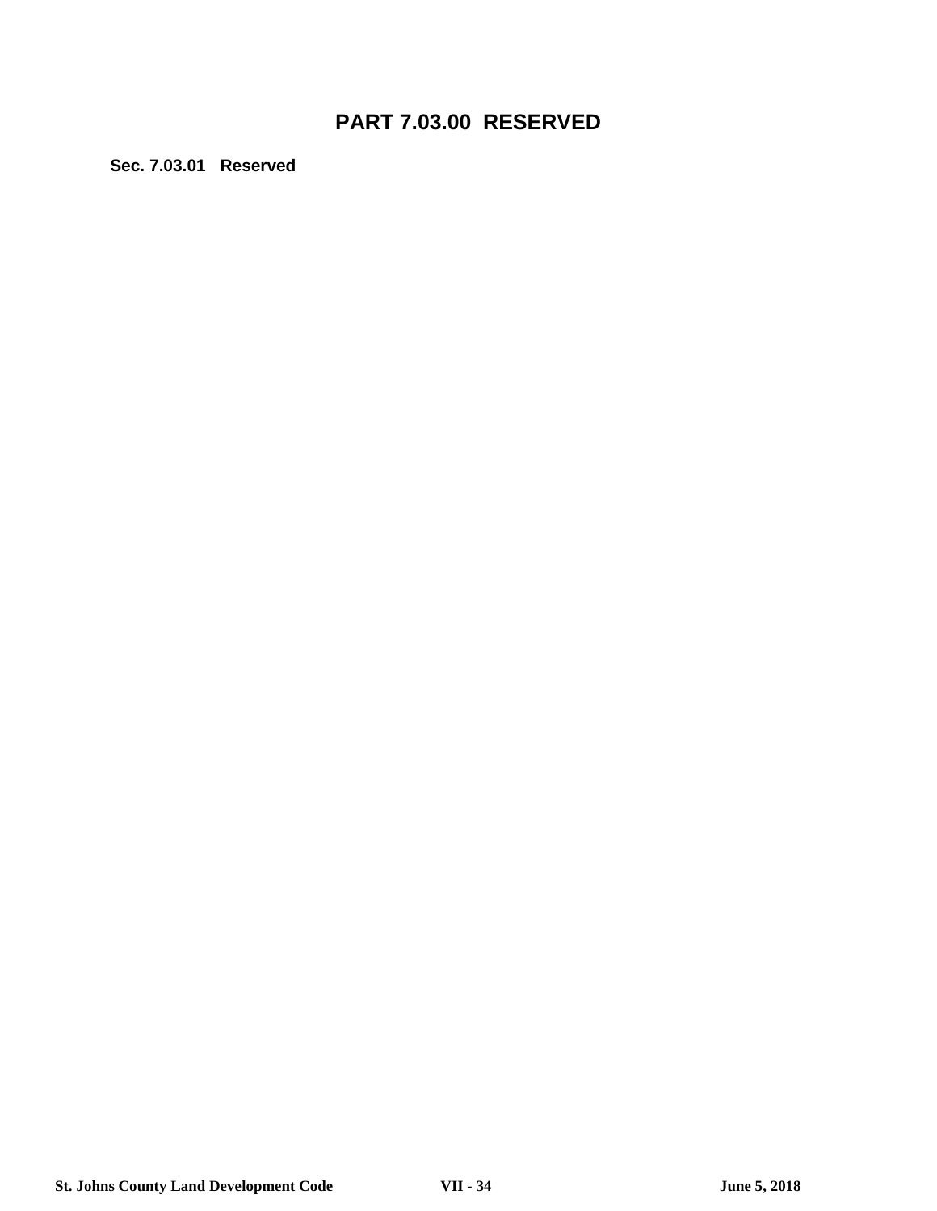# PART 7.03.00 RESERVED

**Sec. 7.03.01 Reserved**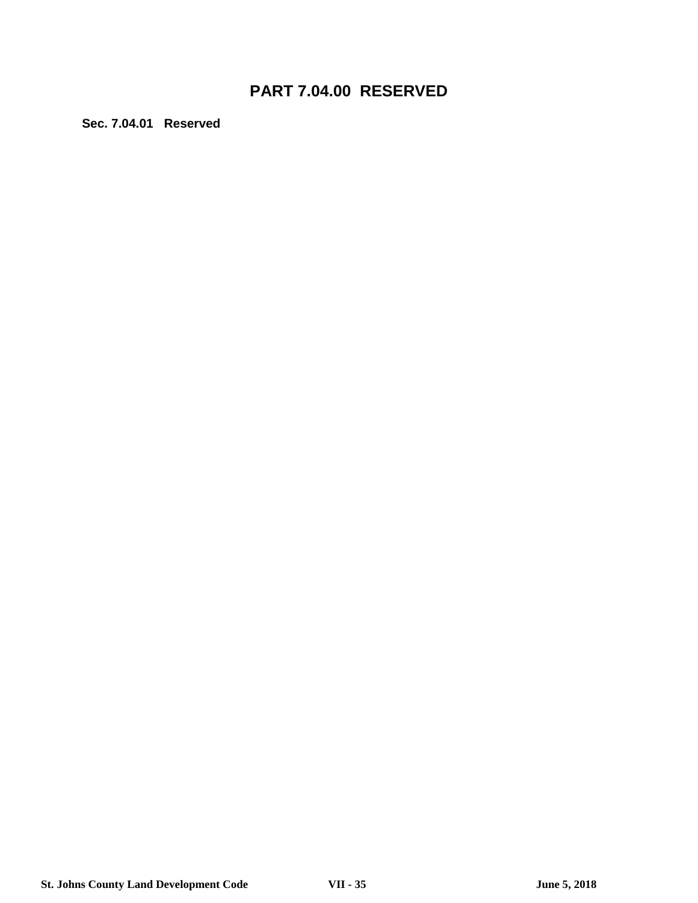# PART 7.04.00 RESERVED

**Sec. 7.04.01 Reserved**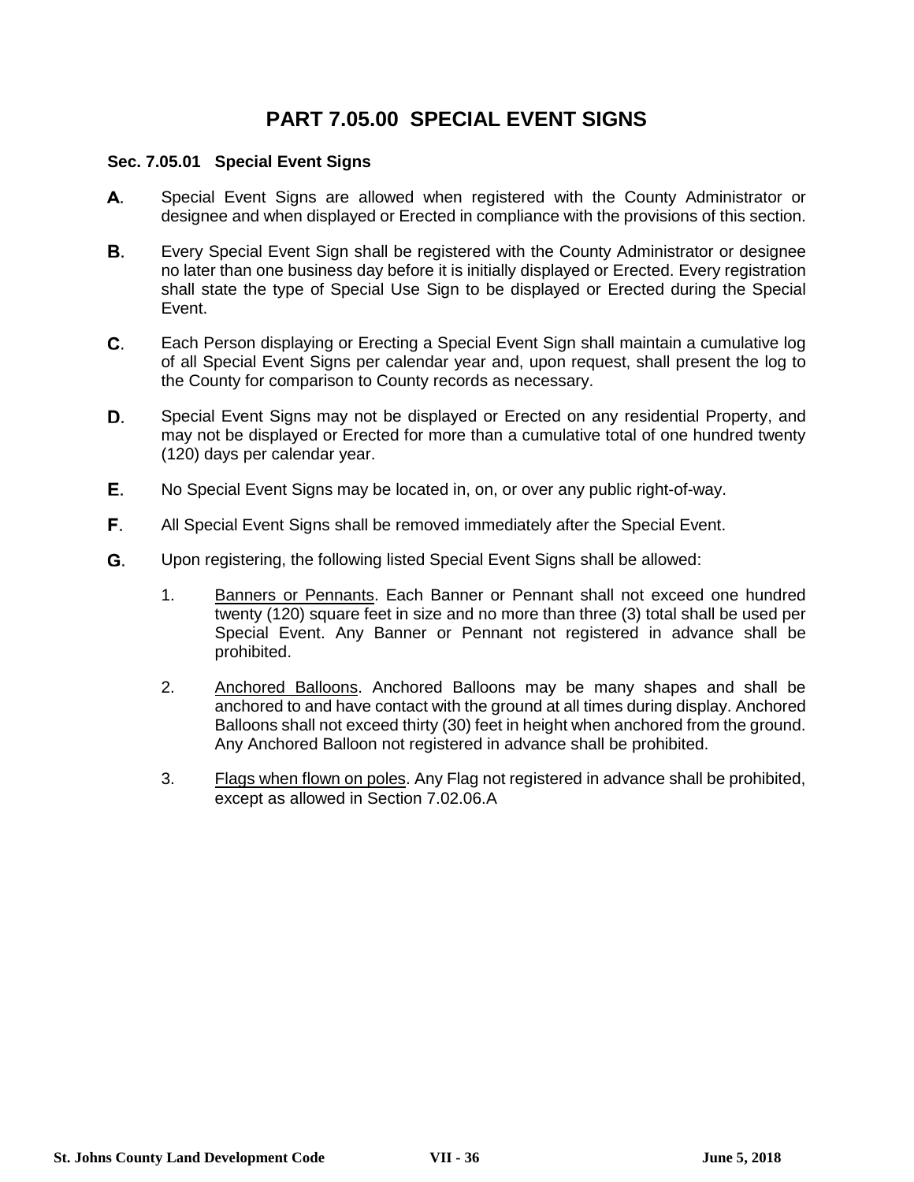# PART 7.05.00 SPECIAL EVENT SIGNS

### Sec. 7.05.01 Special Event Signs

**A.** Special Event Signs are allowed when registered with the County Administrator or designee and when displayed or Erected in compliance with the provisions of this section.

**B.** Every Special Event Sign shall be registered with the County Administrator or designee no later than one business day before it is initially displayed or Erected. Every registration shall state the type of Special Use Sign to be displayed or Erected during the Special Event.

**C.** Each Person displaying or Erecting a Special Event Sign shall maintain a cumulative log of all Special Event Signs per calendar year and, upon request, shall present the log to the County for comparison to County records as necessary.

**D.** Special Event Signs may not be displayed or Erected on any residential Property, and may not be displayed or Erected for more than a cumulative total of one hundred twenty (120) days per calendar year.

**E.** No Special Event Signs may be located in, on, or over any public right-of-way.

**F.** All Special Event Signs shall be removed immediately after the Special Event.

**G.** Upon registering, the following listed Special Event Signs shall be allowed:

1. <u>Banners or Pennants</u>. Each Banner or Pennant shall not exceed one hundred twenty (120) square feet in size and no more than three (3) total shall be used per Special Event. Any Banner or Pennant not registered in advance shall be prohibited.

2. <u>Anchored Balloons</u>. Anchored Balloons may be many shapes and shall be anchored to and have contact with the ground at all times during display. Anchored Balloons shall not exceed thirty (30) feet in height when anchored from the ground. Any Anchored Balloon not registered in advance shall be prohibited.

3. <u>Flags when flown on poles</u>. Any Flag not registered in advance shall be prohibited, except as allowed in Section 7.02.06.A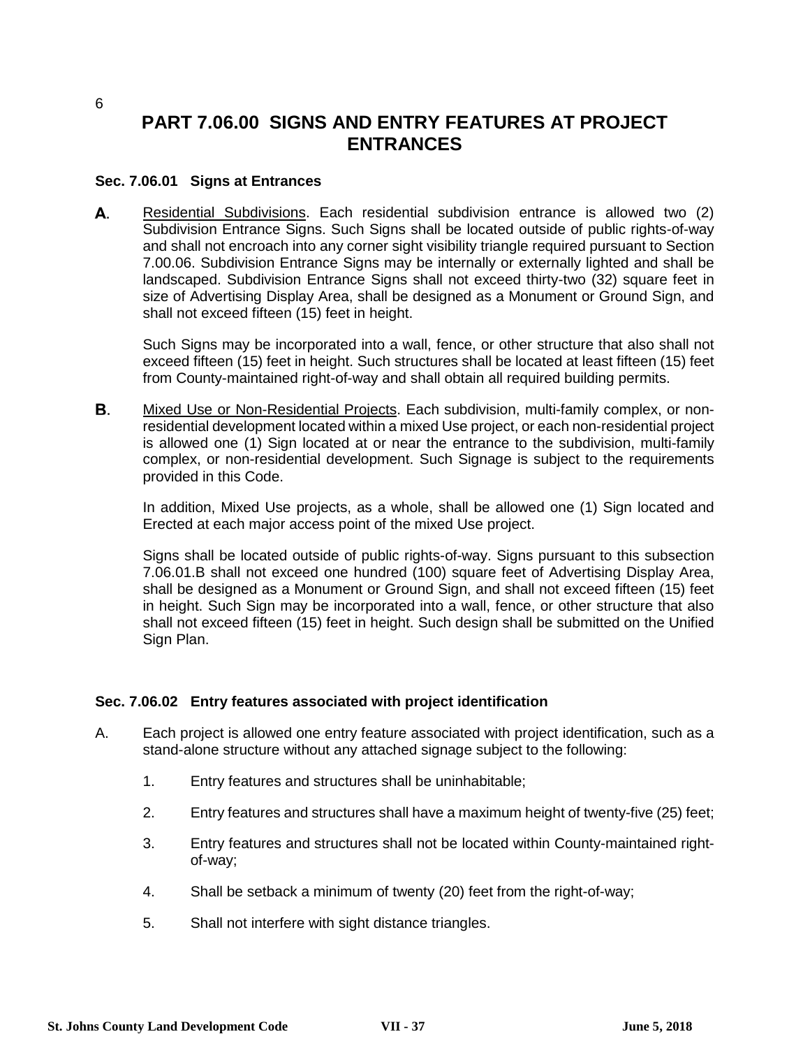# PART 7.06.00 SIGNS AND ENTRY FEATURES AT PROJECT ENTRANCES

### Sec. 7.06.01 Signs at Entrances

**A.** Residential Subdivisions. Each residential subdivision entrance is allowed two (2) Subdivision Entrance Signs. Such Signs shall be located outside of public rights-of-way and shall not encroach into any corner sight visibility triangle required pursuant to Section 7.00.06. Subdivision Entrance Signs may be internally or externally lighted and shall be landscaped. Subdivision Entrance Signs shall not exceed thirty-two (32) square feet in size of Advertising Display Area, shall be designed as a Monument or Ground Sign, and shall not exceed fifteen (15) feet in height.

Such Signs may be incorporated into a wall, fence, or other structure that also shall not exceed fifteen (15) feet in height. Such structures shall be located at least fifteen (15) feet from County-maintained right-of-way and shall obtain all required building permits.

**B.** Mixed Use or Non-Residential Projects. Each subdivision, multi-family complex, or non-residential development located within a mixed Use project, or each non-residential project is allowed one (1) Sign located at or near the entrance to the subdivision, multi-family complex, or non-residential development. Such Signage is subject to the requirements provided in this Code.

In addition, Mixed Use projects, as a whole, shall be allowed one (1) Sign located and Erected at each major access point of the mixed Use project.

Signs shall be located outside of public rights-of-way. Signs pursuant to this subsection 7.06.01.B shall not exceed one hundred (100) square feet of Advertising Display Area, shall be designed as a Monument or Ground Sign, and shall not exceed fifteen (15) feet in height. Such Sign may be incorporated into a wall, fence, or other structure that also shall not exceed fifteen (15) feet in height. Such design shall be submitted on the Unified Sign Plan.

### Sec. 7.06.02 Entry features associated with project identification

A. Each project is allowed one entry feature associated with project identification, such as a stand-alone structure without any attached signage subject to the following:

1. Entry features and structures shall be uninhabitable;
2. Entry features and structures shall have a maximum height of twenty-five (25) feet;
3. Entry features and structures shall not be located within County-maintained right-of-way;
4. Shall be setback a minimum of twenty (20) feet from the right-of-way;
5. Shall not interfere with sight distance triangles.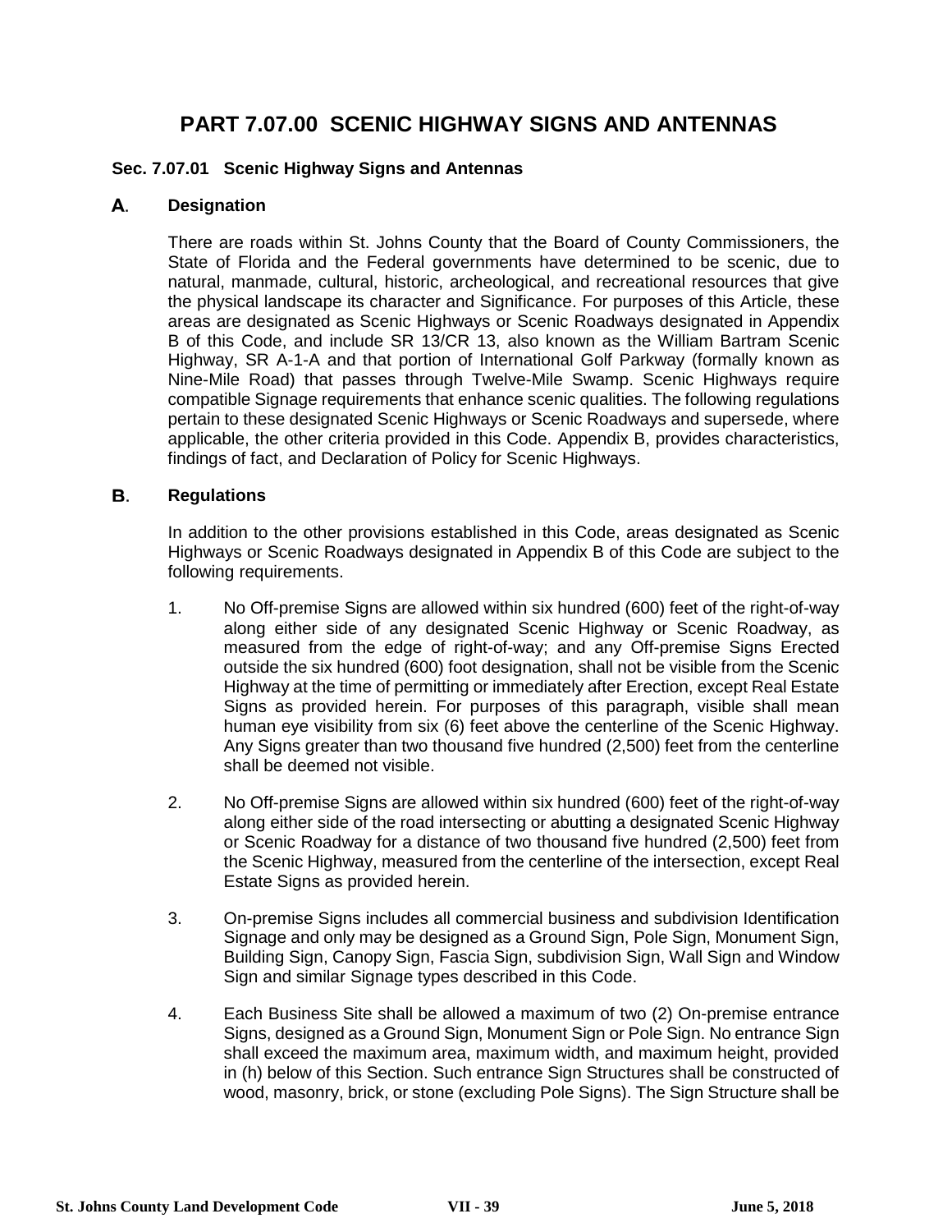# PART 7.07.00 SCENIC HIGHWAY SIGNS AND ANTENNAS

## Sec. 7.07.01 Scenic Highway Signs and Antennas

### A. Designation

There are roads within St. Johns County that the Board of County Commissioners, the State of Florida and the Federal governments have determined to be scenic, due to natural, manmade, cultural, historic, archeological, and recreational resources that give the physical landscape its character and Significance. For purposes of this Article, these areas are designated as Scenic Highways or Scenic Roadways designated in Appendix B of this Code, and include SR 13/CR 13, also known as the William Bartram Scenic Highway, SR A-1-A and that portion of International Golf Parkway (formally known as Nine-Mile Road) that passes through Twelve-Mile Swamp. Scenic Highways require compatible Signage requirements that enhance scenic qualities. The following regulations pertain to these designated Scenic Highways or Scenic Roadways and supersede, where applicable, the other criteria provided in this Code. Appendix B, provides characteristics, findings of fact, and Declaration of Policy for Scenic Highways.

### B. Regulations

In addition to the other provisions established in this Code, areas designated as Scenic Highways or Scenic Roadways designated in Appendix B of this Code are subject to the following requirements.

1. No Off-premise Signs are allowed within six hundred (600) feet of the right-of-way along either side of any designated Scenic Highway or Scenic Roadway, as measured from the edge of right-of-way; and any Off-premise Signs Erected outside the six hundred (600) foot designation, shall not be visible from the Scenic Highway at the time of permitting or immediately after Erection, except Real Estate Signs as provided herein. For purposes of this paragraph, visible shall mean human eye visibility from six (6) feet above the centerline of the Scenic Highway. Any Signs greater than two thousand five hundred (2,500) feet from the centerline shall be deemed not visible.

2. No Off-premise Signs are allowed within six hundred (600) feet of the right-of-way along either side of the road intersecting or abutting a designated Scenic Highway or Scenic Roadway for a distance of two thousand five hundred (2,500) feet from the Scenic Highway, measured from the centerline of the intersection, except Real Estate Signs as provided herein.

3. On-premise Signs includes all commercial business and subdivision Identification Signage and only may be designed as a Ground Sign, Pole Sign, Monument Sign, Building Sign, Canopy Sign, Fascia Sign, subdivision Sign, Wall Sign and Window Sign and similar Signage types described in this Code.

4. Each Business Site shall be allowed a maximum of two (2) On-premise entrance Signs, designed as a Ground Sign, Monument Sign or Pole Sign. No entrance Sign shall exceed the maximum area, maximum width, and maximum height, provided in (h) below of this Section. Such entrance Sign Structures shall be constructed of wood, masonry, brick, or stone (excluding Pole Signs). The Sign Structure shall be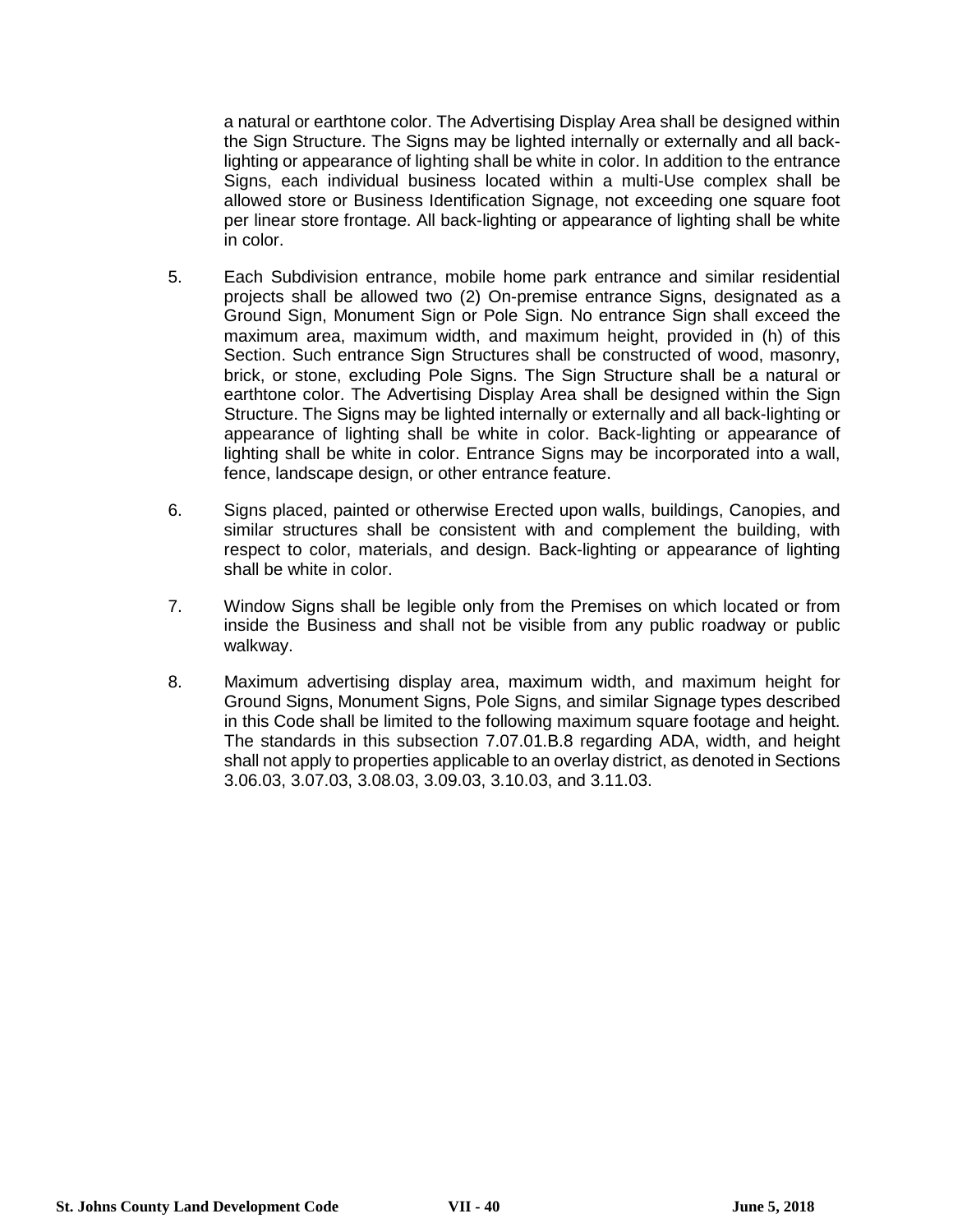a natural or earthtone color. The Advertising Display Area shall be designed within the Sign Structure. The Signs may be lighted internally or externally and all back-lighting or appearance of lighting shall be white in color. In addition to the entrance Signs, each individual business located within a multi-Use complex shall be allowed store or Business Identification Signage, not exceeding one square foot per linear store frontage. All back-lighting or appearance of lighting shall be white in color.

5. Each Subdivision entrance, mobile home park entrance and similar residential projects shall be allowed two (2) On-premise entrance Signs, designated as a Ground Sign, Monument Sign or Pole Sign. No entrance Sign shall exceed the maximum area, maximum width, and maximum height, provided in (h) of this Section. Such entrance Sign Structures shall be constructed of wood, masonry, brick, or stone, excluding Pole Signs. The Sign Structure shall be a natural or earthtone color. The Advertising Display Area shall be designed within the Sign Structure. The Signs may be lighted internally or externally and all back-lighting or appearance of lighting shall be white in color. Back-lighting or appearance of lighting shall be white in color. Entrance Signs may be incorporated into a wall, fence, landscape design, or other entrance feature.

6. Signs placed, painted or otherwise Erected upon walls, buildings, Canopies, and similar structures shall be consistent with and complement the building, with respect to color, materials, and design. Back-lighting or appearance of lighting shall be white in color.

7. Window Signs shall be legible only from the Premises on which located or from inside the Business and shall not be visible from any public roadway or public walkway.

8. Maximum advertising display area, maximum width, and maximum height for Ground Signs, Monument Signs, Pole Signs, and similar Signage types described in this Code shall be limited to the following maximum square footage and height. The standards in this subsection 7.07.01.B.8 regarding ADA, width, and height shall not apply to properties applicable to an overlay district, as denoted in Sections 3.06.03, 3.07.03, 3.08.03, 3.09.03, 3.10.03, and 3.11.03.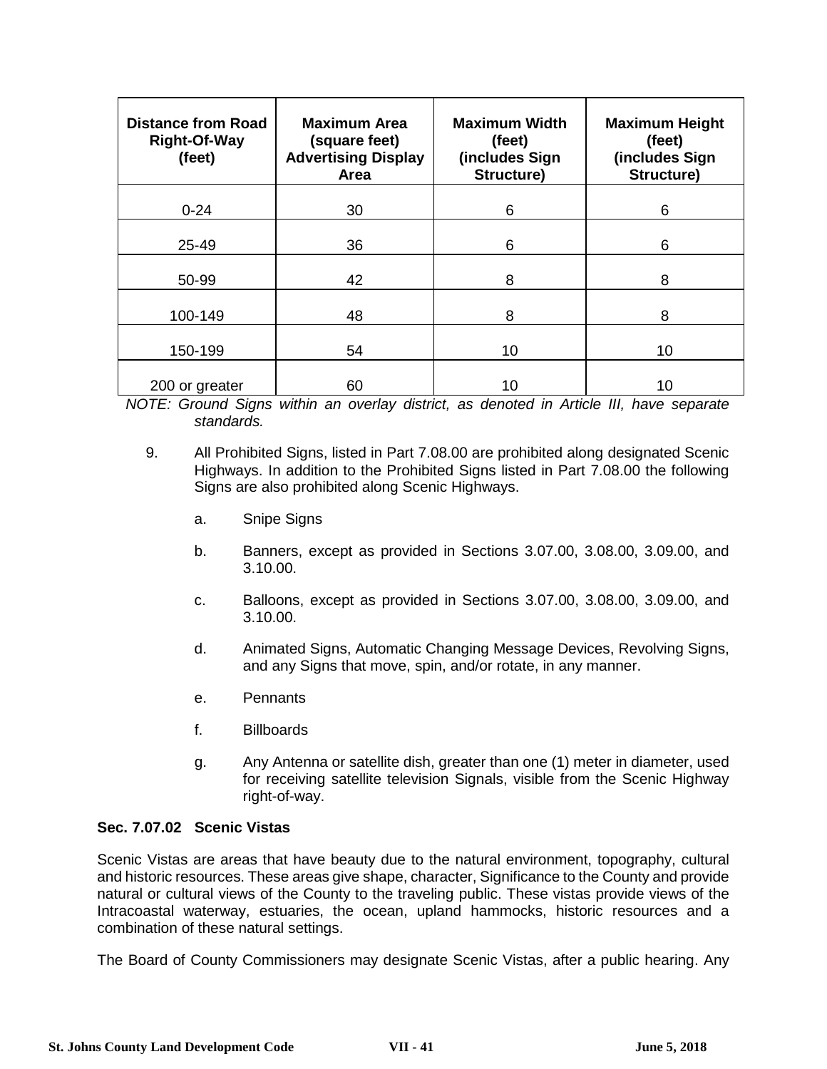| Distance from Road Right-Of-Way (feet) | Maximum Area (square feet) Advertising Display Area | Maximum Width (feet) (includes Sign Structure) | Maximum Height (feet) (includes Sign Structure) |
|---|---|---|---|
| 0-24 | 30 | 6 | 6 |
| 25-49 | 36 | 6 | 6 |
| 50-99 | 42 | 8 | 8 |
| 100-149 | 48 | 8 | 8 |
| 150-199 | 54 | 10 | 10 |
| 200 or greater | 60 | 10 | 10 |

*NOTE: Ground Signs within an overlay district, as denoted in Article III, have separate standards.*

9. All Prohibited Signs, listed in Part 7.08.00 are prohibited along designated Scenic Highways. In addition to the Prohibited Signs listed in Part 7.08.00 the following Signs are also prohibited along Scenic Highways.

   a. Snipe Signs

   b. Banners, except as provided in Sections 3.07.00, 3.08.00, 3.09.00, and 3.10.00.

   c. Balloons, except as provided in Sections 3.07.00, 3.08.00, 3.09.00, and 3.10.00.

   d. Animated Signs, Automatic Changing Message Devices, Revolving Signs, and any Signs that move, spin, and/or rotate, in any manner.

   e. Pennants

   f. Billboards

   g. Any Antenna or satellite dish, greater than one (1) meter in diameter, used for receiving satellite television Signals, visible from the Scenic Highway right-of-way.

### Sec. 7.07.02 Scenic Vistas

Scenic Vistas are areas that have beauty due to the natural environment, topography, cultural and historic resources. These areas give shape, character, Significance to the County and provide natural or cultural views of the County to the traveling public. These vistas provide views of the Intracoastal waterway, estuaries, the ocean, upland hammocks, historic resources and a combination of these natural settings.

The Board of County Commissioners may designate Scenic Vistas, after a public hearing. Any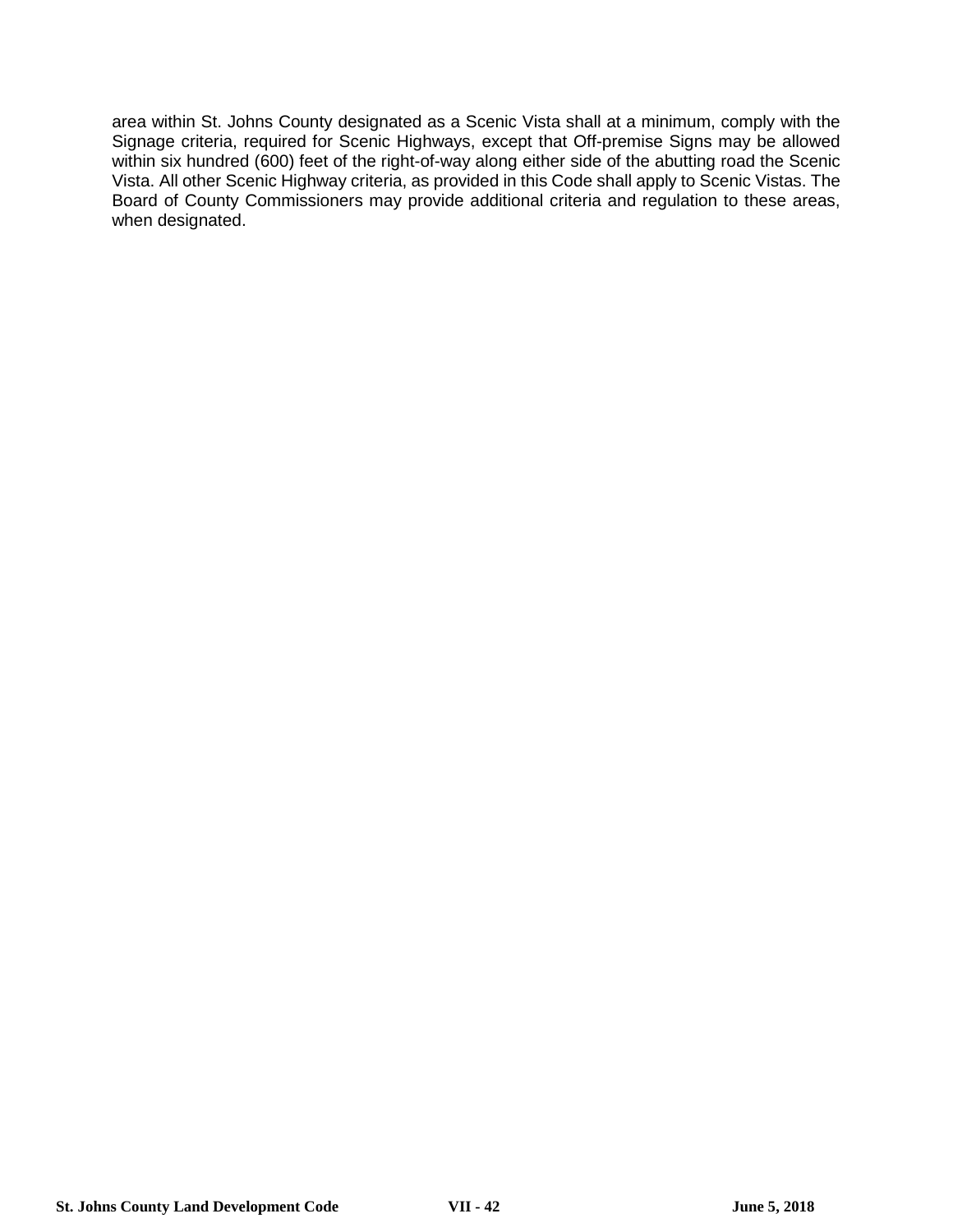area within St. Johns County designated as a Scenic Vista shall at a minimum, comply with the Signage criteria, required for Scenic Highways, except that Off-premise Signs may be allowed within six hundred (600) feet of the right-of-way along either side of the abutting road the Scenic Vista. All other Scenic Highway criteria, as provided in this Code shall apply to Scenic Vistas. The Board of County Commissioners may provide additional criteria and regulation to these areas, when designated.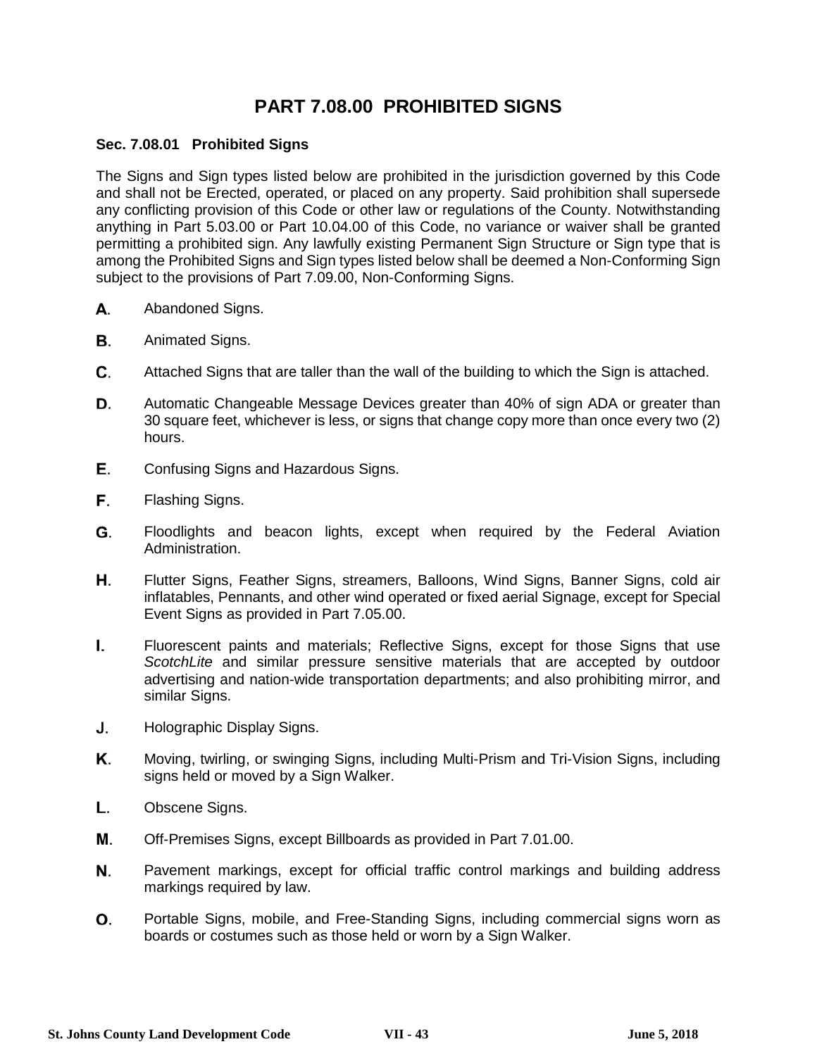# PART 7.08.00 PROHIBITED SIGNS

### Sec. 7.08.01 Prohibited Signs

The Signs and Sign types listed below are prohibited in the jurisdiction governed by this Code and shall not be Erected, operated, or placed on any property. Said prohibition shall supersede any conflicting provision of this Code or other law or regulations of the County. Notwithstanding anything in Part 5.03.00 or Part 10.04.00 of this Code, no variance or waiver shall be granted permitting a prohibited sign. Any lawfully existing Permanent Sign Structure or Sign type that is among the Prohibited Signs and Sign types listed below shall be deemed a Non-Conforming Sign subject to the provisions of Part 7.09.00, Non-Conforming Signs.

**A.** Abandoned Signs.

**B.** Animated Signs.

**C.** Attached Signs that are taller than the wall of the building to which the Sign is attached.

**D.** Automatic Changeable Message Devices greater than 40% of sign ADA or greater than 30 square feet, whichever is less, or signs that change copy more than once every two (2) hours.

**E.** Confusing Signs and Hazardous Signs.

**F.** Flashing Signs.

**G.** Floodlights and beacon lights, except when required by the Federal Aviation Administration.

**H.** Flutter Signs, Feather Signs, streamers, Balloons, Wind Signs, Banner Signs, cold air inflatables, Pennants, and other wind operated or fixed aerial Signage, except for Special Event Signs as provided in Part 7.05.00.

**I.** Fluorescent paints and materials; Reflective Signs, except for those Signs that use *ScotchLite* and similar pressure sensitive materials that are accepted by outdoor advertising and nation-wide transportation departments; and also prohibiting mirror, and similar Signs.

**J.** Holographic Display Signs.

**K.** Moving, twirling, or swinging Signs, including Multi-Prism and Tri-Vision Signs, including signs held or moved by a Sign Walker.

**L.** Obscene Signs.

**M.** Off-Premises Signs, except Billboards as provided in Part 7.01.00.

**N.** Pavement markings, except for official traffic control markings and building address markings required by law.

**O.** Portable Signs, mobile, and Free-Standing Signs, including commercial signs worn as boards or costumes such as those held or worn by a Sign Walker.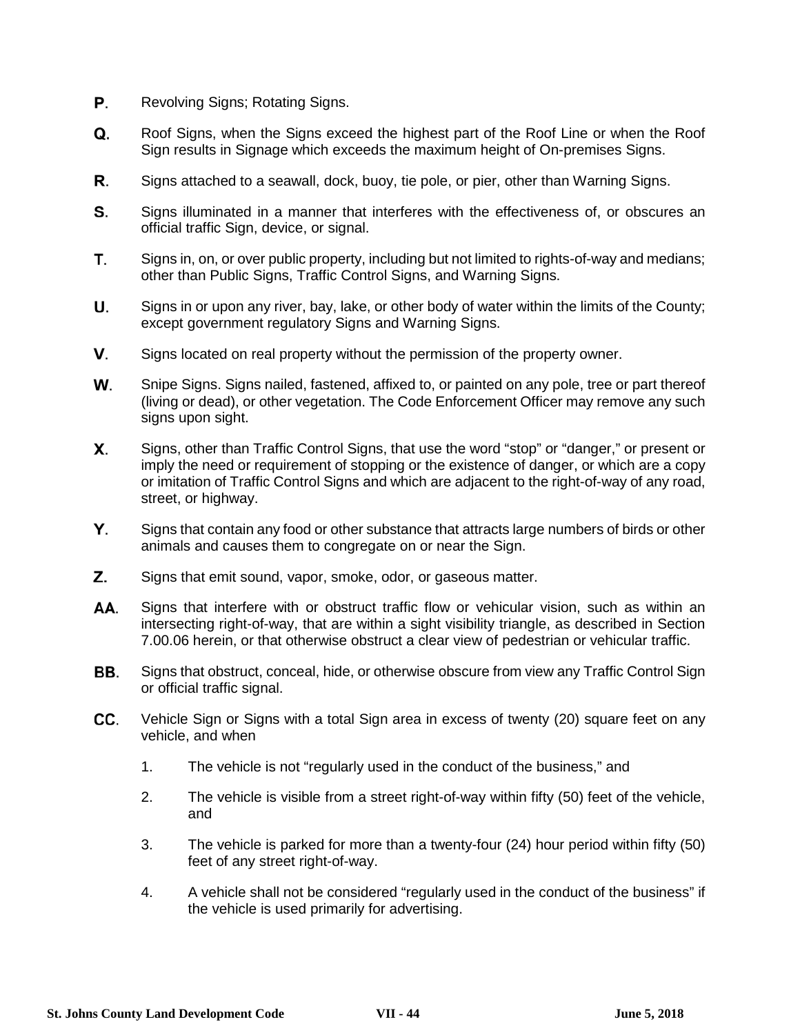**P.** Revolving Signs; Rotating Signs.

**Q.** Roof Signs, when the Signs exceed the highest part of the Roof Line or when the Roof Sign results in Signage which exceeds the maximum height of On-premises Signs.

**R.** Signs attached to a seawall, dock, buoy, tie pole, or pier, other than Warning Signs.

**S.** Signs illuminated in a manner that interferes with the effectiveness of, or obscures an official traffic Sign, device, or signal.

**T.** Signs in, on, or over public property, including but not limited to rights-of-way and medians; other than Public Signs, Traffic Control Signs, and Warning Signs.

**U.** Signs in or upon any river, bay, lake, or other body of water within the limits of the County; except government regulatory Signs and Warning Signs.

**V.** Signs located on real property without the permission of the property owner.

**W.** Snipe Signs. Signs nailed, fastened, affixed to, or painted on any pole, tree or part thereof (living or dead), or other vegetation. The Code Enforcement Officer may remove any such signs upon sight.

**X.** Signs, other than Traffic Control Signs, that use the word "stop" or "danger," or present or imply the need or requirement of stopping or the existence of danger, or which are a copy or imitation of Traffic Control Signs and which are adjacent to the right-of-way of any road, street, or highway.

**Y.** Signs that contain any food or other substance that attracts large numbers of birds or other animals and causes them to congregate on or near the Sign.

**Z.** Signs that emit sound, vapor, smoke, odor, or gaseous matter.

**AA.** Signs that interfere with or obstruct traffic flow or vehicular vision, such as within an intersecting right-of-way, that are within a sight visibility triangle, as described in Section 7.00.06 herein, or that otherwise obstruct a clear view of pedestrian or vehicular traffic.

**BB.** Signs that obstruct, conceal, hide, or otherwise obscure from view any Traffic Control Sign or official traffic signal.

**CC.** Vehicle Sign or Signs with a total Sign area in excess of twenty (20) square feet on any vehicle, and when

1. The vehicle is not "regularly used in the conduct of the business," and
2. The vehicle is visible from a street right-of-way within fifty (50) feet of the vehicle, and
3. The vehicle is parked for more than a twenty-four (24) hour period within fifty (50) feet of any street right-of-way.
4. A vehicle shall not be considered "regularly used in the conduct of the business" if the vehicle is used primarily for advertising.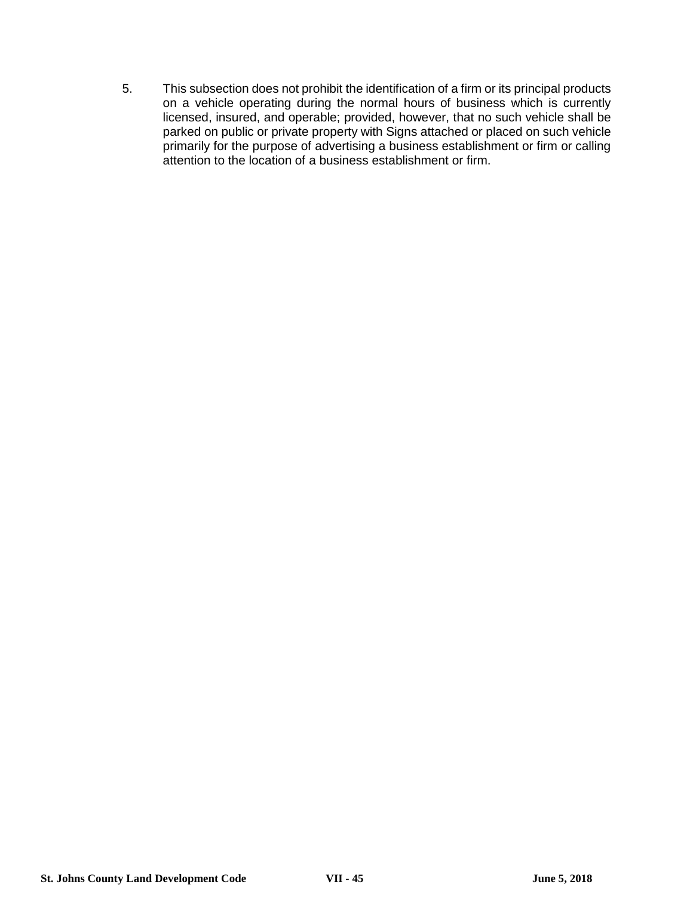5. This subsection does not prohibit the identification of a firm or its principal products on a vehicle operating during the normal hours of business which is currently licensed, insured, and operable; provided, however, that no such vehicle shall be parked on public or private property with Signs attached or placed on such vehicle primarily for the purpose of advertising a business establishment or firm or calling attention to the location of a business establishment or firm.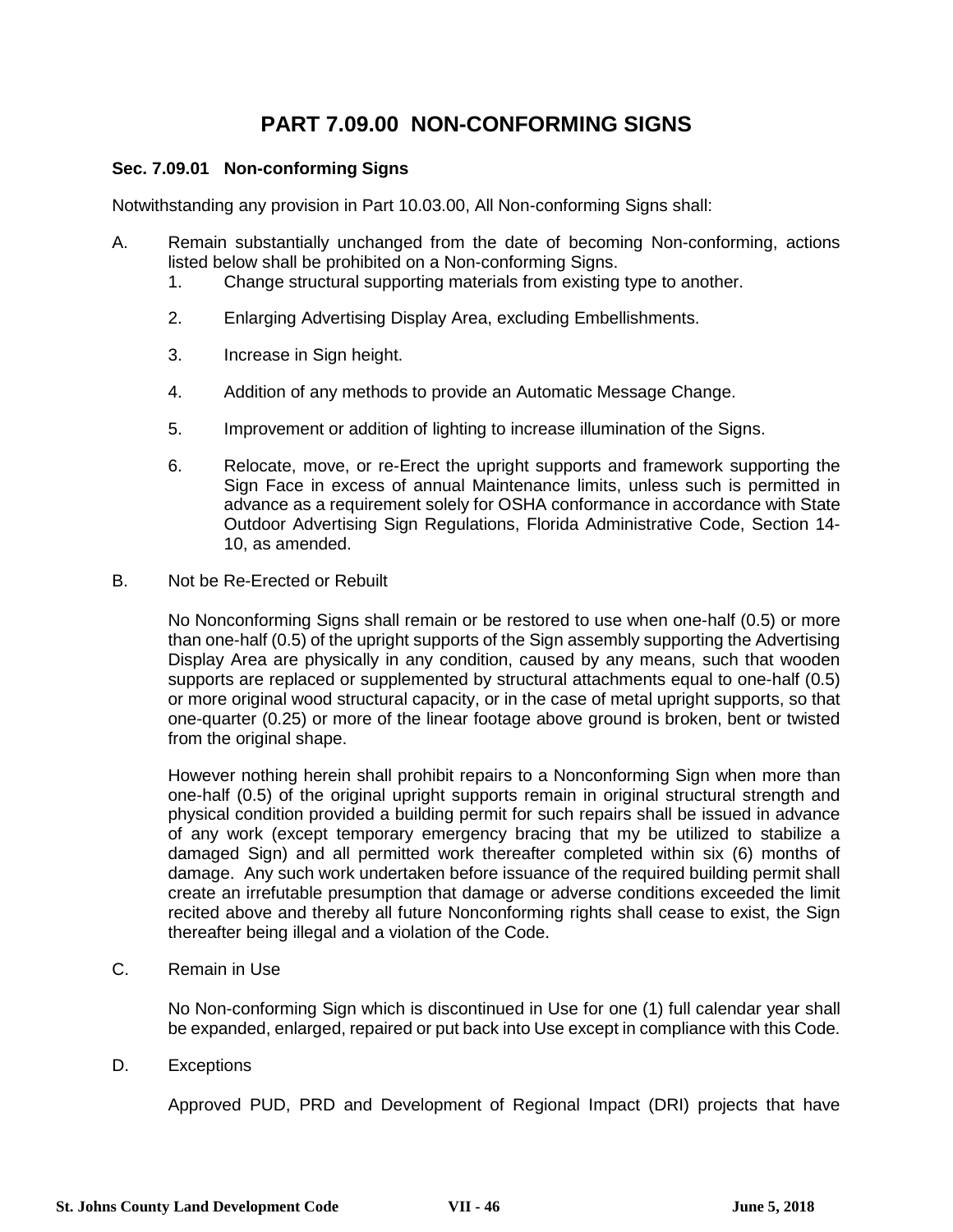# PART 7.09.00 NON-CONFORMING SIGNS

### Sec. 7.09.01 Non-conforming Signs

Notwithstanding any provision in Part 10.03.00, All Non-conforming Signs shall:

A. Remain substantially unchanged from the date of becoming Non-conforming, actions listed below shall be prohibited on a Non-conforming Signs.

   1. Change structural supporting materials from existing type to another.

   2. Enlarging Advertising Display Area, excluding Embellishments.

   3. Increase in Sign height.

   4. Addition of any methods to provide an Automatic Message Change.

   5. Improvement or addition of lighting to increase illumination of the Signs.

   6. Relocate, move, or re-Erect the upright supports and framework supporting the Sign Face in excess of annual Maintenance limits, unless such is permitted in advance as a requirement solely for OSHA conformance in accordance with State Outdoor Advertising Sign Regulations, Florida Administrative Code, Section 14-10, as amended.

B. Not be Re-Erected or Rebuilt

   No Nonconforming Signs shall remain or be restored to use when one-half (0.5) or more than one-half (0.5) of the upright supports of the Sign assembly supporting the Advertising Display Area are physically in any condition, caused by any means, such that wooden supports are replaced or supplemented by structural attachments equal to one-half (0.5) or more original wood structural capacity, or in the case of metal upright supports, so that one-quarter (0.25) or more of the linear footage above ground is broken, bent or twisted from the original shape.

   However nothing herein shall prohibit repairs to a Nonconforming Sign when more than one-half (0.5) of the original upright supports remain in original structural strength and physical condition provided a building permit for such repairs shall be issued in advance of any work (except temporary emergency bracing that my be utilized to stabilize a damaged Sign) and all permitted work thereafter completed within six (6) months of damage. Any such work undertaken before issuance of the required building permit shall create an irrefutable presumption that damage or adverse conditions exceeded the limit recited above and thereby all future Nonconforming rights shall cease to exist, the Sign thereafter being illegal and a violation of the Code.

C. Remain in Use

   No Non-conforming Sign which is discontinued in Use for one (1) full calendar year shall be expanded, enlarged, repaired or put back into Use except in compliance with this Code.

D. Exceptions

   Approved PUD, PRD and Development of Regional Impact (DRI) projects that have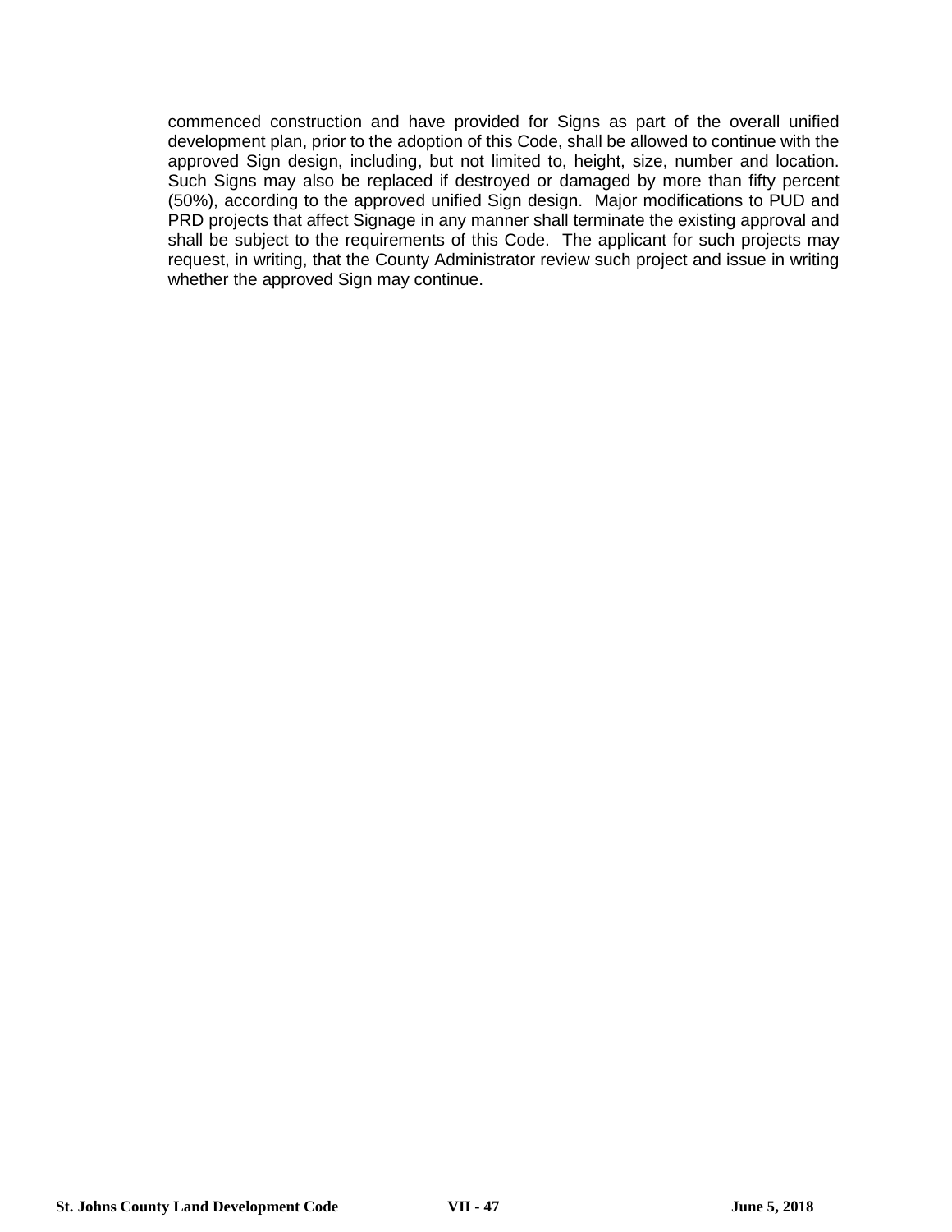commenced construction and have provided for Signs as part of the overall unified development plan, prior to the adoption of this Code, shall be allowed to continue with the approved Sign design, including, but not limited to, height, size, number and location. Such Signs may also be replaced if destroyed or damaged by more than fifty percent (50%), according to the approved unified Sign design. Major modifications to PUD and PRD projects that affect Signage in any manner shall terminate the existing approval and shall be subject to the requirements of this Code. The applicant for such projects may request, in writing, that the County Administrator review such project and issue in writing whether the approved Sign may continue.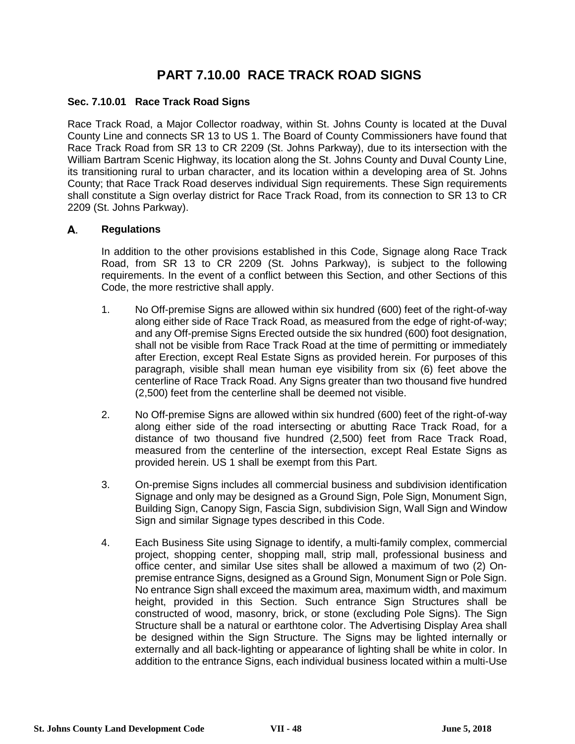# PART 7.10.00 RACE TRACK ROAD SIGNS

### Sec. 7.10.01 Race Track Road Signs

Race Track Road, a Major Collector roadway, within St. Johns County is located at the Duval County Line and connects SR 13 to US 1. The Board of County Commissioners have found that Race Track Road from SR 13 to CR 2209 (St. Johns Parkway), due to its intersection with the William Bartram Scenic Highway, its location along the St. Johns County and Duval County Line, its transitioning rural to urban character, and its location within a developing area of St. Johns County; that Race Track Road deserves individual Sign requirements. These Sign requirements shall constitute a Sign overlay district for Race Track Road, from its connection to SR 13 to CR 2209 (St. Johns Parkway).

**A. Regulations**

In addition to the other provisions established in this Code, Signage along Race Track Road, from SR 13 to CR 2209 (St. Johns Parkway), is subject to the following requirements. In the event of a conflict between this Section, and other Sections of this Code, the more restrictive shall apply.

1. No Off-premise Signs are allowed within six hundred (600) feet of the right-of-way along either side of Race Track Road, as measured from the edge of right-of-way; and any Off-premise Signs Erected outside the six hundred (600) foot designation, shall not be visible from Race Track Road at the time of permitting or immediately after Erection, except Real Estate Signs as provided herein. For purposes of this paragraph, visible shall mean human eye visibility from six (6) feet above the centerline of Race Track Road. Any Signs greater than two thousand five hundred (2,500) feet from the centerline shall be deemed not visible.

2. No Off-premise Signs are allowed within six hundred (600) feet of the right-of-way along either side of the road intersecting or abutting Race Track Road, for a distance of two thousand five hundred (2,500) feet from Race Track Road, measured from the centerline of the intersection, except Real Estate Signs as provided herein. US 1 shall be exempt from this Part.

3. On-premise Signs includes all commercial business and subdivision identification Signage and only may be designed as a Ground Sign, Pole Sign, Monument Sign, Building Sign, Canopy Sign, Fascia Sign, subdivision Sign, Wall Sign and Window Sign and similar Signage types described in this Code.

4. Each Business Site using Signage to identify, a multi-family complex, commercial project, shopping center, shopping mall, strip mall, professional business and office center, and similar Use sites shall be allowed a maximum of two (2) On-premise entrance Signs, designed as a Ground Sign, Monument Sign or Pole Sign. No entrance Sign shall exceed the maximum area, maximum width, and maximum height, provided in this Section. Such entrance Sign Structures shall be constructed of wood, masonry, brick, or stone (excluding Pole Signs). The Sign Structure shall be a natural or earthtone color. The Advertising Display Area shall be designed within the Sign Structure. The Signs may be lighted internally or externally and all back-lighting or appearance of lighting shall be white in color. In addition to the entrance Signs, each individual business located within a multi-Use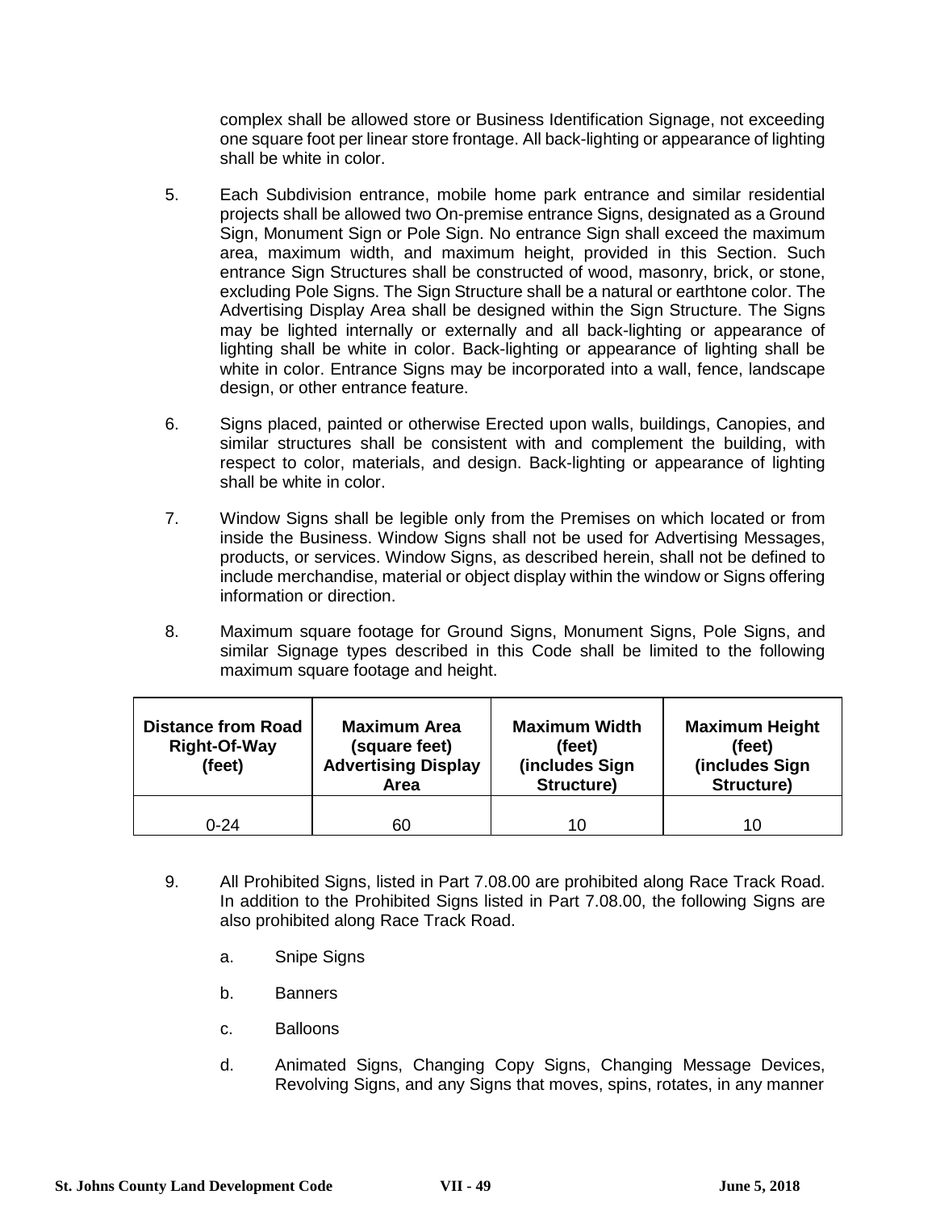complex shall be allowed store or Business Identification Signage, not exceeding one square foot per linear store frontage. All back-lighting or appearance of lighting shall be white in color.

5. Each Subdivision entrance, mobile home park entrance and similar residential projects shall be allowed two On-premise entrance Signs, designated as a Ground Sign, Monument Sign or Pole Sign. No entrance Sign shall exceed the maximum area, maximum width, and maximum height, provided in this Section. Such entrance Sign Structures shall be constructed of wood, masonry, brick, or stone, excluding Pole Signs. The Sign Structure shall be a natural or earthtone color. The Advertising Display Area shall be designed within the Sign Structure. The Signs may be lighted internally or externally and all back-lighting or appearance of lighting shall be white in color. Back-lighting or appearance of lighting shall be white in color. Entrance Signs may be incorporated into a wall, fence, landscape design, or other entrance feature.

6. Signs placed, painted or otherwise Erected upon walls, buildings, Canopies, and similar structures shall be consistent with and complement the building, with respect to color, materials, and design. Back-lighting or appearance of lighting shall be white in color.

7. Window Signs shall be legible only from the Premises on which located or from inside the Business. Window Signs shall not be used for Advertising Messages, products, or services. Window Signs, as described herein, shall not be defined to include merchandise, material or object display within the window or Signs offering information or direction.

8. Maximum square footage for Ground Signs, Monument Signs, Pole Signs, and similar Signage types described in this Code shall be limited to the following maximum square footage and height.

| Distance from Road Right-Of-Way (feet) | Maximum Area (square feet) Advertising Display Area | Maximum Width (feet) (includes Sign Structure) | Maximum Height (feet) (includes Sign Structure) |
|---|---|---|---|
| 0-24 | 60 | 10 | 10 |

9. All Prohibited Signs, listed in Part 7.08.00 are prohibited along Race Track Road. In addition to the Prohibited Signs listed in Part 7.08.00, the following Signs are also prohibited along Race Track Road.

   a. Snipe Signs

   b. Banners

   c. Balloons

   d. Animated Signs, Changing Copy Signs, Changing Message Devices, Revolving Signs, and any Signs that moves, spins, rotates, in any manner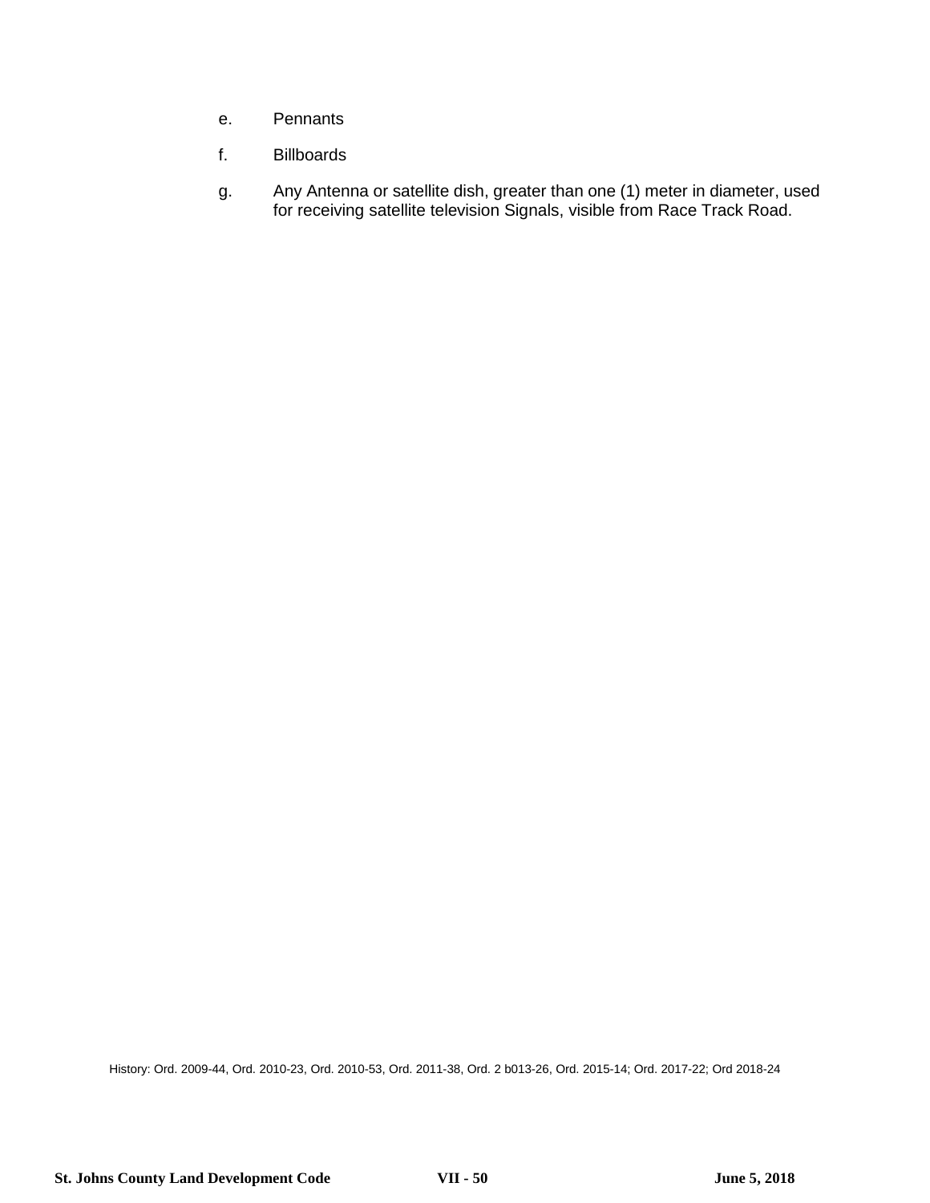e. Pennants

f. Billboards

g. Any Antenna or satellite dish, greater than one (1) meter in diameter, used for receiving satellite television Signals, visible from Race Track Road.

History: Ord. 2009-44, Ord. 2010-23, Ord. 2010-53, Ord. 2011-38, Ord. 2 b013-26, Ord. 2015-14; Ord. 2017-22; Ord 2018-24